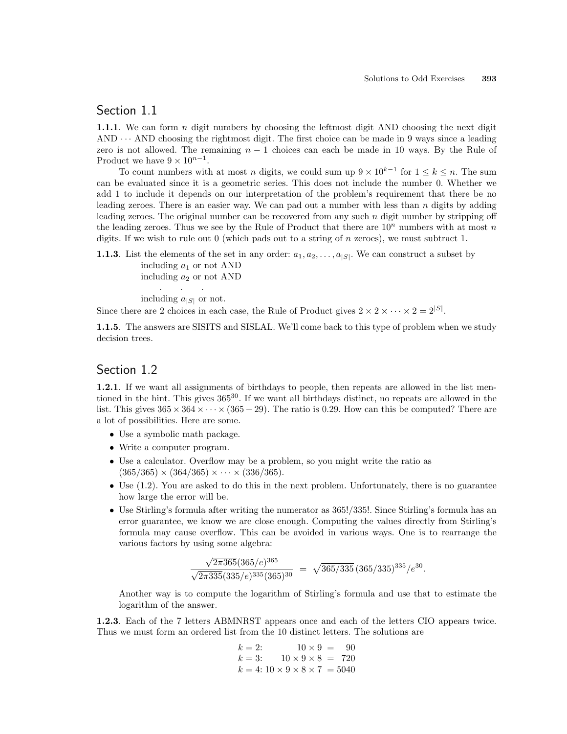## Section 1.1

**1.1.1**. We can form $n$ digit numbers by choosing the leftmost digit AND choosing the next digit AND $\cdots$ AND choosing the rightmost digit. The first choice can be made in 9 ways since a leading zero is not allowed. The remaining $n-1$ choices can each be made in 10 ways. By the Rule of Product we have $9 \times 10^{n-1}$.

To count numbers with at most $n$ digits, we could sum up $9 \times 10^{k-1}$ for $1 \le k \le n$. The sum can be evaluated since it is a geometric series. This does not include the number 0. Whether we add 1 to include it depends on our interpretation of the problem's requirement that there be no leading zeroes. There is an easier way. We can pad out a number with less than $n$ digits by adding leading zeroes. The original number can be recovered from any such $n$ digit number by stripping off the leading zeroes. Thus we see by the Rule of Product that there are $10^n$ numbers with at most $n$ digits. If we wish to rule out 0 (which pads out to a string of $n$ zeroes), we must subtract 1.

**1.1.3**. List the elements of the set in any order: $a_1, a_2, \ldots, a_{|S|}$. We can construct a subset by

including $a_1$ or not AND
including $a_2$ or not AND
. . .
including $a_{|S|}$ or not.

Since there are 2 choices in each case, the Rule of Product gives $2 \times 2 \times \cdots \times 2 = 2^{|S|}$.

**1.1.5**. The answers are SISITS and SISLAL. We'll come back to this type of problem when we study decision trees.

## Section 1.2

**1.2.1**. If we want all assignments of birthdays to people, then repeats are allowed in the list mentioned in the hint. This gives $365^{30}$. If we want all birthdays distinct, no repeats are allowed in the list. This gives $365 \times 364 \times \cdots \times (365-29)$. The ratio is 0.29. How can this be computed? There are a lot of possibilities. Here are some.

- Use a symbolic math package.
- Write a computer program.
- Use a calculator. Overflow may be a problem, so you might write the ratio as $(365/365) \times (364/365) \times \cdots \times (336/365)$.
- Use (1.2). You are asked to do this in the next problem. Unfortunately, there is no guarantee how large the error will be.
- Use Stirling's formula after writing the numerator as 365!/335!. Since Stirling's formula has an error guarantee, we know we are close enough. Computing the values directly from Stirling's formula may cause overflow. This can be avoided in various ways. One is to rearrange the various factors by using some algebra:

$$\frac{\sqrt{2\pi 365}(365/e)^{365}}{\sqrt{2\pi 335}(335/e)^{335}(365)^{30}} = \sqrt{365/335}\,(365/335)^{335}/e^{30}.$$

  Another way is to compute the logarithm of Stirling's formula and use that to estimate the logarithm of the answer.

**1.2.3**. Each of the 7 letters ABMNRST appears once and each of the letters CIO appears twice. Thus we must form an ordered list from the 10 distinct letters. The solutions are

$$\begin{aligned}
k=2:&\quad 10 \times 9 = 90\\
k=3:&\quad 10 \times 9 \times 8 = 720\\
k=4:&\quad 10 \times 9 \times 8 \times 7 = 5040
\end{aligned}$$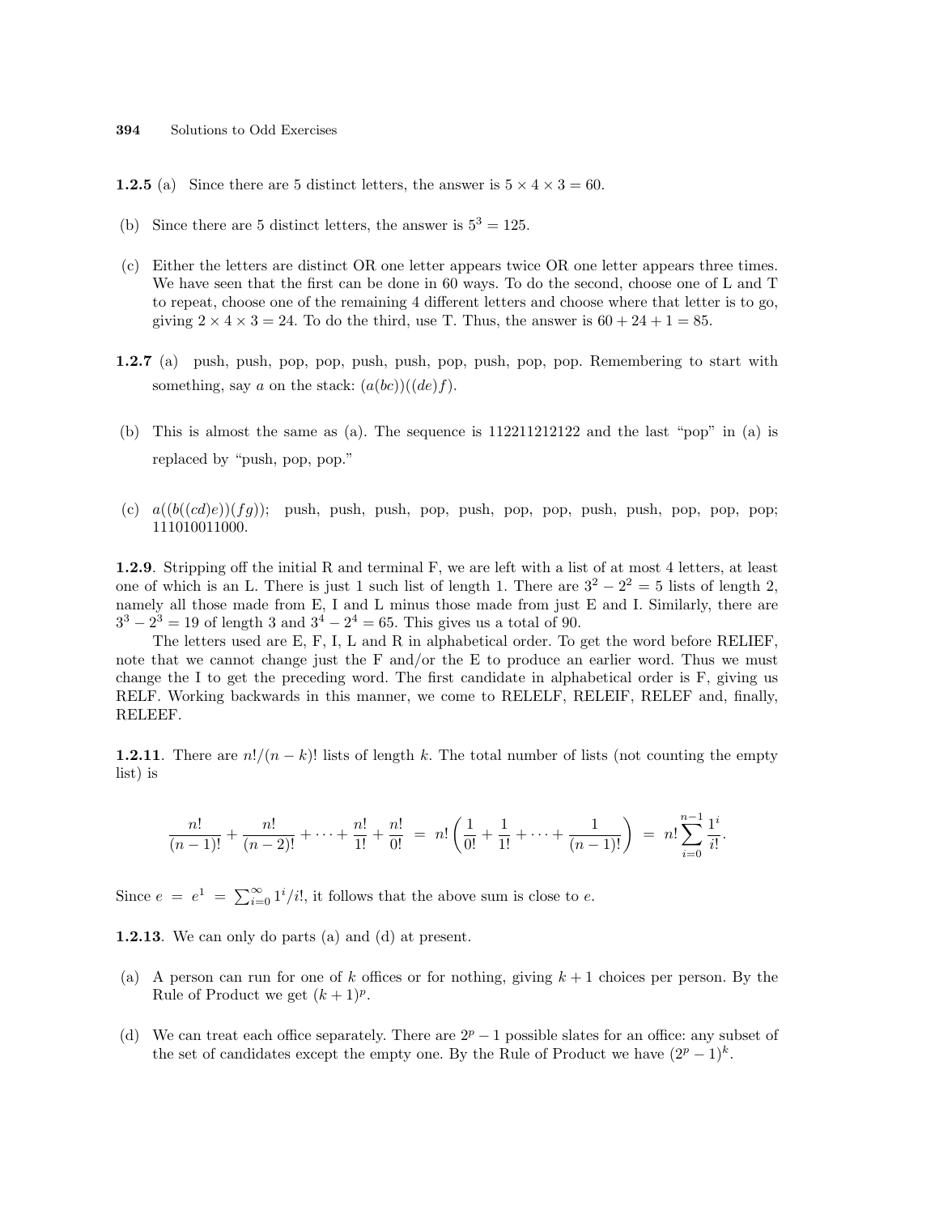**1.2.5** (a) Since there are 5 distinct letters, the answer is $5 \times 4 \times 3 = 60$.

(b) Since there are 5 distinct letters, the answer is $5^3 = 125$.

(c) Either the letters are distinct OR one letter appears twice OR one letter appears three times. We have seen that the first can be done in 60 ways. To do the second, choose one of L and T to repeat, choose one of the remaining 4 different letters and choose where that letter is to go, giving $2 \times 4 \times 3 = 24$. To do the third, use T. Thus, the answer is $60 + 24 + 1 = 85$.

**1.2.7** (a) push, push, pop, pop, push, push, pop, push, pop, pop. Remembering to start with something, say $a$ on the stack: $(a(bc))((de)f)$.

(b) This is almost the same as (a). The sequence is 112211212122 and the last "pop" in (a) is replaced by "push, pop, pop."

(c) $a((b((cd)e))(fg))$; push, push, push, pop, push, pop, pop, push, push, pop, pop, pop; 111010011000.

**1.2.9**. Stripping off the initial R and terminal F, we are left with a list of at most 4 letters, at least one of which is an L. There is just 1 such list of length 1. There are $3^2 - 2^2 = 5$ lists of length 2, namely all those made from E, I and L minus those made from just E and I. Similarly, there are $3^3 - 2^3 = 19$ of length 3 and $3^4 - 2^4 = 65$. This gives us a total of 90.

The letters used are E, F, I, L and R in alphabetical order. To get the word before RELIEF, note that we cannot change just the F and/or the E to produce an earlier word. Thus we must change the I to get the preceding word. The first candidate in alphabetical order is F, giving us RELF. Working backwards in this manner, we come to RELELF, RELEIF, RELEF and, finally, RELEEF.

**1.2.11**. There are $n!/(n-k)!$ lists of length $k$. The total number of lists (not counting the empty list) is

$$\frac{n!}{(n-1)!} + \frac{n!}{(n-2)!} + \cdots + \frac{n!}{1!} + \frac{n!}{0!} \;=\; n!\left(\frac{1}{0!} + \frac{1}{1!} + \cdots + \frac{1}{(n-1)!}\right) \;=\; n!\sum_{i=0}^{n-1}\frac{1^i}{i!}.$$

Since $e = e^1 = \sum_{i=0}^{\infty} 1^i/i!$, it follows that the above sum is close to $e$.

**1.2.13**. We can only do parts (a) and (d) at present.

(a) A person can run for one of $k$ offices or for nothing, giving $k+1$ choices per person. By the Rule of Product we get $(k+1)^p$.

(d) We can treat each office separately. There are $2^p - 1$ possible slates for an office: any subset of the set of candidates except the empty one. By the Rule of Product we have $(2^p - 1)^k$.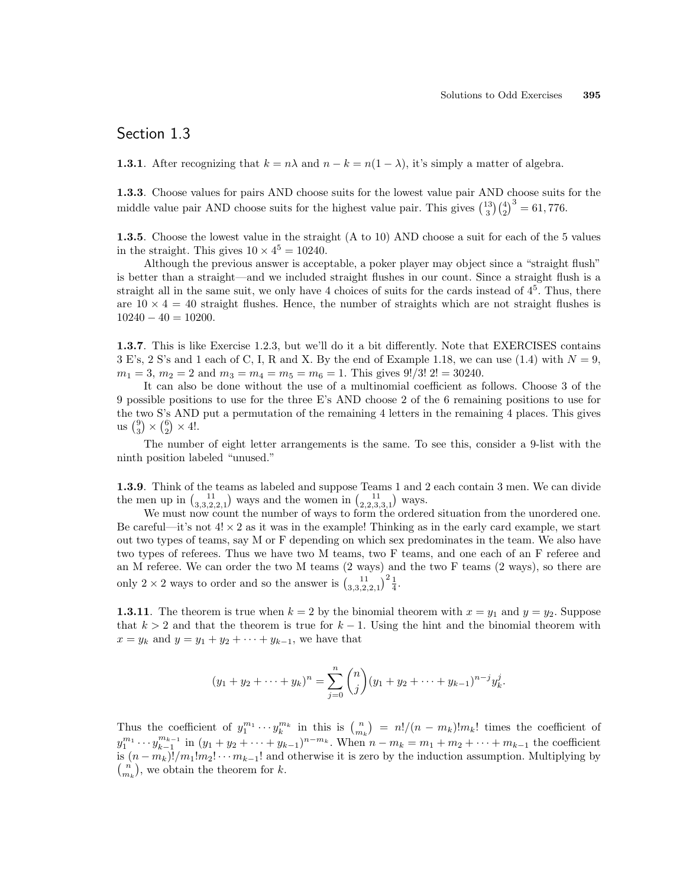## Section 1.3

**1.3.1**. After recognizing that $k = n\lambda$ and $n - k = n(1 - \lambda)$, it's simply a matter of algebra.

**1.3.3**. Choose values for pairs AND choose suits for the lowest value pair AND choose suits for the middle value pair AND choose suits for the highest value pair. This gives $\binom{13}{3}\binom{4}{2}^3 = 61,776$.

**1.3.5**. Choose the lowest value in the straight (A to 10) AND choose a suit for each of the 5 values in the straight. This gives $10 \times 4^5 = 10240$.

Although the previous answer is acceptable, a poker player may object since a "straight flush" is better than a straight—and we included straight flushes in our count. Since a straight flush is a straight all in the same suit, we only have 4 choices of suits for the cards instead of $4^5$. Thus, there are $10 \times 4 = 40$ straight flushes. Hence, the number of straights which are not straight flushes is $10240 - 40 = 10200$.

**1.3.7**. This is like Exercise 1.2.3, but we'll do it a bit differently. Note that EXERCISES contains 3 E's, 2 S's and 1 each of C, I, R and X. By the end of Example 1.18, we can use (1.4) with $N = 9$, $m_1 = 3$, $m_2 = 2$ and $m_3 = m_4 = m_5 = m_6 = 1$. This gives $9!/3!\ 2! = 30240$.

It can also be done without the use of a multinomial coefficient as follows. Choose 3 of the 9 possible positions to use for the three E's AND choose 2 of the 6 remaining positions to use for the two S's AND put a permutation of the remaining 4 letters in the remaining 4 places. This gives us $\binom{9}{3} \times \binom{6}{2} \times 4!$.

The number of eight letter arrangements is the same. To see this, consider a 9-list with the ninth position labeled "unused."

**1.3.9**. Think of the teams as labeled and suppose Teams 1 and 2 each contain 3 men. We can divide the men up in $\binom{11}{3,3,2,2,1}$ ways and the women in $\binom{11}{2,2,3,3,1}$ ways.

We must now count the number of ways to form the ordered situation from the unordered one. Be careful—it's not $4! \times 2$ as it was in the example! Thinking as in the early card example, we start out two types of teams, say M or F depending on which sex predominates in the team. We also have two types of referees. Thus we have two M teams, two F teams, and one each of an F referee and an M referee. We can order the two M teams (2 ways) and the two F teams (2 ways), so there are only $2 \times 2$ ways to order and so the answer is $\binom{11}{3,3,2,2,1}^2 \frac{1}{4}$.

**1.3.11**. The theorem is true when $k = 2$ by the binomial theorem with $x = y_1$ and $y = y_2$. Suppose that $k > 2$ and that the theorem is true for $k - 1$. Using the hint and the binomial theorem with $x = y_k$ and $y = y_1 + y_2 + \cdots + y_{k-1}$, we have that

$$(y_1 + y_2 + \cdots + y_k)^n = \sum_{j=0}^{n} \binom{n}{j} (y_1 + y_2 + \cdots + y_{k-1})^{n-j} y_k^j.$$

Thus the coefficient of $y_1^{m_1} \cdots y_k^{m_k}$ in this is $\binom{n}{m_k} = n!/(n - m_k)!m_k!$ times the coefficient of $y_1^{m_1} \cdots y_{k-1}^{m_{k-1}}$ in $(y_1 + y_2 + \cdots + y_{k-1})^{n-m_k}$. When $n - m_k = m_1 + m_2 + \cdots + m_{k-1}$ the coefficient is $(n - m_k)!/m_1!m_2! \cdots m_{k-1}!$ and otherwise it is zero by the induction assumption. Multiplying by $\binom{n}{m_k}$, we obtain the theorem for $k$.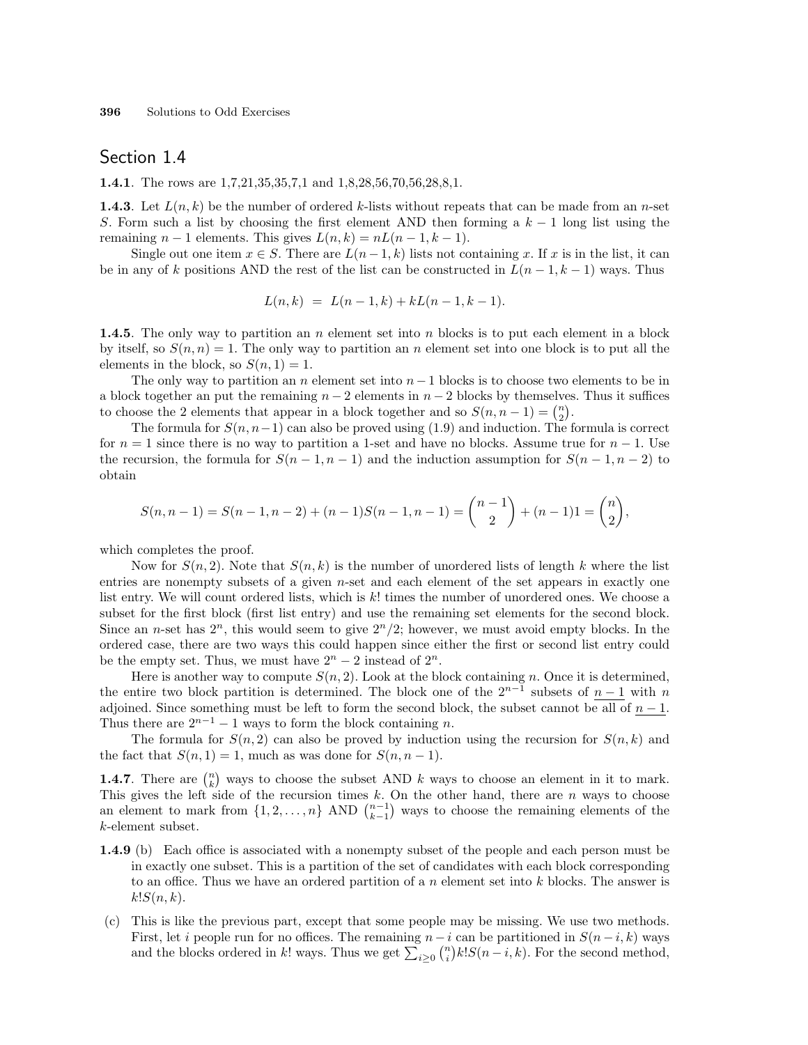## Section 1.4

**1.4.1**. The rows are 1,7,21,35,35,7,1 and 1,8,28,56,70,56,28,8,1.

**1.4.3**. Let $L(n,k)$ be the number of ordered $k$-lists without repeats that can be made from an $n$-set $S$. Form such a list by choosing the first element AND then forming a $k-1$ long list using the remaining $n-1$ elements. This gives $L(n,k) = nL(n-1,k-1)$.

Single out one item $x \in S$. There are $L(n-1,k)$ lists not containing $x$. If $x$ is in the list, it can be in any of $k$ positions AND the rest of the list can be constructed in $L(n-1,k-1)$ ways. Thus

$$L(n,k) \;=\; L(n-1,k) + kL(n-1,k-1).$$

**1.4.5**. The only way to partition an $n$ element set into $n$ blocks is to put each element in a block by itself, so $S(n,n) = 1$. The only way to partition an $n$ element set into one block is to put all the elements in the block, so $S(n,1) = 1$.

The only way to partition an $n$ element set into $n-1$ blocks is to choose two elements to be in a block together an put the remaining $n-2$ elements in $n-2$ blocks by themselves. Thus it suffices to choose the 2 elements that appear in a block together and so $S(n,n-1) = \binom{n}{2}$.

The formula for $S(n,n-1)$ can also be proved using (1.9) and induction. The formula is correct for $n = 1$ since there is no way to partition a 1-set and have no blocks. Assume true for $n-1$. Use the recursion, the formula for $S(n-1,n-1)$ and the induction assumption for $S(n-1,n-2)$ to obtain

$$S(n,n-1) = S(n-1,n-2) + (n-1)S(n-1,n-1) = \binom{n-1}{2} + (n-1)1 = \binom{n}{2},$$

which completes the proof.

Now for $S(n,2)$. Note that $S(n,k)$ is the number of unordered lists of length $k$ where the list entries are nonempty subsets of a given $n$-set and each element of the set appears in exactly one list entry. We will count ordered lists, which is $k!$ times the number of unordered ones. We choose a subset for the first block (first list entry) and use the remaining set elements for the second block. Since an $n$-set has $2^n$, this would seem to give $2^n/2$; however, we must avoid empty blocks. In the ordered case, there are two ways this could happen since either the first or second list entry could be the empty set. Thus, we must have $2^n - 2$ instead of $2^n$.

Here is another way to compute $S(n,2)$. Look at the block containing $n$. Once it is determined, the entire two block partition is determined. The block one of the $2^{n-1}$ subsets of $\underline{n-1}$ with $n$ adjoined. Since something must be left to form the second block, the subset cannot be all of $\underline{n-1}$. Thus there are $2^{n-1} - 1$ ways to form the block containing $n$.

The formula for $S(n,2)$ can also be proved by induction using the recursion for $S(n,k)$ and the fact that $S(n,1) = 1$, much as was done for $S(n,n-1)$.

**1.4.7**. There are $\binom{n}{k}$ ways to choose the subset AND $k$ ways to choose an element in it to mark. This gives the left side of the recursion times $k$. On the other hand, there are $n$ ways to choose an element to mark from $\{1,2,\ldots,n\}$ AND $\binom{n-1}{k-1}$ ways to choose the remaining elements of the $k$-element subset.

**1.4.9** (b) Each office is associated with a nonempty subset of the people and each person must be in exactly one subset. This is a partition of the set of candidates with each block corresponding to an office. Thus we have an ordered partition of a $n$ element set into $k$ blocks. The answer is $k!S(n,k)$.

(c) This is like the previous part, except that some people may be missing. We use two methods. First, let $i$ people run for no offices. The remaining $n-i$ can be partitioned in $S(n-i,k)$ ways and the blocks ordered in $k!$ ways. Thus we get $\sum_{i\ge0}\binom{n}{i}k!S(n-i,k)$. For the second method,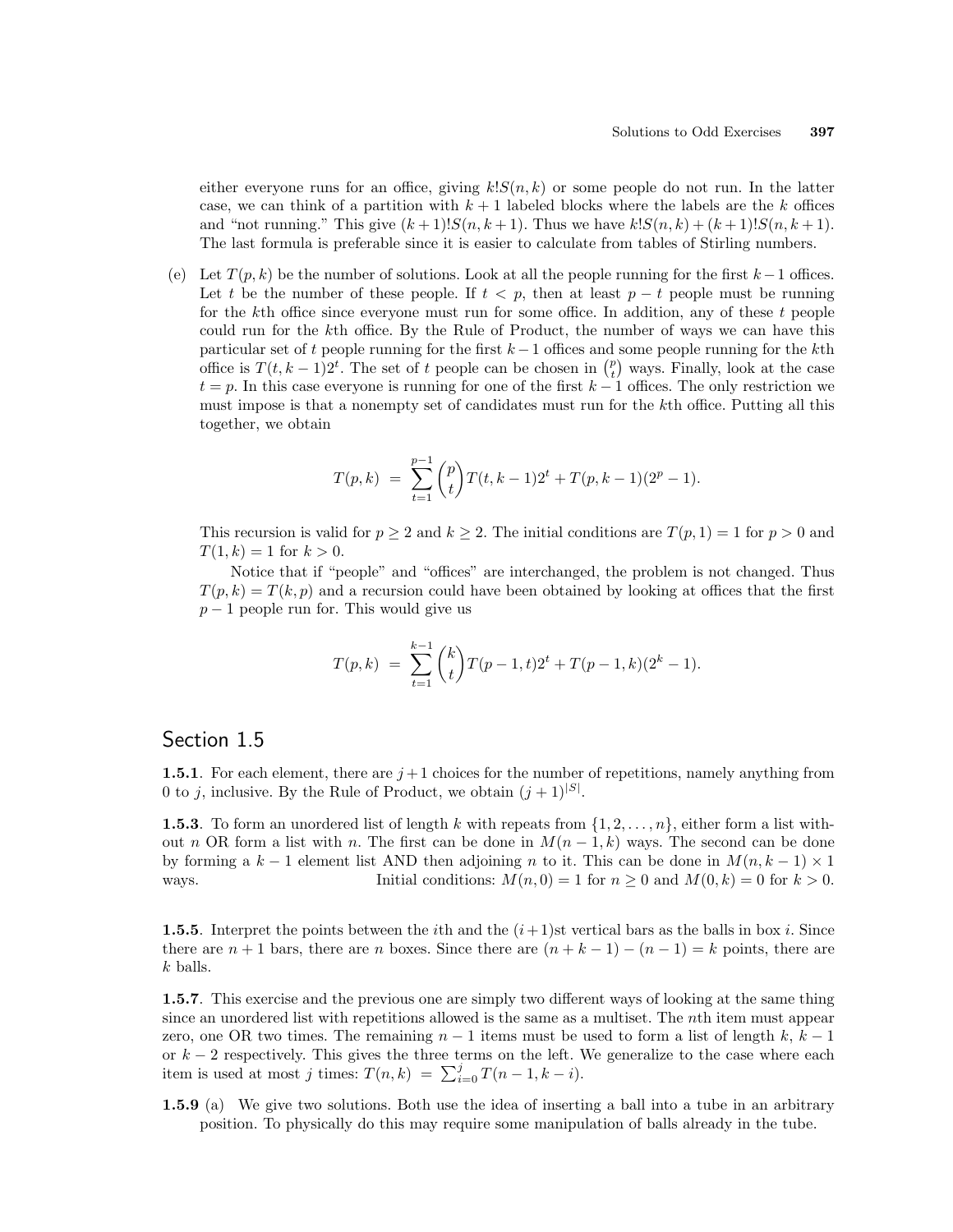either everyone runs for an office, giving $k!S(n,k)$ or some people do not run. In the latter case, we can think of a partition with $k+1$ labeled blocks where the labels are the $k$ offices and "not running." This give $(k+1)!S(n,k+1)$. Thus we have $k!S(n,k)+(k+1)!S(n,k+1)$. The last formula is preferable since it is easier to calculate from tables of Stirling numbers.

(e) Let $T(p,k)$ be the number of solutions. Look at all the people running for the first $k-1$ offices. Let $t$ be the number of these people. If $t<p$, then at least $p-t$ people must be running for the $k$th office since everyone must run for some office. In addition, any of these $t$ people could run for the $k$th office. By the Rule of Product, the number of ways we can have this particular set of $t$ people running for the first $k-1$ offices and some people running for the $k$th office is $T(t,k-1)2^t$. The set of $t$ people can be chosen in $\binom{p}{t}$ ways. Finally, look at the case $t=p$. In this case everyone is running for one of the first $k-1$ offices. The only restriction we must impose is that a nonempty set of candidates must run for the $k$th office. Putting all this together, we obtain

$$T(p,k) \;=\; \sum_{t=1}^{p-1}\binom{p}{t}T(t,k-1)2^t + T(p,k-1)(2^p-1).$$

This recursion is valid for $p\geq 2$ and $k\geq 2$. The initial conditions are $T(p,1)=1$ for $p>0$ and $T(1,k)=1$ for $k>0$.

Notice that if "people" and "offices" are interchanged, the problem is not changed. Thus $T(p,k)=T(k,p)$ and a recursion could have been obtained by looking at offices that the first $p-1$ people run for. This would give us

$$T(p,k) \;=\; \sum_{t=1}^{k-1}\binom{k}{t}T(p-1,t)2^t + T(p-1,k)(2^k-1).$$

## Section 1.5

**1.5.1**. For each element, there are $j+1$ choices for the number of repetitions, namely anything from 0 to $j$, inclusive. By the Rule of Product, we obtain $(j+1)^{|S|}$.

**1.5.3**. To form an unordered list of length $k$ with repeats from $\{1,2,\ldots,n\}$, either form a list without $n$ OR form a list with $n$. The first can be done in $M(n-1,k)$ ways. The second can be done by forming a $k-1$ element list AND then adjoining $n$ to it. This can be done in $M(n,k-1)\times 1$ ways. Initial conditions: $M(n,0)=1$ for $n\geq 0$ and $M(0,k)=0$ for $k>0$.

**1.5.5**. Interpret the points between the $i$th and the $(i+1)$st vertical bars as the balls in box $i$. Since there are $n+1$ bars, there are $n$ boxes. Since there are $(n+k-1)-(n-1)=k$ points, there are $k$ balls.

**1.5.7**. This exercise and the previous one are simply two different ways of looking at the same thing since an unordered list with repetitions allowed is the same as a multiset. The $n$th item must appear zero, one OR two times. The remaining $n-1$ items must be used to form a list of length $k$, $k-1$ or $k-2$ respectively. This gives the three terms on the left. We generalize to the case where each item is used at most $j$ times: $T(n,k) \;=\; \sum_{i=0}^{j}T(n-1,k-i)$.

**1.5.9** (a) We give two solutions. Both use the idea of inserting a ball into a tube in an arbitrary position. To physically do this may require some manipulation of balls already in the tube.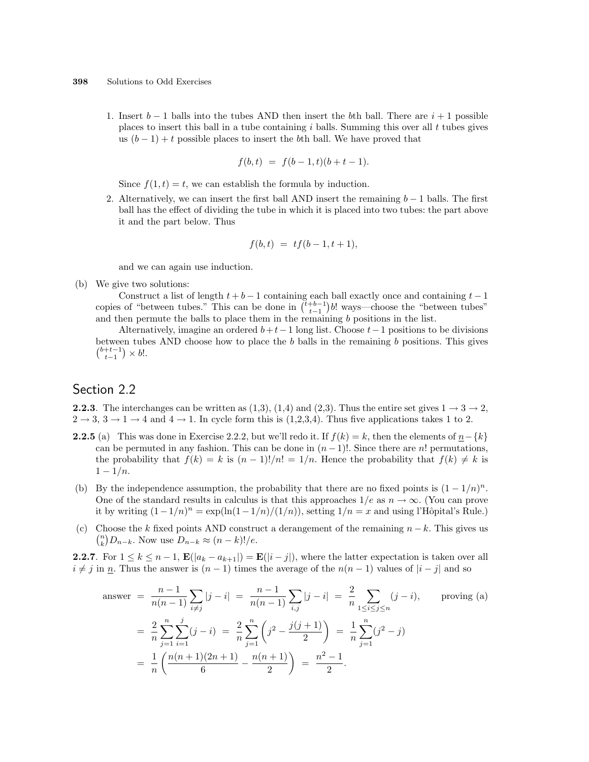1. Insert $b-1$ balls into the tubes AND then insert the $b$th ball. There are $i+1$ possible places to insert this ball in a tube containing $i$ balls. Summing this over all $t$ tubes gives us $(b-1)+t$ possible places to insert the $b$th ball. We have proved that

$$f(b,t) \;=\; f(b-1,t)(b+t-1).$$

Since $f(1,t)=t$, we can establish the formula by induction.

2. Alternatively, we can insert the first ball AND insert the remaining $b-1$ balls. The first ball has the effect of dividing the tube in which it is placed into two tubes: the part above it and the part below. Thus

$$f(b,t) \;=\; t f(b-1,t+1),$$

and we can again use induction.

(b) We give two solutions:

Construct a list of length $t+b-1$ containing each ball exactly once and containing $t-1$ copies of "between tubes." This can be done in $\binom{t+b-1}{t-1}b!$ ways—choose the "between tubes" and then permute the balls to place them in the remaining $b$ positions in the list.

Alternatively, imagine an ordered $b+t-1$ long list. Choose $t-1$ positions to be divisions between tubes AND choose how to place the $b$ balls in the remaining $b$ positions. This gives $\binom{b+t-1}{t-1} \times b!$.

## Section 2.2

**2.2.3**. The interchanges can be written as (1,3), (1,4) and (2,3). Thus the entire set gives $1 \to 3 \to 2$, $2 \to 3$, $3 \to 1 \to 4$ and $4 \to 1$. In cycle form this is (1,2,3,4). Thus five applications takes 1 to 2.

**2.2.5** (a) This was done in Exercise 2.2.2, but we'll redo it. If $f(k)=k$, then the elements of $\underline{n}-\{k\}$ can be permuted in any fashion. This can be done in $(n-1)!$. Since there are $n!$ permutations, the probability that $f(k)=k$ is $(n-1)!/n! = 1/n$. Hence the probability that $f(k) \neq k$ is $1-1/n$.

(b) By the independence assumption, the probability that there are no fixed points is $(1-1/n)^n$. One of the standard results in calculus is that this approaches $1/e$ as $n \to \infty$. (You can prove it by writing $(1-1/n)^n = \exp(\ln(1-1/n)/(1/n))$, setting $1/n = x$ and using l'Hôpital's Rule.)

(c) Choose the $k$ fixed points AND construct a derangement of the remaining $n-k$. This gives us $\binom{n}{k}D_{n-k}$. Now use $D_{n-k} \approx (n-k)!/e$.

**2.2.7**. For $1 \le k \le n-1$, $\mathbf{E}(|a_k - a_{k+1}|) = \mathbf{E}(|i-j|)$, where the latter expectation is taken over all $i \neq j$ in $\underline{n}$. Thus the answer is $(n-1)$ times the average of the $n(n-1)$ values of $|i-j|$ and so

$$\begin{aligned}
\text{answer} &= \frac{n-1}{n(n-1)}\sum_{i\neq j}|j-i| \;=\; \frac{n-1}{n(n-1)}\sum_{i,j}|j-i| \;=\; \frac{2}{n}\sum_{1\le i\le j\le n}(j-i), \qquad \text{proving (a)}\\
&= \frac{2}{n}\sum_{j=1}^{n}\sum_{i=1}^{j}(j-i) \;=\; \frac{2}{n}\sum_{j=1}^{n}\left(j^2-\frac{j(j+1)}{2}\right) \;=\; \frac{1}{n}\sum_{j=1}^{n}(j^2-j)\\
&= \frac{1}{n}\left(\frac{n(n+1)(2n+1)}{6}-\frac{n(n+1)}{2}\right) \;=\; \frac{n^2-1}{2}.
\end{aligned}$$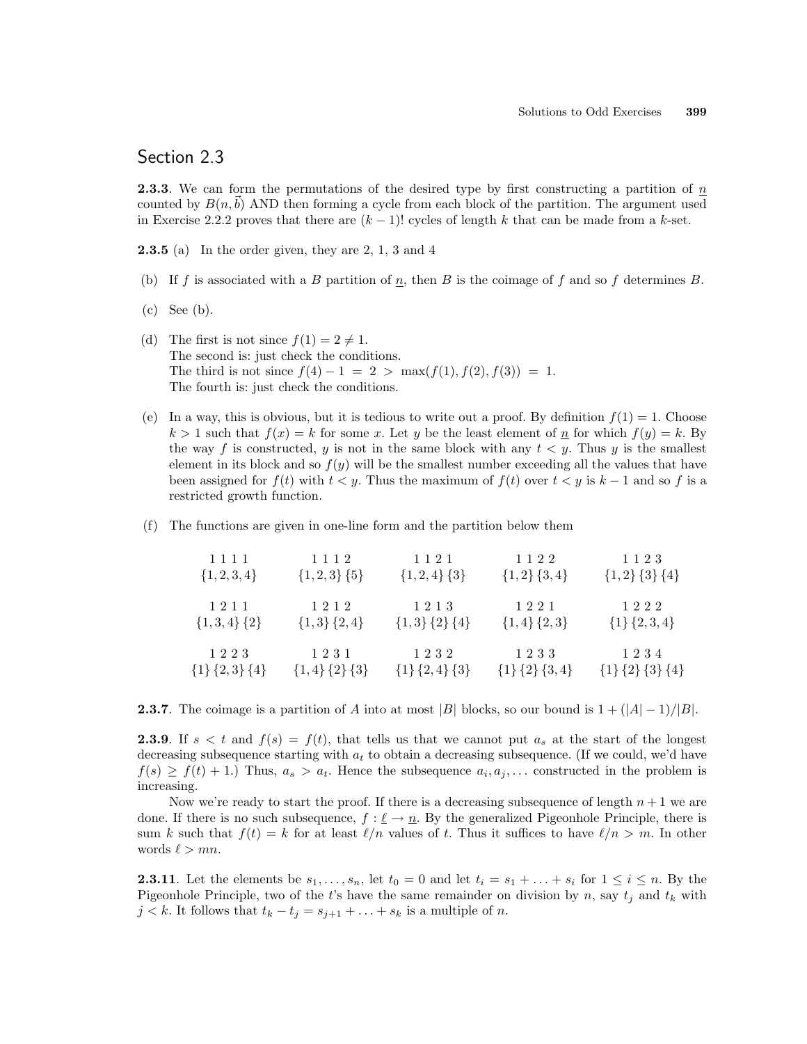## Section 2.3

**2.3.3**. We can form the permutations of the desired type by first constructing a partition of $\underline{n}$ counted by $B(n,\vec{b})$ AND then forming a cycle from each block of the partition. The argument used in Exercise 2.2.2 proves that there are $(k-1)!$ cycles of length $k$ that can be made from a $k$-set.

**2.3.5** (a) In the order given, they are 2, 1, 3 and 4

(b) If $f$ is associated with a $B$ partition of $\underline{n}$, then $B$ is the coimage of $f$ and so $f$ determines $B$.

(c) See (b).

(d) The first is not since $f(1) = 2 \neq 1$.
The second is: just check the conditions.
The third is not since $f(4) - 1 = 2 > \max(f(1), f(2), f(3)) = 1$.
The fourth is: just check the conditions.

(e) In a way, this is obvious, but it is tedious to write out a proof. By definition $f(1) = 1$. Choose $k > 1$ such that $f(x) = k$ for some $x$. Let $y$ be the least element of $\underline{n}$ for which $f(y) = k$. By the way $f$ is constructed, $y$ is not in the same block with any $t < y$. Thus $y$ is the smallest element in its block and so $f(y)$ will be the smallest number exceeding all the values that have been assigned for $f(t)$ with $t < y$. Thus the maximum of $f(t)$ over $t < y$ is $k-1$ and so $f$ is a restricted growth function.

(f) The functions are given in one-line form and the partition below them

| | | | | |
|---|---|---|---|---|
| 1 1 1 1 | 1 1 1 2 | 1 1 2 1 | 1 1 2 2 | 1 1 2 3 |
| $\{1,2,3,4\}$ | $\{1,2,3\}\,\{5\}$ | $\{1,2,4\}\,\{3\}$ | $\{1,2\}\,\{3,4\}$ | $\{1,2\}\,\{3\}\,\{4\}$ |
| 1 2 1 1 | 1 2 1 2 | 1 2 1 3 | 1 2 2 1 | 1 2 2 2 |
| $\{1,3,4\}\,\{2\}$ | $\{1,3\}\,\{2,4\}$ | $\{1,3\}\,\{2\}\,\{4\}$ | $\{1,4\}\,\{2,3\}$ | $\{1\}\,\{2,3,4\}$ |
| 1 2 2 3 | 1 2 3 1 | 1 2 3 2 | 1 2 3 3 | 1 2 3 4 |
| $\{1\}\,\{2,3\}\,\{4\}$ | $\{1,4\}\,\{2\}\,\{3\}$ | $\{1\}\,\{2,4\}\,\{3\}$ | $\{1\}\,\{2\}\,\{3,4\}$ | $\{1\}\,\{2\}\,\{3\}\,\{4\}$ |

**2.3.7**. The coimage is a partition of $A$ into at most $|B|$ blocks, so our bound is $1 + (|A|-1)/|B|$.

**2.3.9**. If $s < t$ and $f(s) = f(t)$, that tells us that we cannot put $a_s$ at the start of the longest decreasing subsequence starting with $a_t$ to obtain a decreasing subsequence. (If we could, we'd have $f(s) \geq f(t) + 1$.) Thus, $a_s > a_t$. Hence the subsequence $a_i, a_j, \ldots$ constructed in the problem is increasing.

Now we're ready to start the proof. If there is a decreasing subsequence of length $n+1$ we are done. If there is no such subsequence, $f : \underline{\ell} \to \underline{n}$. By the generalized Pigeonhole Principle, there is sum $k$ such that $f(t) = k$ for at least $\ell/n$ values of $t$. Thus it suffices to have $\ell/n > m$. In other words $\ell > mn$.

**2.3.11**. Let the elements be $s_1, \ldots, s_n$, let $t_0 = 0$ and let $t_i = s_1 + \ldots + s_i$ for $1 \leq i \leq n$. By the Pigeonhole Principle, two of the $t$'s have the same remainder on division by $n$, say $t_j$ and $t_k$ with $j < k$. It follows that $t_k - t_j = s_{j+1} + \ldots + s_k$ is a multiple of $n$.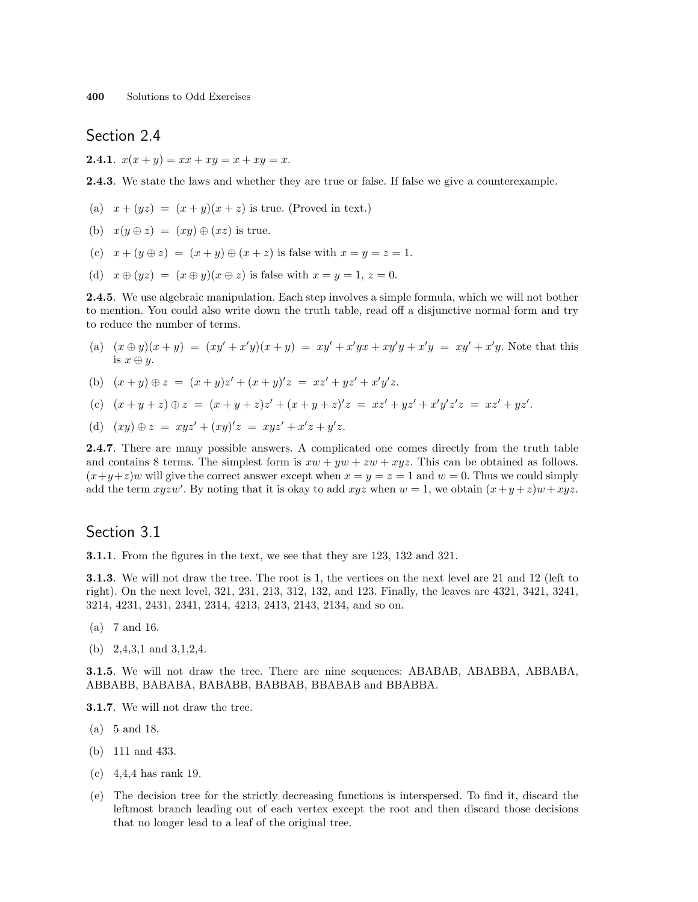## Section 2.4

**2.4.1**. $x(x+y) = xx + xy = x + xy = x$.

**2.4.3**. We state the laws and whether they are true or false. If false we give a counterexample.

(a) $x + (yz) = (x+y)(x+z)$ is true. (Proved in text.)

(b) $x(y \oplus z) = (xy) \oplus (xz)$ is true.

(c) $x + (y \oplus z) = (x+y) \oplus (x+z)$ is false with $x = y = z = 1$.

(d) $x \oplus (yz) = (x \oplus y)(x \oplus z)$ is false with $x = y = 1$, $z = 0$.

**2.4.5**. We use algebraic manipulation. Each step involves a simple formula, which we will not bother to mention. You could also write down the truth table, read off a disjunctive normal form and try to reduce the number of terms.

(a) $(x \oplus y)(x+y) = (xy' + x'y)(x+y) = xy' + x'yx + xy'y + x'y = xy' + x'y$. Note that this is $x \oplus y$.

(b) $(x+y) \oplus z = (x+y)z' + (x+y)'z = xz' + yz' + x'y'z$.

(c) $(x+y+z) \oplus z = (x+y+z)z' + (x+y+z)'z = xz' + yz' + x'y'z'z = xz' + yz'$.

(d) $(xy) \oplus z = xyz' + (xy)'z = xyz' + x'z + y'z$.

**2.4.7**. There are many possible answers. A complicated one comes directly from the truth table and contains 8 terms. The simplest form is $xw + yw + zw + xyz$. This can be obtained as follows. $(x+y+z)w$ will give the correct answer except when $x = y = z = 1$ and $w = 0$. Thus we could simply add the term $xyzw'$. By noting that it is okay to add $xyz$ when $w = 1$, we obtain $(x+y+z)w + xyz$.

## Section 3.1

**3.1.1**. From the figures in the text, we see that they are 123, 132 and 321.

**3.1.3**. We will not draw the tree. The root is 1, the vertices on the next level are 21 and 12 (left to right). On the next level, 321, 231, 213, 312, 132, and 123. Finally, the leaves are 4321, 3421, 3241, 3214, 4231, 2431, 2341, 2314, 4213, 2413, 2143, 2134, and so on.

(a) 7 and 16.

(b) 2,4,3,1 and 3,1,2,4.

**3.1.5**. We will not draw the tree. There are nine sequences: ABABAB, ABABBA, ABBABA, ABBABB, BABABA, BABABB, BABBAB, BBABAB and BBABBA.

**3.1.7**. We will not draw the tree.

(a) 5 and 18.

(b) 111 and 433.

(c) 4,4,4 has rank 19.

(e) The decision tree for the strictly decreasing functions is interspersed. To find it, discard the leftmost branch leading out of each vertex except the root and then discard those decisions that no longer lead to a leaf of the original tree.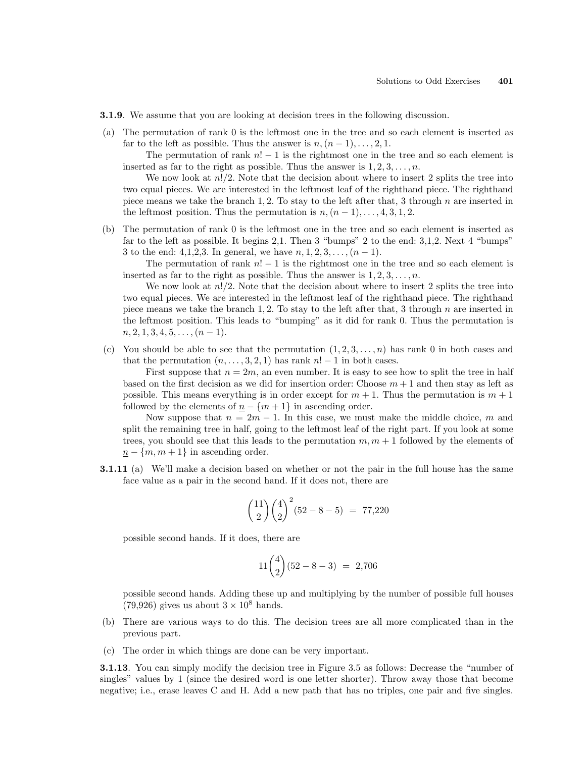**3.1.9**. We assume that you are looking at decision trees in the following discussion.

(a) The permutation of rank 0 is the leftmost one in the tree and so each element is inserted as far to the left as possible. Thus the answer is $n, (n-1), \ldots, 2, 1$.

The permutation of rank $n! - 1$ is the rightmost one in the tree and so each element is inserted as far to the right as possible. Thus the answer is $1, 2, 3, \ldots, n$.

We now look at $n!/2$. Note that the decision about where to insert 2 splits the tree into two equal pieces. We are interested in the leftmost leaf of the righthand piece. The righthand piece means we take the branch $1, 2$. To stay to the left after that, 3 through $n$ are inserted in the leftmost position. Thus the permutation is $n, (n-1), \ldots, 4, 3, 1, 2$.

(b) The permutation of rank 0 is the leftmost one in the tree and so each element is inserted as far to the left as possible. It begins 2,1. Then 3 "bumps" 2 to the end: 3,1,2. Next 4 "bumps" 3 to the end: 4,1,2,3. In general, we have $n, 1, 2, 3, \ldots, (n-1)$.

The permutation of rank $n! - 1$ is the rightmost one in the tree and so each element is inserted as far to the right as possible. Thus the answer is $1, 2, 3, \ldots, n$.

We now look at $n!/2$. Note that the decision about where to insert 2 splits the tree into two equal pieces. We are interested in the leftmost leaf of the righthand piece. The righthand piece means we take the branch $1, 2$. To stay to the left after that, 3 through $n$ are inserted in the leftmost position. This leads to "bumping" as it did for rank 0. Thus the permutation is $n, 2, 1, 3, 4, 5, \ldots, (n-1)$.

(c) You should be able to see that the permutation $(1, 2, 3, \ldots, n)$ has rank 0 in both cases and that the permutation $(n, \ldots, 3, 2, 1)$ has rank $n! - 1$ in both cases.

First suppose that $n = 2m$, an even number. It is easy to see how to split the tree in half based on the first decision as we did for insertion order: Choose $m + 1$ and then stay as left as possible. This means everything is in order except for $m + 1$. Thus the permutation is $m + 1$ followed by the elements of $\underline{n} - \{m + 1\}$ in ascending order.

Now suppose that $n = 2m - 1$. In this case, we must make the middle choice, $m$ and split the remaining tree in half, going to the leftmost leaf of the right part. If you look at some trees, you should see that this leads to the permutation $m, m + 1$ followed by the elements of $\underline{n} - \{m, m + 1\}$ in ascending order.

**3.1.11** (a) We'll make a decision based on whether or not the pair in the full house has the same face value as a pair in the second hand. If it does not, there are

$$\binom{11}{2}\binom{4}{2}^2(52 - 8 - 5) \;=\; 77{,}220$$

possible second hands. If it does, there are

$$11\binom{4}{2}(52 - 8 - 3) \;=\; 2{,}706$$

possible second hands. Adding these up and multiplying by the number of possible full houses (79,926) gives us about $3 \times 10^8$ hands.

(b) There are various ways to do this. The decision trees are all more complicated than in the previous part.

(c) The order in which things are done can be very important.

**3.1.13**. You can simply modify the decision tree in Figure 3.5 as follows: Decrease the "number of singles" values by 1 (since the desired word is one letter shorter). Throw away those that become negative; i.e., erase leaves C and H. Add a new path that has no triples, one pair and five singles.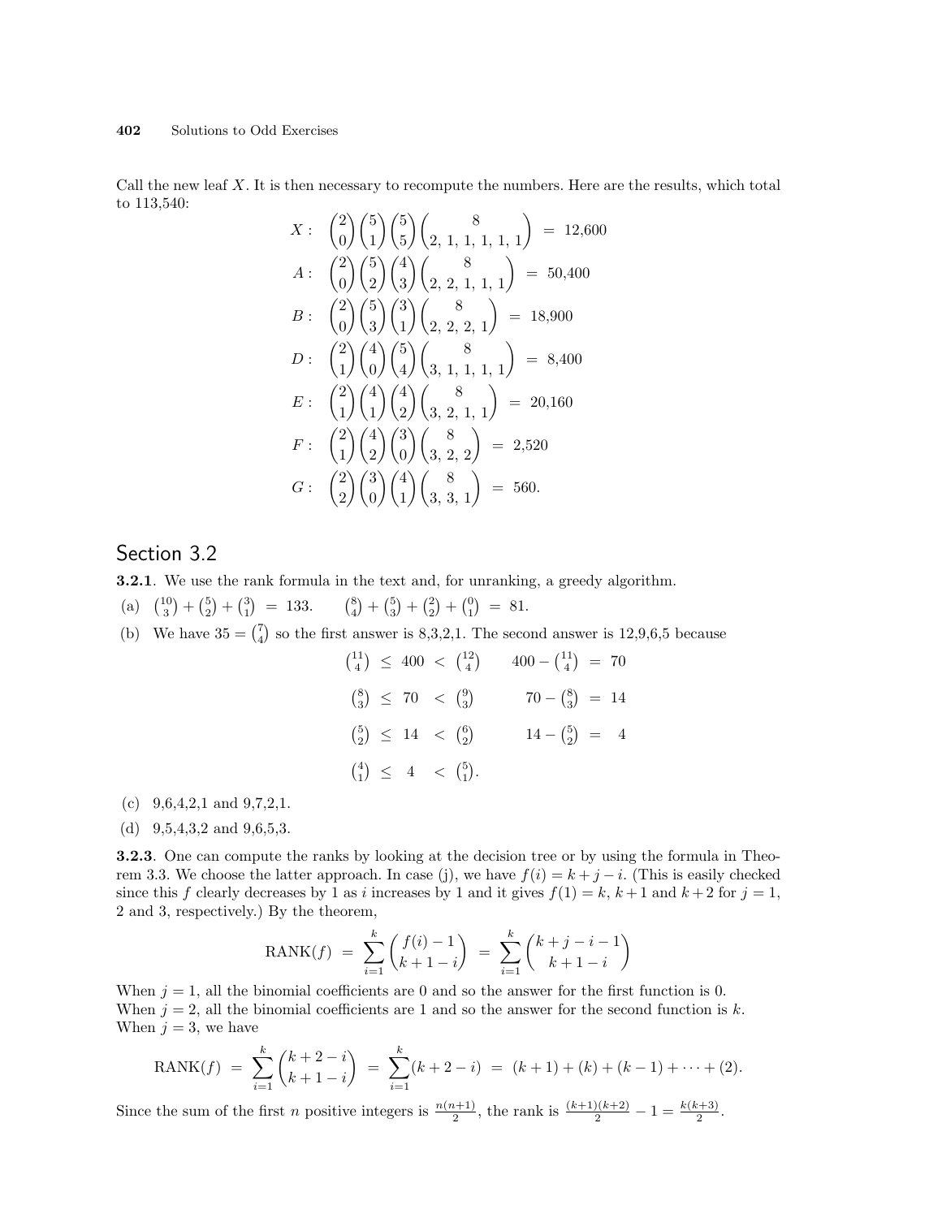Call the new leaf $X$. It is then necessary to recompute the numbers. Here are the results, which total to 113,540:

$$X: \binom{2}{0}\binom{5}{1}\binom{5}{5}\binom{8}{2,\,1,\,1,\,1,\,1,\,1} = 12{,}600$$

$$A: \binom{2}{0}\binom{5}{2}\binom{4}{3}\binom{8}{2,\,2,\,1,\,1,\,1} = 50{,}400$$

$$B: \binom{2}{0}\binom{5}{3}\binom{3}{1}\binom{8}{2,\,2,\,2,\,1} = 18{,}900$$

$$D: \binom{2}{1}\binom{4}{0}\binom{5}{4}\binom{8}{3,\,1,\,1,\,1,\,1} = 8{,}400$$

$$E: \binom{2}{1}\binom{4}{1}\binom{4}{2}\binom{8}{3,\,2,\,1,\,1} = 20{,}160$$

$$F: \binom{2}{1}\binom{4}{2}\binom{3}{0}\binom{8}{3,\,2,\,2} = 2{,}520$$

$$G: \binom{2}{2}\binom{3}{0}\binom{4}{1}\binom{8}{3,\,3,\,1} = 560.$$

## Section 3.2

**3.2.1**. We use the rank formula in the text and, for unranking, a greedy algorithm.

(a) $\binom{10}{3}+\binom{5}{2}+\binom{3}{1} = 133. \qquad \binom{8}{4}+\binom{5}{3}+\binom{2}{2}+\binom{0}{1} = 81.$

(b) We have $35=\binom{7}{4}$ so the first answer is 8,3,2,1. The second answer is 12,9,6,5 because

$$\begin{array}{lll}
\binom{11}{4} \le 400 < \binom{12}{4} & & 400-\binom{11}{4} = 70 \\[4pt]
\binom{8}{3} \le 70 < \binom{9}{3} & & 70-\binom{8}{3} = 14 \\[4pt]
\binom{5}{2} \le 14 < \binom{6}{2} & & 14-\binom{5}{2} = 4 \\[4pt]
\binom{4}{1} \le 4 < \binom{5}{1}. & &
\end{array}$$

(c) 9,6,4,2,1 and 9,7,2,1.

(d) 9,5,4,3,2 and 9,6,5,3.

**3.2.3**. One can compute the ranks by looking at the decision tree or by using the formula in Theorem 3.3. We choose the latter approach. In case (j), we have $f(i)=k+j-i$. (This is easily checked since this $f$ clearly decreases by 1 as $i$ increases by 1 and it gives $f(1)=k$, $k+1$ and $k+2$ for $j=1$, 2 and 3, respectively.) By the theorem,

$$\text{RANK}(f) = \sum_{i=1}^{k}\binom{f(i)-1}{k+1-i} = \sum_{i=1}^{k}\binom{k+j-i-1}{k+1-i}$$

When $j=1$, all the binomial coefficients are 0 and so the answer for the first function is 0. When $j=2$, all the binomial coefficients are 1 and so the answer for the second function is $k$. When $j=3$, we have

$$\text{RANK}(f) = \sum_{i=1}^{k}\binom{k+2-i}{k+1-i} = \sum_{i=1}^{k}(k+2-i) = (k+1)+(k)+(k-1)+\cdots+(2).$$

Since the sum of the first $n$ positive integers is $\frac{n(n+1)}{2}$, the rank is $\frac{(k+1)(k+2)}{2}-1=\frac{k(k+3)}{2}$.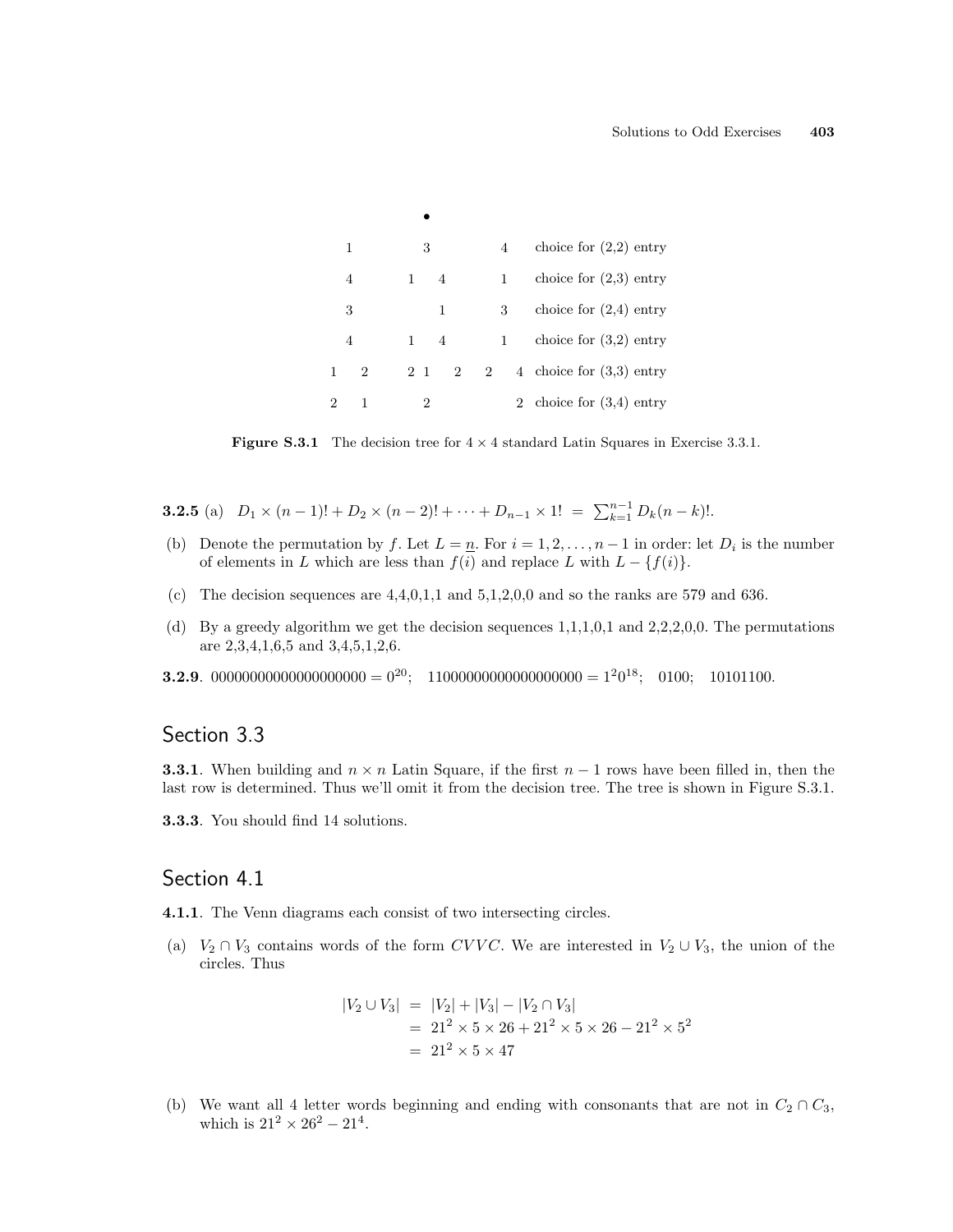| | | | | | | | | |
|---|---|---|---|---|---|---|---|---|
| | | | • | | | | | |
| 1 | | | 3 | | | | 4 | choice for (2,2) entry |
| 4 | | 1 | | 4 | | | 1 | choice for (2,3) entry |
| 3 | | | | 1 | | | 3 | choice for (2,4) entry |
| 4 | | 1 | | 4 | | | 1 | choice for (3,2) entry |
| 1 | 2 | 2 | 1 | 2 | 2 | | 4 | choice for (3,3) entry |
| 2 | 1 | 2 | | | | | 2 | choice for (3,4) entry |

**Figure S.3.1** The decision tree for 4 × 4 standard Latin Squares in Exercise 3.3.1.

**3.2.5** (a) $D_1 \times (n-1)! + D_2 \times (n-2)! + \cdots + D_{n-1} \times 1! \;=\; \sum_{k=1}^{n-1} D_k (n-k)!$.

(b) Denote the permutation by $f$. Let $L = \underline{n}$. For $i = 1, 2, \ldots, n-1$ in order: let $D_i$ is the number of elements in $L$ which are less than $f(i)$ and replace $L$ with $L - \{f(i)\}$.

(c) The decision sequences are 4,4,0,1,1 and 5,1,2,0,0 and so the ranks are 579 and 636.

(d) By a greedy algorithm we get the decision sequences 1,1,1,0,1 and 2,2,2,0,0. The permutations are 2,3,4,1,6,5 and 3,4,5,1,2,6.

**3.2.9**. $00000000000000000000 = 0^{20}$; $11000000000000000000 = 1^2 0^{18}$; 0100; 10101100.

## Section 3.3

**3.3.1**. When building and $n \times n$ Latin Square, if the first $n-1$ rows have been filled in, then the last row is determined. Thus we'll omit it from the decision tree. The tree is shown in Figure S.3.1.

**3.3.3**. You should find 14 solutions.

## Section 4.1

**4.1.1**. The Venn diagrams each consist of two intersecting circles.

(a) $V_2 \cap V_3$ contains words of the form $CVVC$. We are interested in $V_2 \cup V_3$, the union of the circles. Thus

$$
\begin{aligned}
|V_2 \cup V_3| &= |V_2| + |V_3| - |V_2 \cap V_3| \\
&= 21^2 \times 5 \times 26 + 21^2 \times 5 \times 26 - 21^2 \times 5^2 \\
&= 21^2 \times 5 \times 47
\end{aligned}
$$

(b) We want all 4 letter words beginning and ending with consonants that are not in $C_2 \cap C_3$, which is $21^2 \times 26^2 - 21^4$.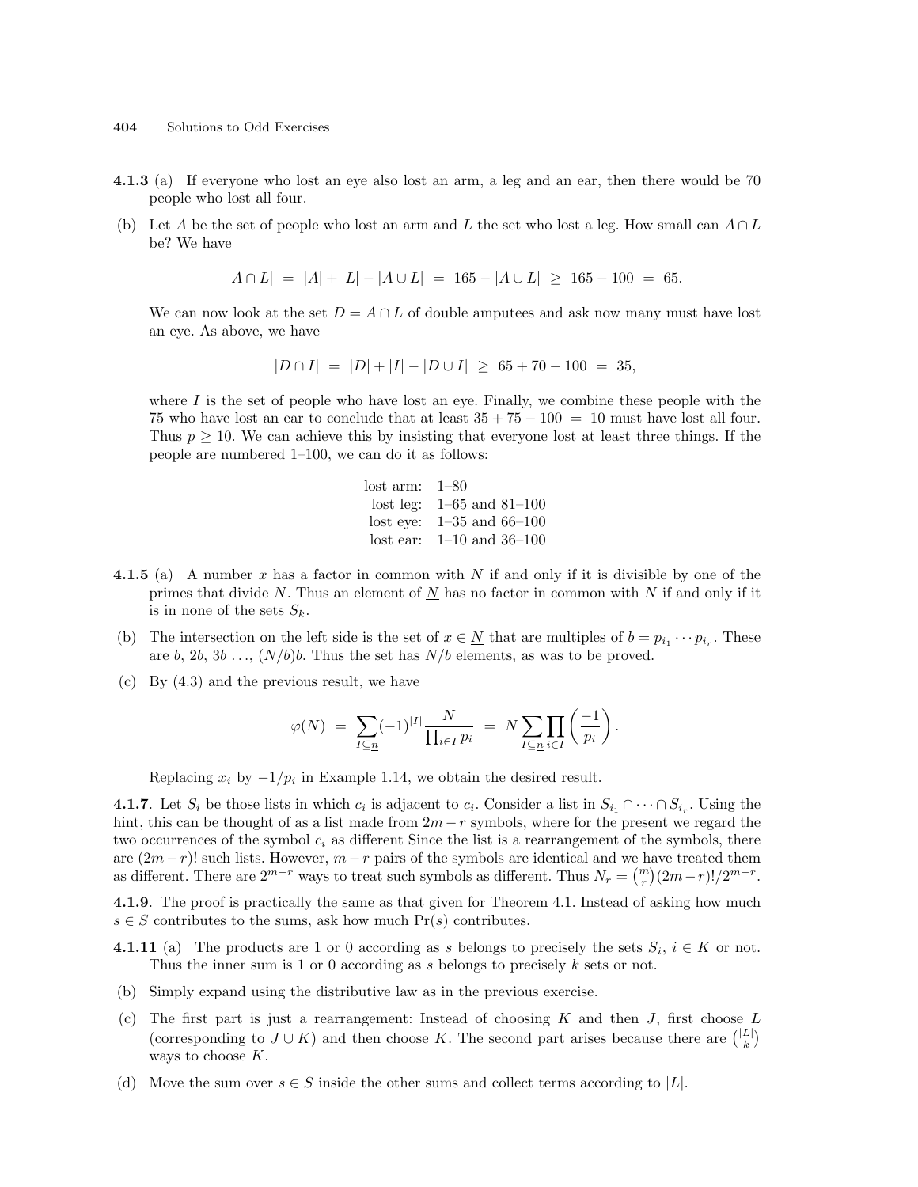**4.1.3** (a) If everyone who lost an eye also lost an arm, a leg and an ear, then there would be 70 people who lost all four.

(b) Let $A$ be the set of people who lost an arm and $L$ the set who lost a leg. How small can $A \cap L$ be? We have

$$|A \cap L| \;=\; |A| + |L| - |A \cup L| \;=\; 165 - |A \cup L| \;\geq\; 165 - 100 \;=\; 65.$$

We can now look at the set $D = A \cap L$ of double amputees and ask now many must have lost an eye. As above, we have

$$|D \cap I| \;=\; |D| + |I| - |D \cup I| \;\geq\; 65 + 70 - 100 \;=\; 35,$$

where $I$ is the set of people who have lost an eye. Finally, we combine these people with the 75 who have lost an ear to conclude that at least $35 + 75 - 100 \;=\; 10$ must have lost all four. Thus $p \geq 10$. We can achieve this by insisting that everyone lost at least three things. If the people are numbered 1–100, we can do it as follows:

| | |
|---|---|
| lost arm: | 1–80 |
| lost leg: | 1–65 and 81–100 |
| lost eye: | 1–35 and 66–100 |
| lost ear: | 1–10 and 36–100 |

**4.1.5** (a) A number $x$ has a factor in common with $N$ if and only if it is divisible by one of the primes that divide $N$. Thus an element of $\underline{N}$ has no factor in common with $N$ if and only if it is in none of the sets $S_k$.

(b) The intersection on the left side is the set of $x \in \underline{N}$ that are multiples of $b = p_{i_1} \cdots p_{i_r}$. These are $b$, $2b$, $3b$ …, $(N/b)b$. Thus the set has $N/b$ elements, as was to be proved.

(c) By (4.3) and the previous result, we have

$$\varphi(N) \;=\; \sum_{I \subseteq \underline{n}} (-1)^{|I|} \frac{N}{\prod_{i \in I} p_i} \;=\; N \sum_{I \subseteq \underline{n}} \prod_{i \in I} \left( \frac{-1}{p_i} \right).$$

Replacing $x_i$ by $-1/p_i$ in Example 1.14, we obtain the desired result.

**4.1.7**. Let $S_i$ be those lists in which $c_i$ is adjacent to $c_i$. Consider a list in $S_{i_1} \cap \cdots \cap S_{i_r}$. Using the hint, this can be thought of as a list made from $2m - r$ symbols, where for the present we regard the two occurrences of the symbol $c_i$ as different Since the list is a rearrangement of the symbols, there are $(2m - r)!$ such lists. However, $m - r$ pairs of the symbols are identical and we have treated them as different. There are $2^{m-r}$ ways to treat such symbols as different. Thus $N_r = \binom{m}{r}(2m - r)!/2^{m-r}$.

**4.1.9**. The proof is practically the same as that given for Theorem 4.1. Instead of asking how much $s \in S$ contributes to the sums, ask how much $\Pr(s)$ contributes.

**4.1.11** (a) The products are 1 or 0 according as $s$ belongs to precisely the sets $S_i$, $i \in K$ or not. Thus the inner sum is 1 or 0 according as $s$ belongs to precisely $k$ sets or not.

(b) Simply expand using the distributive law as in the previous exercise.

(c) The first part is just a rearrangement: Instead of choosing $K$ and then $J$, first choose $L$ (corresponding to $J \cup K$) and then choose $K$. The second part arises because there are $\binom{|L|}{k}$ ways to choose $K$.

(d) Move the sum over $s \in S$ inside the other sums and collect terms according to $|L|$.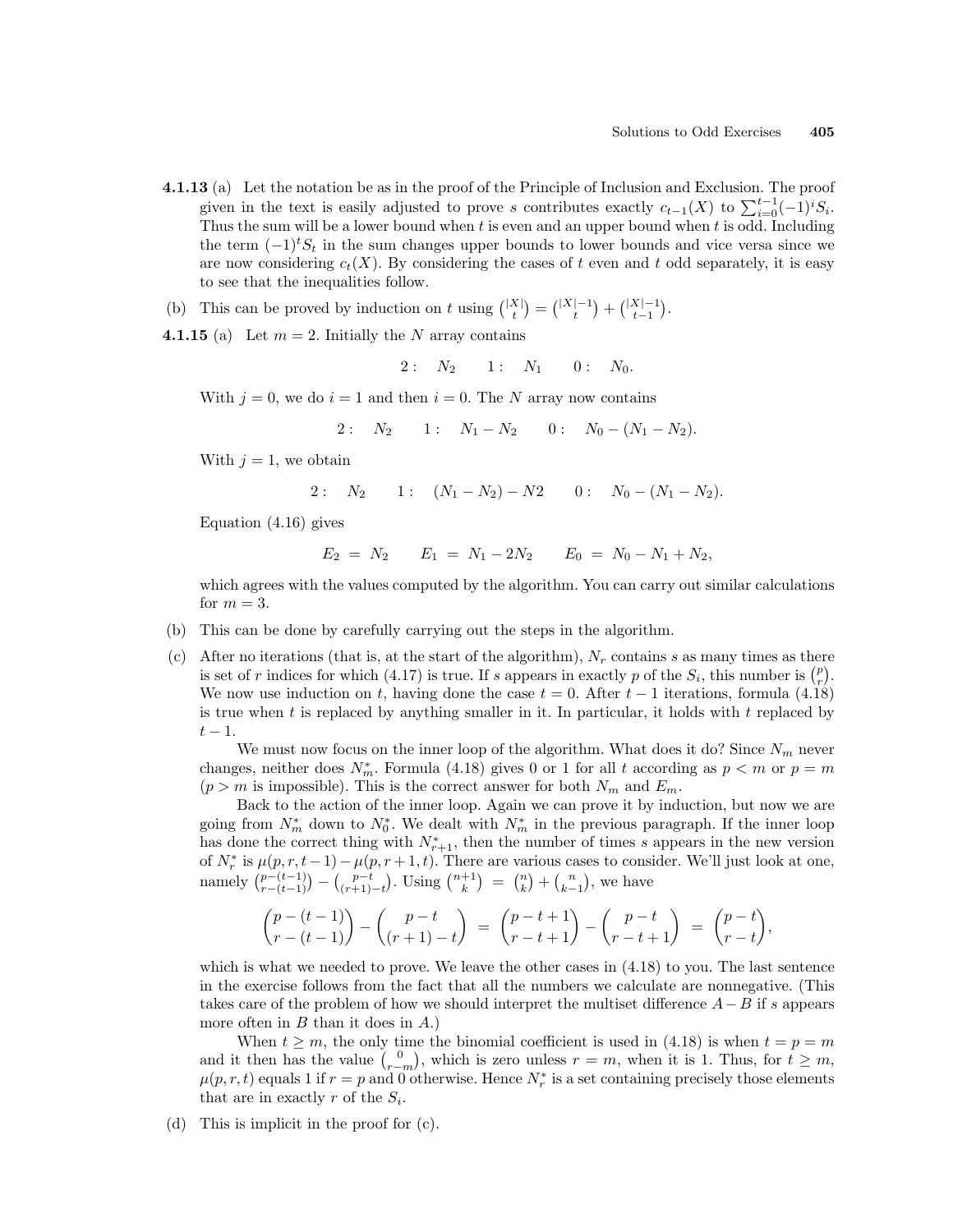**4.1.13** (a) Let the notation be as in the proof of the Principle of Inclusion and Exclusion. The proof given in the text is easily adjusted to prove $s$ contributes exactly $c_{t-1}(X)$ to $\sum_{i=0}^{t-1}(-1)^i S_i$. Thus the sum will be a lower bound when $t$ is even and an upper bound when $t$ is odd. Including the term $(-1)^t S_t$ in the sum changes upper bounds to lower bounds and vice versa since we are now considering $c_t(X)$. By considering the cases of $t$ even and $t$ odd separately, it is easy to see that the inequalities follow.

(b) This can be proved by induction on $t$ using $\binom{|X|}{t} = \binom{|X|-1}{t} + \binom{|X|-1}{t-1}$.

**4.1.15** (a) Let $m = 2$. Initially the $N$ array contains

$$2: \quad N_2 \qquad 1: \quad N_1 \qquad 0: \quad N_0.$$

With $j = 0$, we do $i = 1$ and then $i = 0$. The $N$ array now contains

$$2: \quad N_2 \qquad 1: \quad N_1 - N_2 \qquad 0: \quad N_0 - (N_1 - N_2).$$

With $j = 1$, we obtain

$$2: \quad N_2 \qquad 1: \quad (N_1 - N_2) - N2 \qquad 0: \quad N_0 - (N_1 - N_2).$$

Equation (4.16) gives

$$E_2 \;=\; N_2 \qquad E_1 \;=\; N_1 - 2N_2 \qquad E_0 \;=\; N_0 - N_1 + N_2,$$

which agrees with the values computed by the algorithm. You can carry out similar calculations for $m = 3$.

(b) This can be done by carefully carrying out the steps in the algorithm.

(c) After no iterations (that is, at the start of the algorithm), $N_r$ contains $s$ as many times as there is set of $r$ indices for which (4.17) is true. If $s$ appears in exactly $p$ of the $S_i$, this number is $\binom{p}{r}$. We now use induction on $t$, having done the case $t = 0$. After $t-1$ iterations, formula (4.18) is true when $t$ is replaced by anything smaller in it. In particular, it holds with $t$ replaced by $t-1$.

We must now focus on the inner loop of the algorithm. What does it do? Since $N_m$ never changes, neither does $N_m^*$. Formula (4.18) gives 0 or 1 for all $t$ according as $p < m$ or $p = m$ ($p > m$ is impossible). This is the correct answer for both $N_m$ and $E_m$.

Back to the action of the inner loop. Again we can prove it by induction, but now we are going from $N_m^*$ down to $N_0^*$. We dealt with $N_m^*$ in the previous paragraph. If the inner loop has done the correct thing with $N_{r+1}^*$, then the number of times $s$ appears in the new version of $N_r^*$ is $\mu(p,r,t-1) - \mu(p,r+1,t)$. There are various cases to consider. We'll just look at one, namely $\binom{p-(t-1)}{r-(t-1)} - \binom{p-t}{(r+1)-t}$. Using $\binom{n+1}{k} \;=\; \binom{n}{k} + \binom{n}{k-1}$, we have

$$\binom{p-(t-1)}{r-(t-1)} - \binom{p-t}{(r+1)-t} \;=\; \binom{p-t+1}{r-t+1} - \binom{p-t}{r-t+1} \;=\; \binom{p-t}{r-t},$$

which is what we needed to prove. We leave the other cases in (4.18) to you. The last sentence in the exercise follows from the fact that all the numbers we calculate are nonnegative. (This takes care of the problem of how we should interpret the multiset difference $A - B$ if $s$ appears more often in $B$ than it does in $A$.)

When $t \geq m$, the only time the binomial coefficient is used in (4.18) is when $t = p = m$ and it then has the value $\binom{0}{r-m}$, which is zero unless $r = m$, when it is 1. Thus, for $t \geq m$, $\mu(p,r,t)$ equals 1 if $r = p$ and 0 otherwise. Hence $N_r^*$ is a set containing precisely those elements that are in exactly $r$ of the $S_i$.

(d) This is implicit in the proof for (c).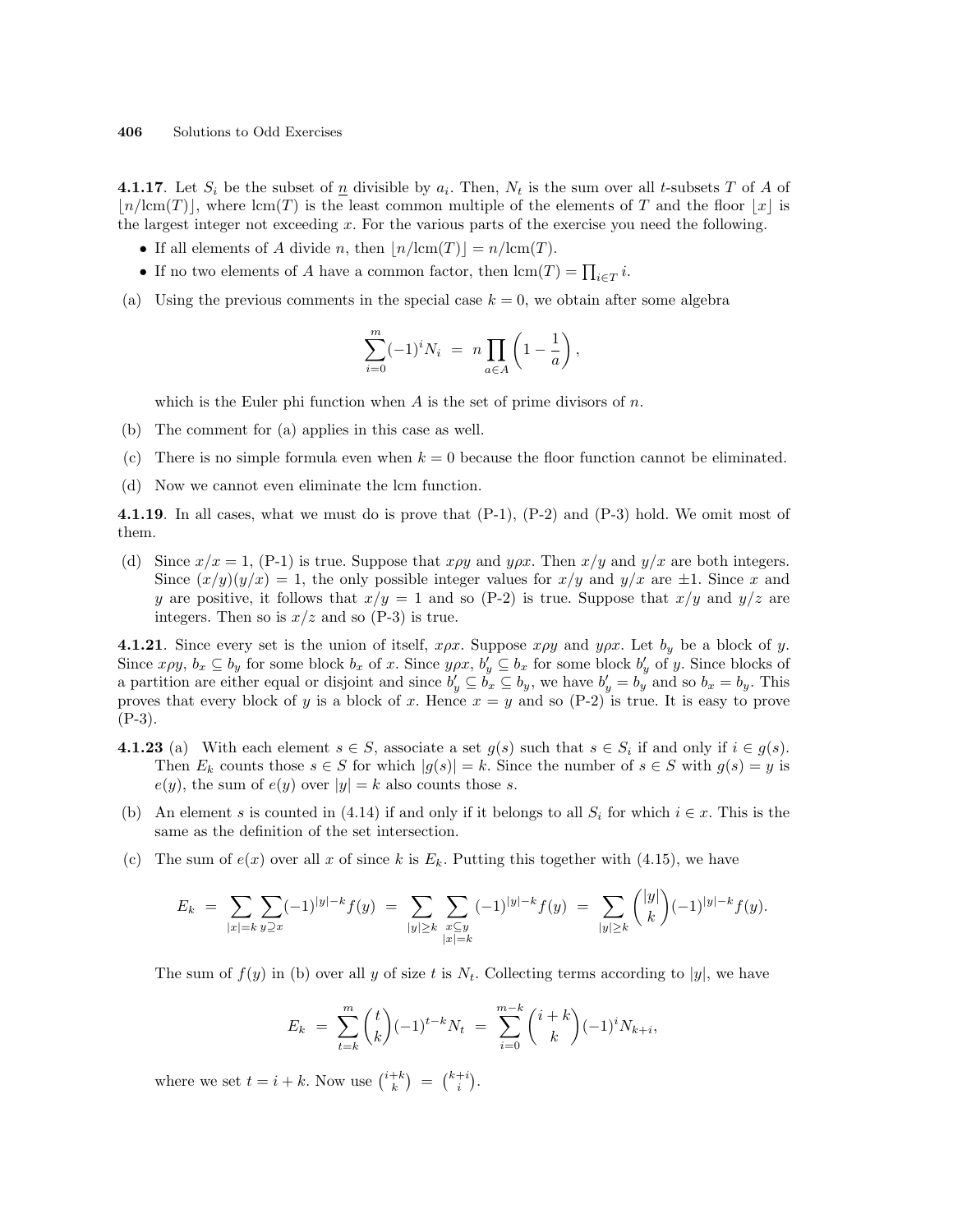**4.1.17**. Let $S_i$ be the subset of $\underline{n}$ divisible by $a_i$. Then, $N_t$ is the sum over all $t$-subsets $T$ of $A$ of $\lfloor n/\text{lcm}(T)\rfloor$, where $\text{lcm}(T)$ is the least common multiple of the elements of $T$ and the floor $\lfloor x\rfloor$ is the largest integer not exceeding $x$. For the various parts of the exercise you need the following.

- If all elements of $A$ divide $n$, then $\lfloor n/\text{lcm}(T)\rfloor = n/\text{lcm}(T)$.
- If no two elements of $A$ have a common factor, then $\text{lcm}(T) = \prod_{i\in T} i$.

(a) Using the previous comments in the special case $k=0$, we obtain after some algebra

$$\sum_{i=0}^{m}(-1)^i N_i \;=\; n\prod_{a\in A}\left(1-\frac{1}{a}\right),$$

which is the Euler phi function when $A$ is the set of prime divisors of $n$.

(b) The comment for (a) applies in this case as well.

(c) There is no simple formula even when $k=0$ because the floor function cannot be eliminated.

(d) Now we cannot even eliminate the lcm function.

**4.1.19**. In all cases, what we must do is prove that (P-1), (P-2) and (P-3) hold. We omit most of them.

(d) Since $x/x=1$, (P-1) is true. Suppose that $x\rho y$ and $y\rho x$. Then $x/y$ and $y/x$ are both integers. Since $(x/y)(y/x)=1$, the only possible integer values for $x/y$ and $y/x$ are $\pm 1$. Since $x$ and $y$ are positive, it follows that $x/y=1$ and so (P-2) is true. Suppose that $x/y$ and $y/z$ are integers. Then so is $x/z$ and so (P-3) is true.

**4.1.21**. Since every set is the union of itself, $x\rho x$. Suppose $x\rho y$ and $y\rho x$. Let $b_y$ be a block of $y$. Since $x\rho y$, $b_x\subseteq b_y$ for some block $b_x$ of $x$. Since $y\rho x$, $b'_y\subseteq b_x$ for some block $b'_y$ of $y$. Since blocks of a partition are either equal or disjoint and since $b'_y\subseteq b_x\subseteq b_y$, we have $b'_y=b_y$ and so $b_x=b_y$. This proves that every block of $y$ is a block of $x$. Hence $x=y$ and so (P-2) is true. It is easy to prove (P-3).

**4.1.23** (a) With each element $s\in S$, associate a set $g(s)$ such that $s\in S_i$ if and only if $i\in g(s)$. Then $E_k$ counts those $s\in S$ for which $|g(s)|=k$. Since the number of $s\in S$ with $g(s)=y$ is $e(y)$, the sum of $e(y)$ over $|y|=k$ also counts those $s$.

(b) An element $s$ is counted in (4.14) if and only if it belongs to all $S_i$ for which $i\in x$. This is the same as the definition of the set intersection.

(c) The sum of $e(x)$ over all $x$ of since $k$ is $E_k$. Putting this together with (4.15), we have

$$E_k \;=\; \sum_{|x|=k}\sum_{y\supseteq x}(-1)^{|y|-k}f(y) \;=\; \sum_{|y|\ge k}\sum_{\substack{x\subseteq y\\ |x|=k}}(-1)^{|y|-k}f(y) \;=\; \sum_{|y|\ge k}\binom{|y|}{k}(-1)^{|y|-k}f(y).$$

The sum of $f(y)$ in (b) over all $y$ of size $t$ is $N_t$. Collecting terms according to $|y|$, we have

$$E_k \;=\; \sum_{t=k}^{m}\binom{t}{k}(-1)^{t-k}N_t \;=\; \sum_{i=0}^{m-k}\binom{i+k}{k}(-1)^i N_{k+i},$$

where we set $t=i+k$. Now use $\binom{i+k}{k} \;=\; \binom{k+i}{i}$.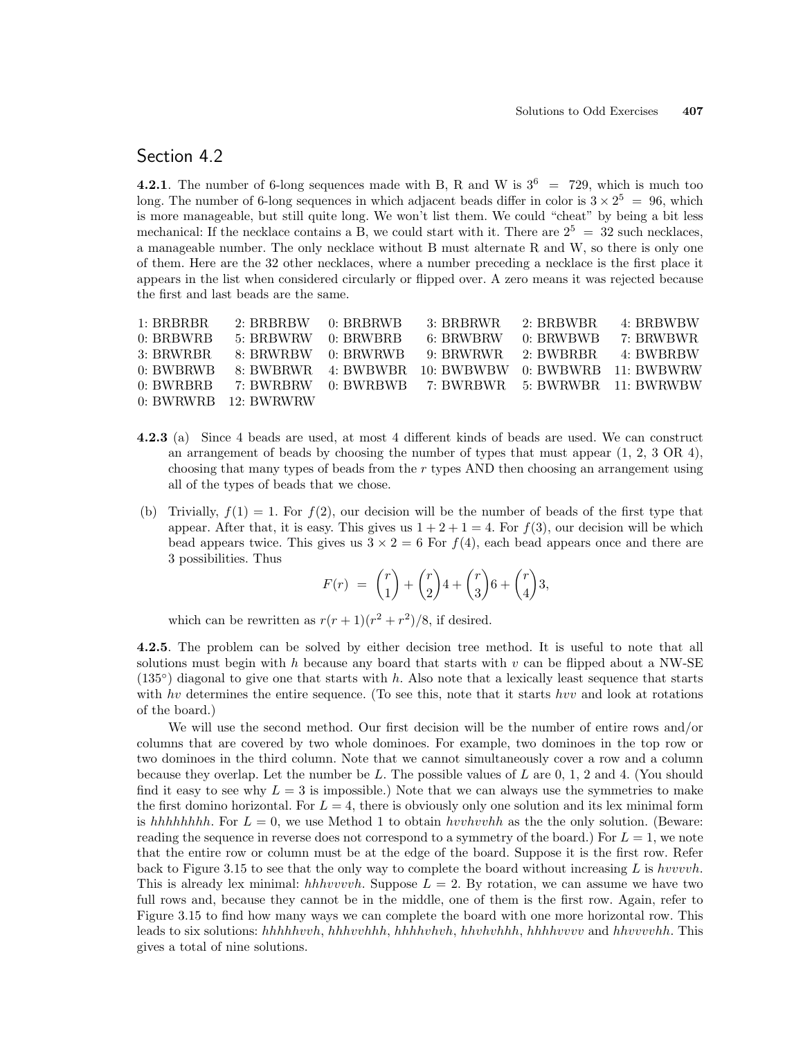## Section 4.2

**4.2.1**. The number of 6-long sequences made with B, R and W is $3^6 = 729$, which is much too long. The number of 6-long sequences in which adjacent beads differ in color is $3 \times 2^5 = 96$, which is more manageable, but still quite long. We won't list them. We could "cheat" by being a bit less mechanical: If the necklace contains a B, we could start with it. There are $2^5 = 32$ such necklaces, a manageable number. The only necklace without B must alternate R and W, so there is only one of them. Here are the 32 other necklaces, where a number preceding a necklace is the first place it appears in the list when considered circularly or flipped over. A zero means it was rejected because the first and last beads are the same.

| | | | | | |
|---|---|---|---|---|---|
| 1: BRBRBR | 2: BRBRBW | 0: BRBRWB | 3: BRBRWR | 2: BRBWBR | 4: BRBWBW |
| 0: BRBWRB | 5: BRBWRW | 0: BRWBRB | 6: BRWBRW | 0: BRWBWB | 7: BRWBWR |
| 3: BRWRBR | 8: BRWRBW | 0: BRWRWB | 9: BRWRWR | 2: BWBRBR | 4: BWBRBW |
| 0: BWBRWB | 8: BWBRWR | 4: BWBWBR | 10: BWBWBW | 0: BWBWRB | 11: BWBWRW |
| 0: BWRBRB | 7: BWRBRW | 0: BWRBWB | 7: BWRBWR | 5: BWRWBR | 11: BWRWBW |
| 0: BWRWRB | 12: BWRWRW | | | | |

**4.2.3** (a) Since 4 beads are used, at most 4 different kinds of beads are used. We can construct an arrangement of beads by choosing the number of types that must appear (1, 2, 3 OR 4), choosing that many types of beads from the $r$ types AND then choosing an arrangement using all of the types of beads that we chose.

(b) Trivially, $f(1) = 1$. For $f(2)$, our decision will be the number of beads of the first type that appear. After that, it is easy. This gives us $1 + 2 + 1 = 4$. For $f(3)$, our decision will be which bead appears twice. This gives us $3 \times 2 = 6$ For $f(4)$, each bead appears once and there are 3 possibilities. Thus

$$F(r) = \binom{r}{1} + \binom{r}{2}4 + \binom{r}{3}6 + \binom{r}{4}3,$$

which can be rewritten as $r(r+1)(r^2+r^2)/8$, if desired.

**4.2.5**. The problem can be solved by either decision tree method. It is useful to note that all solutions must begin with $h$ because any board that starts with $v$ can be flipped about a NW-SE (135°) diagonal to give one that starts with $h$. Also note that a lexically least sequence that starts with $hv$ determines the entire sequence. (To see this, note that it starts $hvv$ and look at rotations of the board.)

We will use the second method. Our first decision will be the number of entire rows and/or columns that are covered by two whole dominoes. For example, two dominoes in the top row or two dominoes in the third column. Note that we cannot simultaneously cover a row and a column because they overlap. Let the number be $L$. The possible values of $L$ are 0, 1, 2 and 4. (You should find it easy to see why $L = 3$ is impossible.) Note that we can always use the symmetries to make the first domino horizontal. For $L = 4$, there is obviously only one solution and its lex minimal form is *hhhhhhhh*. For $L = 0$, we use Method 1 to obtain *hvvhvvhh* as the the only solution. (Beware: reading the sequence in reverse does not correspond to a symmetry of the board.) For $L = 1$, we note that the entire row or column must be at the edge of the board. Suppose it is the first row. Refer back to Figure 3.15 to see that the only way to complete the board without increasing $L$ is *hvvvvh*. This is already lex minimal: *hhhvvvvh*. Suppose $L = 2$. By rotation, we can assume we have two full rows and, because they cannot be in the middle, one of them is the first row. Again, refer to Figure 3.15 to find how many ways we can complete the board with one more horizontal row. This leads to six solutions: *hhhhhvvh*, *hhhvvhhh*, *hhhhvhvh*, *hhvhvhhh*, *hhhhvvvv* and *hhvvvvhh*. This gives a total of nine solutions.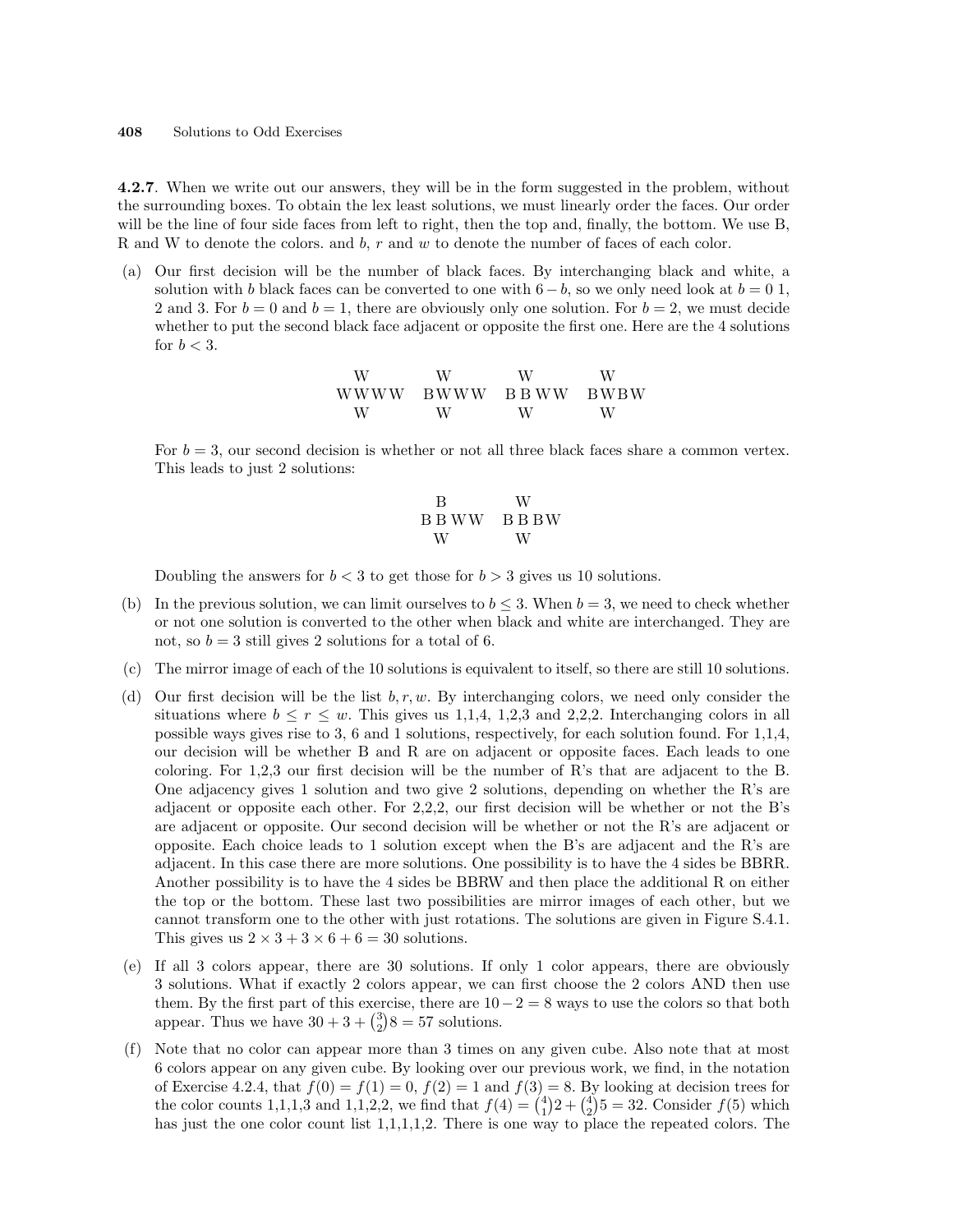**4.2.7**. When we write out our answers, they will be in the form suggested in the problem, without the surrounding boxes. To obtain the lex least solutions, we must linearly order the faces. Our order will be the line of four side faces from left to right, then the top and, finally, the bottom. We use B, R and W to denote the colors. and $b$, $r$ and $w$ to denote the number of faces of each color.

(a) Our first decision will be the number of black faces. By interchanging black and white, a solution with $b$ black faces can be converted to one with $6-b$, so we only need look at $b = 0$ 1, 2 and 3. For $b = 0$ and $b = 1$, there are obviously only one solution. For $b = 2$, we must decide whether to put the second black face adjacent or opposite the first one. Here are the 4 solutions for $b < 3$.

```
  W        W        W        W
WWWW     BWWW     BBWW     BWBW
  W        W        W        W
```

For $b = 3$, our second decision is whether or not all three black faces share a common vertex. This leads to just 2 solutions:

```
  B        W
BBWW     BBBW
  W        W
```

Doubling the answers for $b < 3$ to get those for $b > 3$ gives us 10 solutions.

(b) In the previous solution, we can limit ourselves to $b \le 3$. When $b = 3$, we need to check whether or not one solution is converted to the other when black and white are interchanged. They are not, so $b = 3$ still gives 2 solutions for a total of 6.

(c) The mirror image of each of the 10 solutions is equivalent to itself, so there are still 10 solutions.

(d) Our first decision will be the list $b, r, w$. By interchanging colors, we need only consider the situations where $b \le r \le w$. This gives us 1,1,4, 1,2,3 and 2,2,2. Interchanging colors in all possible ways gives rise to 3, 6 and 1 solutions, respectively, for each solution found. For 1,1,4, our decision will be whether B and R are on adjacent or opposite faces. Each leads to one coloring. For 1,2,3 our first decision will be the number of R's that are adjacent to the B. One adjacency gives 1 solution and two give 2 solutions, depending on whether the R's are adjacent or opposite each other. For 2,2,2, our first decision will be whether or not the B's are adjacent or opposite. Our second decision will be whether or not the R's are adjacent or opposite. Each choice leads to 1 solution except when the B's are adjacent and the R's are adjacent. In this case there are more solutions. One possibility is to have the 4 sides be BBRR. Another possibility is to have the 4 sides be BBRW and then place the additional R on either the top or the bottom. These last two possibilities are mirror images of each other, but we cannot transform one to the other with just rotations. The solutions are given in Figure S.4.1. This gives us $2 \times 3 + 3 \times 6 + 6 = 30$ solutions.

(e) If all 3 colors appear, there are 30 solutions. If only 1 color appears, there are obviously 3 solutions. What if exactly 2 colors appear, we can first choose the 2 colors AND then use them. By the first part of this exercise, there are $10 - 2 = 8$ ways to use the colors so that both appear. Thus we have $30 + 3 + \binom{3}{2}8 = 57$ solutions.

(f) Note that no color can appear more than 3 times on any given cube. Also note that at most 6 colors appear on any given cube. By looking over our previous work, we find, in the notation of Exercise 4.2.4, that $f(0) = f(1) = 0$, $f(2) = 1$ and $f(3) = 8$. By looking at decision trees for the color counts 1,1,1,3 and 1,1,2,2, we find that $f(4) = \binom{4}{1}2 + \binom{4}{2}5 = 32$. Consider $f(5)$ which has just the one color count list 1,1,1,1,2. There is one way to place the repeated colors. The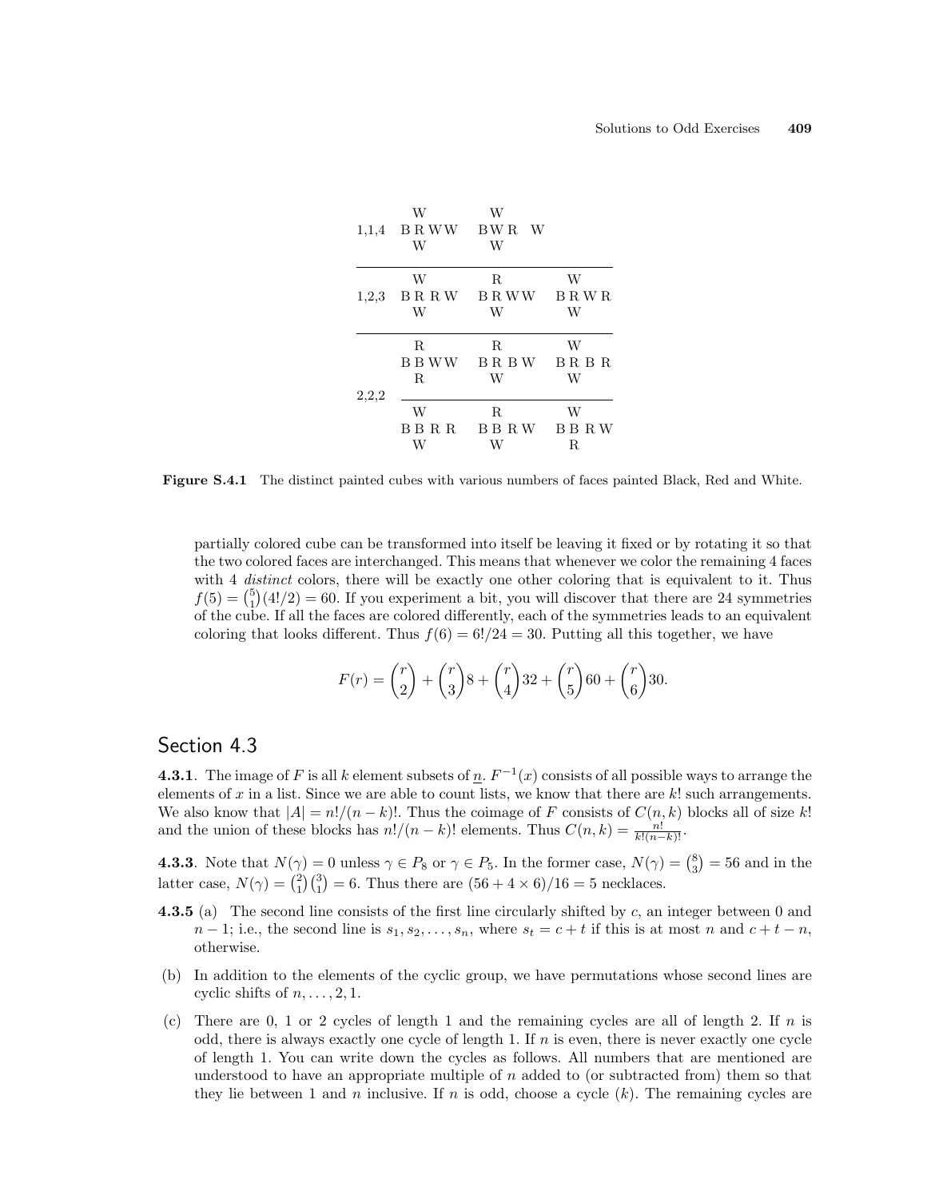| | | | |
|---|---|---|---|
| 1,1,4 | W<br>B R W W<br>W | W<br>B W R   W<br>W | |
| 1,2,3 | W<br>B R R W<br>W | R<br>B R W W<br>W | W<br>B R W R<br>W |
| 2,2,2 | R<br>B B W W<br>R | R<br>B R B W<br>W | W<br>B R B R<br>W |
| | W<br>B B R R<br>W | R<br>B B R W<br>W | W<br>B B R W<br>R |

**Figure S.4.1** The distinct painted cubes with various numbers of faces painted Black, Red and White.

partially colored cube can be transformed into itself be leaving it fixed or by rotating it so that the two colored faces are interchanged. This means that whenever we color the remaining 4 faces with 4 *distinct* colors, there will be exactly one other coloring that is equivalent to it. Thus $f(5) = \binom{5}{1}(4!/2) = 60$. If you experiment a bit, you will discover that there are 24 symmetries of the cube. If all the faces are colored differently, each of the symmetries leads to an equivalent coloring that looks different. Thus $f(6) = 6!/24 = 30$. Putting all this together, we have

$$F(r) = \binom{r}{2} + \binom{r}{3}8 + \binom{r}{4}32 + \binom{r}{5}60 + \binom{r}{6}30.$$

## Section 4.3

**4.3.1**. The image of $F$ is all $k$ element subsets of $\underline{n}$. $F^{-1}(x)$ consists of all possible ways to arrange the elements of $x$ in a list. Since we are able to count lists, we know that there are $k!$ such arrangements. We also know that $|A| = n!/(n-k)!$. Thus the coimage of $F$ consists of $C(n,k)$ blocks all of size $k!$ and the union of these blocks has $n!/(n-k)!$ elements. Thus $C(n,k) = \frac{n!}{k!(n-k)!}$.

**4.3.3**. Note that $N(\gamma) = 0$ unless $\gamma \in P_8$ or $\gamma \in P_5$. In the former case, $N(\gamma) = \binom{8}{3} = 56$ and in the latter case, $N(\gamma) = \binom{2}{1}\binom{3}{1} = 6$. Thus there are $(56 + 4 \times 6)/16 = 5$ necklaces.

**4.3.5** (a) The second line consists of the first line circularly shifted by $c$, an integer between 0 and $n-1$; i.e., the second line is $s_1, s_2, \ldots, s_n$, where $s_t = c + t$ if this is at most $n$ and $c + t - n$, otherwise.

(b) In addition to the elements of the cyclic group, we have permutations whose second lines are cyclic shifts of $n, \ldots, 2, 1$.

(c) There are 0, 1 or 2 cycles of length 1 and the remaining cycles are all of length 2. If $n$ is odd, there is always exactly one cycle of length 1. If $n$ is even, there is never exactly one cycle of length 1. You can write down the cycles as follows. All numbers that are mentioned are understood to have an appropriate multiple of $n$ added to (or subtracted from) them so that they lie between 1 and $n$ inclusive. If $n$ is odd, choose a cycle $(k)$. The remaining cycles are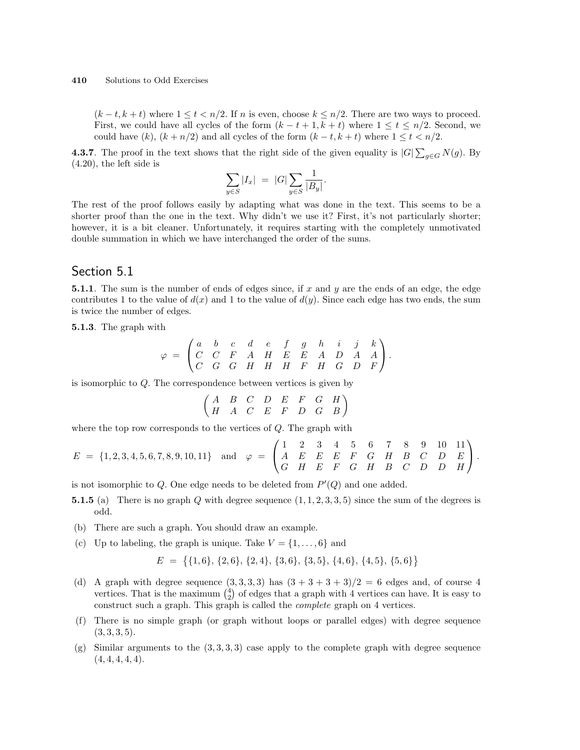$(k-t, k+t)$ where $1 \le t < n/2$. If $n$ is even, choose $k \le n/2$. There are two ways to proceed. First, we could have all cycles of the form $(k-t+1, k+t)$ where $1 \le t \le n/2$. Second, we could have $(k)$, $(k+n/2)$ and all cycles of the form $(k-t, k+t)$ where $1 \le t < n/2$.

**4.3.7**. The proof in the text shows that the right side of the given equality is $|G| \sum_{g \in G} N(g)$. By (4.20), the left side is

$$\sum_{y \in S} |I_x| \;=\; |G| \sum_{y \in S} \frac{1}{|B_y|}.$$

The rest of the proof follows easily by adapting what was done in the text. This seems to be a shorter proof than the one in the text. Why didn't we use it? First, it's not particularly shorter; however, it is a bit cleaner. Unfortunately, it requires starting with the completely unmotivated double summation in which we have interchanged the order of the sums.

## Section 5.1

**5.1.1**. The sum is the number of ends of edges since, if $x$ and $y$ are the ends of an edge, the edge contributes 1 to the value of $d(x)$ and 1 to the value of $d(y)$. Since each edge has two ends, the sum is twice the number of edges.

**5.1.3**. The graph with

$$\varphi \;=\; \begin{pmatrix} a & b & c & d & e & f & g & h & i & j & k \\ C & C & F & A & H & E & E & A & D & A & A \\ C & G & G & H & H & H & F & H & G & D & F \end{pmatrix}.$$

is isomorphic to $Q$. The correspondence between vertices is given by

$$\begin{pmatrix} A & B & C & D & E & F & G & H \\ H & A & C & E & F & D & G & B \end{pmatrix}$$

where the top row corresponds to the vertices of $Q$. The graph with

$$E \;=\; \{1,2,3,4,5,6,7,8,9,10,11\} \quad \text{and} \quad \varphi \;=\; \begin{pmatrix} 1 & 2 & 3 & 4 & 5 & 6 & 7 & 8 & 9 & 10 & 11 \\ A & E & E & E & F & G & H & B & C & D & E \\ G & H & E & F & G & H & B & C & D & D & H \end{pmatrix}.$$

is not isomorphic to $Q$. One edge needs to be deleted from $P'(Q)$ and one added.

**5.1.5** (a) There is no graph $Q$ with degree sequence $(1,1,2,3,3,5)$ since the sum of the degrees is odd.

(b) There are such a graph. You should draw an example.

(c) Up to labeling, the graph is unique. Take $V = \{1, \ldots, 6\}$ and

$$E \;=\; \big\{\{1,6\},\, \{2,6\},\, \{2,4\},\, \{3,6\},\, \{3,5\},\, \{4,6\},\, \{4,5\},\, \{5,6\}\big\}$$

(d) A graph with degree sequence $(3,3,3,3)$ has $(3+3+3+3)/2 = 6$ edges and, of course 4 vertices. That is the maximum $\binom{4}{2}$ of edges that a graph with 4 vertices can have. It is easy to construct such a graph. This graph is called the *complete* graph on 4 vertices.

(f) There is no simple graph (or graph without loops or parallel edges) with degree sequence $(3,3,3,5)$.

(g) Similar arguments to the $(3,3,3,3)$ case apply to the complete graph with degree sequence $(4,4,4,4,4)$.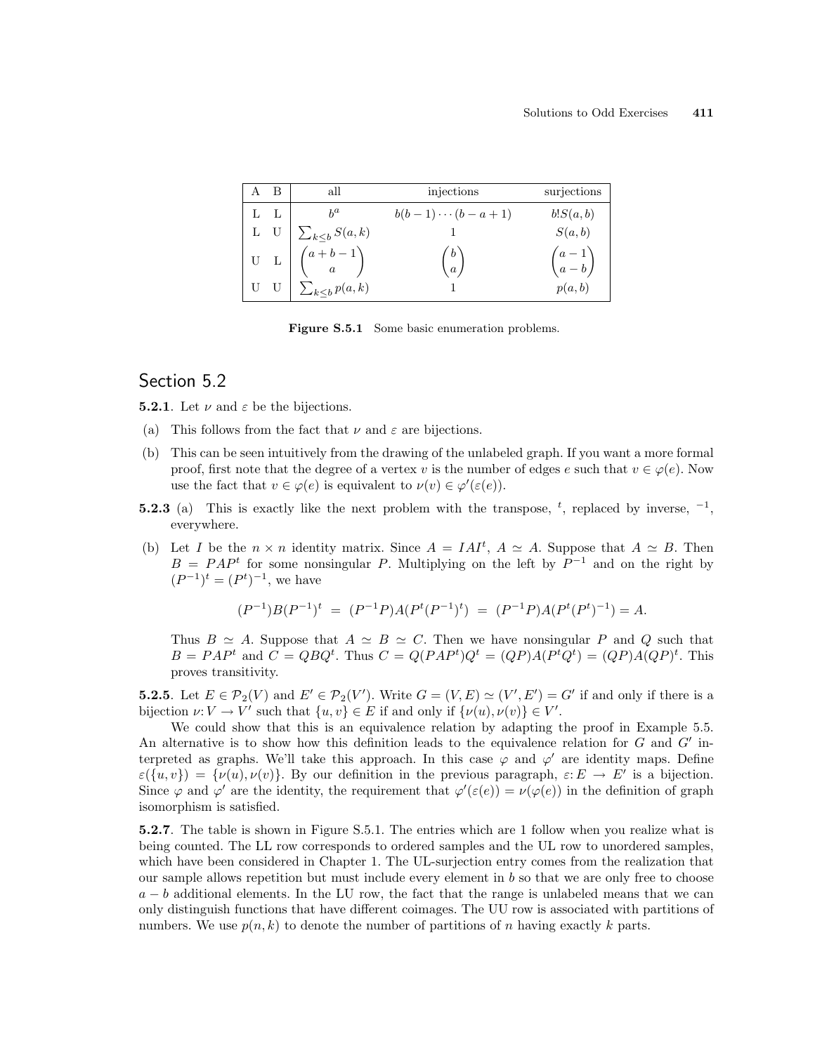| A | B | all | injections | surjections |
|---|---|---|---|---|
| L | L | $b^a$ | $b(b-1)\cdots(b-a+1)$ | $b!S(a,b)$ |
| L | U | $\sum_{k\le b} S(a,k)$ | 1 | $S(a,b)$ |
| U | L | $\binom{a+b-1}{a}$ | $\binom{b}{a}$ | $\binom{a-1}{a-b}$ |
| U | U | $\sum_{k\le b} p(a,k)$ | 1 | $p(a,b)$ |

**Figure S.5.1** Some basic enumeration problems.

## Section 5.2

**5.2.1**. Let $\nu$ and $\varepsilon$ be the bijections.

(a) This follows from the fact that $\nu$ and $\varepsilon$ are bijections.

(b) This can be seen intuitively from the drawing of the unlabeled graph. If you want a more formal proof, first note that the degree of a vertex $v$ is the number of edges $e$ such that $v \in \varphi(e)$. Now use the fact that $v \in \varphi(e)$ is equivalent to $\nu(v) \in \varphi'(\varepsilon(e))$.

**5.2.3** (a) This is exactly like the next problem with the transpose, $^t$, replaced by inverse, $^{-1}$, everywhere.

(b) Let $I$ be the $n \times n$ identity matrix. Since $A = IAI^t$, $A \simeq A$. Suppose that $A \simeq B$. Then $B = PAP^t$ for some nonsingular $P$. Multiplying on the left by $P^{-1}$ and on the right by $(P^{-1})^t = (P^t)^{-1}$, we have

$$(P^{-1})B(P^{-1})^t \;=\; (P^{-1}P)A(P^t(P^{-1})^t) \;=\; (P^{-1}P)A(P^t(P^t)^{-1}) = A.$$

Thus $B \simeq A$. Suppose that $A \simeq B \simeq C$. Then we have nonsingular $P$ and $Q$ such that $B = PAP^t$ and $C = QBQ^t$. Thus $C = Q(PAP^t)Q^t = (QP)A(P^tQ^t) = (QP)A(QP)^t$. This proves transitivity.

**5.2.5**. Let $E \in \mathcal{P}_2(V)$ and $E' \in \mathcal{P}_2(V')$. Write $G = (V,E) \simeq (V',E') = G'$ if and only if there is a bijection $\nu\colon V \to V'$ such that $\{u,v\} \in E$ if and only if $\{\nu(u),\nu(v)\} \in V'$.

We could show that this is an equivalence relation by adapting the proof in Example 5.5. An alternative is to show how this definition leads to the equivalence relation for $G$ and $G'$ interpreted as graphs. We'll take this approach. In this case $\varphi$ and $\varphi'$ are identity maps. Define $\varepsilon(\{u,v\}) = \{\nu(u),\nu(v)\}$. By our definition in the previous paragraph, $\varepsilon\colon E \to E'$ is a bijection. Since $\varphi$ and $\varphi'$ are the identity, the requirement that $\varphi'(\varepsilon(e)) = \nu(\varphi(e))$ in the definition of graph isomorphism is satisfied.

**5.2.7**. The table is shown in Figure S.5.1. The entries which are 1 follow when you realize what is being counted. The LL row corresponds to ordered samples and the UL row to unordered samples, which have been considered in Chapter 1. The UL-surjection entry comes from the realization that our sample allows repetition but must include every element in $b$ so that we are only free to choose $a - b$ additional elements. In the LU row, the fact that the range is unlabeled means that we can only distinguish functions that have different coimages. The UU row is associated with partitions of numbers. We use $p(n,k)$ to denote the number of partitions of $n$ having exactly $k$ parts.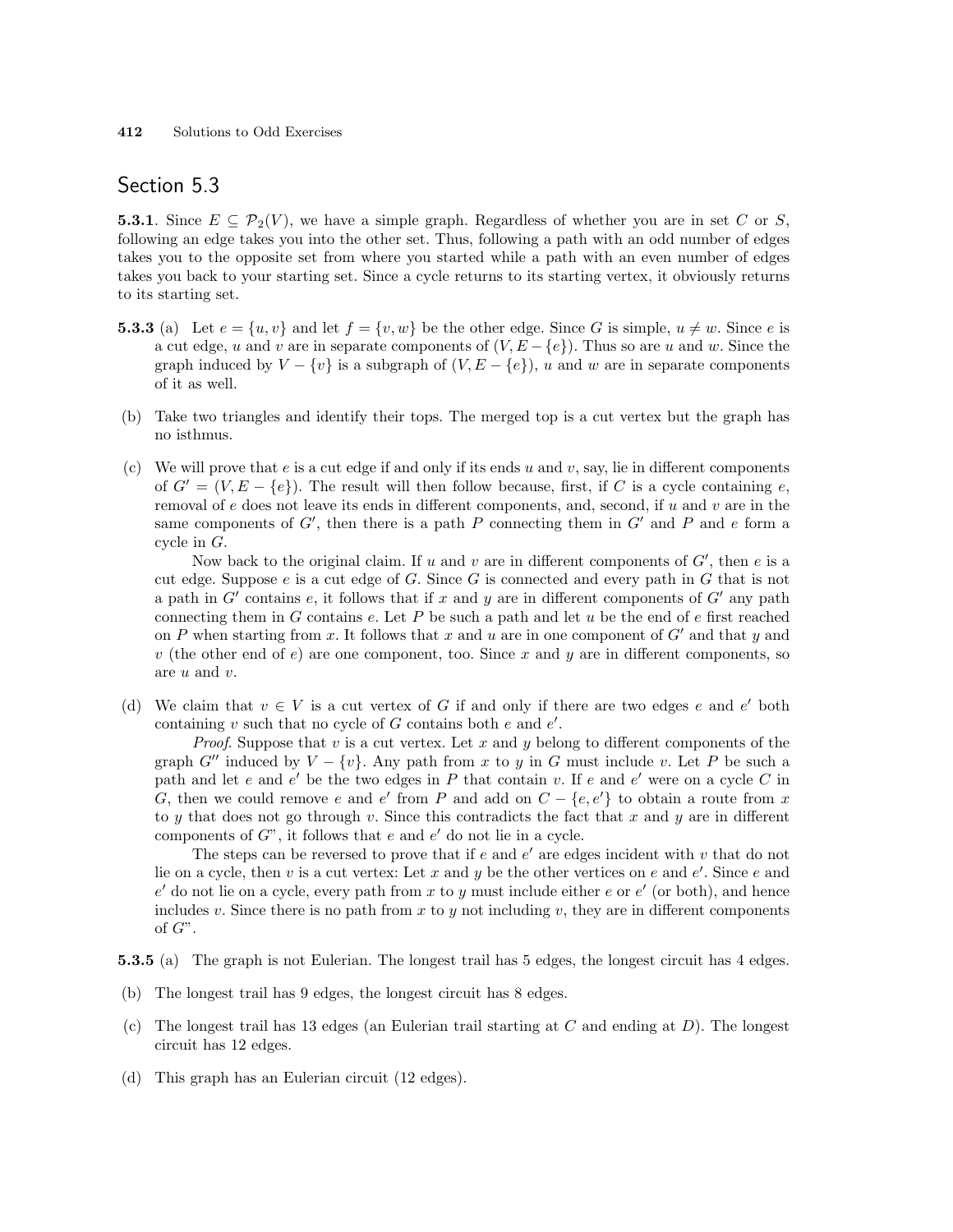## Section 5.3

**5.3.1**. Since $E \subseteq \mathcal{P}_2(V)$, we have a simple graph. Regardless of whether you are in set $C$ or $S$, following an edge takes you into the other set. Thus, following a path with an odd number of edges takes you to the opposite set from where you started while a path with an even number of edges takes you back to your starting set. Since a cycle returns to its starting vertex, it obviously returns to its starting set.

**5.3.3** (a) Let $e = \{u, v\}$ and let $f = \{v, w\}$ be the other edge. Since $G$ is simple, $u \neq w$. Since $e$ is a cut edge, $u$ and $v$ are in separate components of $(V, E - \{e\})$. Thus so are $u$ and $w$. Since the graph induced by $V - \{v\}$ is a subgraph of $(V, E - \{e\})$, $u$ and $w$ are in separate components of it as well.

(b) Take two triangles and identify their tops. The merged top is a cut vertex but the graph has no isthmus.

(c) We will prove that $e$ is a cut edge if and only if its ends $u$ and $v$, say, lie in different components of $G' = (V, E - \{e\})$. The result will then follow because, first, if $C$ is a cycle containing $e$, removal of $e$ does not leave its ends in different components, and, second, if $u$ and $v$ are in the same components of $G'$, then there is a path $P$ connecting them in $G'$ and $P$ and $e$ form a cycle in $G$.

Now back to the original claim. If $u$ and $v$ are in different components of $G'$, then $e$ is a cut edge. Suppose $e$ is a cut edge of $G$. Since $G$ is connected and every path in $G$ that is not a path in $G'$ contains $e$, it follows that if $x$ and $y$ are in different components of $G'$ any path connecting them in $G$ contains $e$. Let $P$ be such a path and let $u$ be the end of $e$ first reached on $P$ when starting from $x$. It follows that $x$ and $u$ are in one component of $G'$ and that $y$ and $v$ (the other end of $e$) are one component, too. Since $x$ and $y$ are in different components, so are $u$ and $v$.

(d) We claim that $v \in V$ is a cut vertex of $G$ if and only if there are two edges $e$ and $e'$ both containing $v$ such that no cycle of $G$ contains both $e$ and $e'$.

*Proof*. Suppose that $v$ is a cut vertex. Let $x$ and $y$ belong to different components of the graph $G''$ induced by $V - \{v\}$. Any path from $x$ to $y$ in $G$ must include $v$. Let $P$ be such a path and let $e$ and $e'$ be the two edges in $P$ that contain $v$. If $e$ and $e'$ were on a cycle $C$ in $G$, then we could remove $e$ and $e'$ from $P$ and add on $C - \{e, e'\}$ to obtain a route from $x$ to $y$ that does not go through $v$. Since this contradicts the fact that $x$ and $y$ are in different components of $G$", it follows that $e$ and $e'$ do not lie in a cycle.

The steps can be reversed to prove that if $e$ and $e'$ are edges incident with $v$ that do not lie on a cycle, then $v$ is a cut vertex: Let $x$ and $y$ be the other vertices on $e$ and $e'$. Since $e$ and $e'$ do not lie on a cycle, every path from $x$ to $y$ must include either $e$ or $e'$ (or both), and hence includes $v$. Since there is no path from $x$ to $y$ not including $v$, they are in different components of $G$".

**5.3.5** (a) The graph is not Eulerian. The longest trail has 5 edges, the longest circuit has 4 edges.

(b) The longest trail has 9 edges, the longest circuit has 8 edges.

(c) The longest trail has 13 edges (an Eulerian trail starting at $C$ and ending at $D$). The longest circuit has 12 edges.

(d) This graph has an Eulerian circuit (12 edges).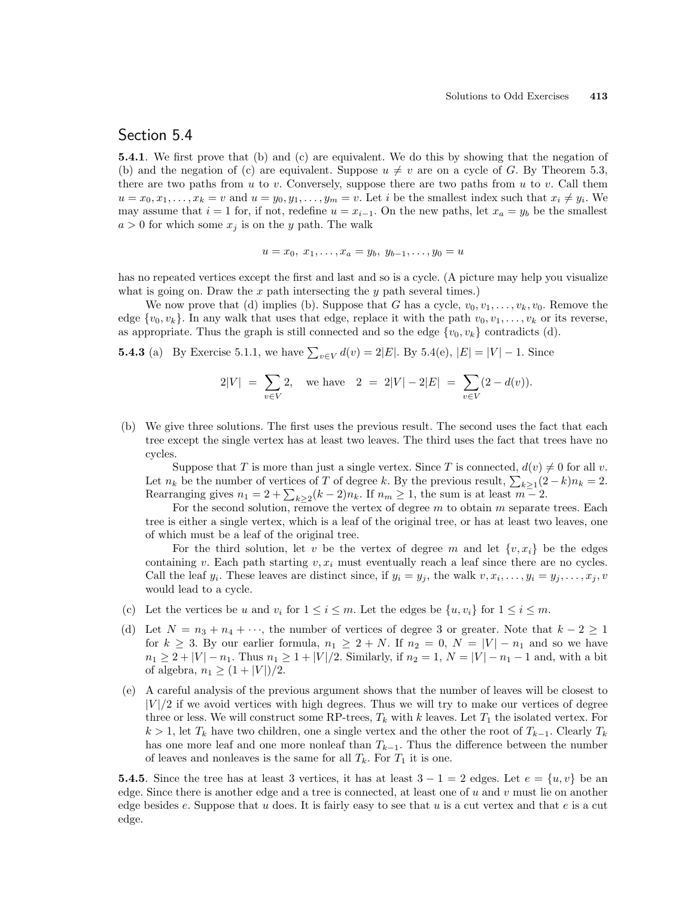## Section 5.4

**5.4.1**. We first prove that (b) and (c) are equivalent. We do this by showing that the negation of (b) and the negation of (c) are equivalent. Suppose $u \neq v$ are on a cycle of $G$. By Theorem 5.3, there are two paths from $u$ to $v$. Conversely, suppose there are two paths from $u$ to $v$. Call them $u = x_0, x_1, \ldots, x_k = v$ and $u = y_0, y_1, \ldots, y_m = v$. Let $i$ be the smallest index such that $x_i \neq y_i$. We may assume that $i = 1$ for, if not, redefine $u = x_{i-1}$. On the new paths, let $x_a = y_b$ be the smallest $a > 0$ for which some $x_j$ is on the $y$ path. The walk

$$u = x_0,\ x_1, \ldots, x_a = y_b,\ y_{b-1}, \ldots, y_0 = u$$

has no repeated vertices except the first and last and so is a cycle. (A picture may help you visualize what is going on. Draw the $x$ path intersecting the $y$ path several times.)

We now prove that (d) implies (b). Suppose that $G$ has a cycle, $v_0, v_1, \ldots, v_k, v_0$. Remove the edge $\{v_0, v_k\}$. In any walk that uses that edge, replace it with the path $v_0, v_1, \ldots, v_k$ or its reverse, as appropriate. Thus the graph is still connected and so the edge $\{v_0, v_k\}$ contradicts (d).

**5.4.3** (a) By Exercise 5.1.1, we have $\sum_{v \in V} d(v) = 2|E|$. By 5.4(e), $|E| = |V| - 1$. Since

$$2|V| \ = \ \sum_{v \in V} 2, \quad \text{we have} \quad 2 \ = \ 2|V| - 2|E| \ = \ \sum_{v \in V}(2 - d(v)).$$

(b) We give three solutions. The first uses the previous result. The second uses the fact that each tree except the single vertex has at least two leaves. The third uses the fact that trees have no cycles.

Suppose that $T$ is more than just a single vertex. Since $T$ is connected, $d(v) \neq 0$ for all $v$. Let $n_k$ be the number of vertices of $T$ of degree $k$. By the previous result, $\sum_{k \geq 1}(2-k)n_k = 2$. Rearranging gives $n_1 = 2 + \sum_{k \geq 2}(k-2)n_k$. If $n_m \geq 1$, the sum is at least $m - 2$.

For the second solution, remove the vertex of degree $m$ to obtain $m$ separate trees. Each tree is either a single vertex, which is a leaf of the original tree, or has at least two leaves, one of which must be a leaf of the original tree.

For the third solution, let $v$ be the vertex of degree $m$ and let $\{v, x_i\}$ be the edges containing $v$. Each path starting $v, x_i$ must eventually reach a leaf since there are no cycles. Call the leaf $y_i$. These leaves are distinct since, if $y_i = y_j$, the walk $v, x_i, \ldots, y_i = y_j, \ldots, x_j, v$ would lead to a cycle.

(c) Let the vertices be $u$ and $v_i$ for $1 \leq i \leq m$. Let the edges be $\{u, v_i\}$ for $1 \leq i \leq m$.

(d) Let $N = n_3 + n_4 + \cdots$, the number of vertices of degree 3 or greater. Note that $k - 2 \geq 1$ for $k \geq 3$. By our earlier formula, $n_1 \geq 2 + N$. If $n_2 = 0$, $N = |V| - n_1$ and so we have $n_1 \geq 2 + |V| - n_1$. Thus $n_1 \geq 1 + |V|/2$. Similarly, if $n_2 = 1$, $N = |V| - n_1 - 1$ and, with a bit of algebra, $n_1 \geq (1 + |V|)/2$.

(e) A careful analysis of the previous argument shows that the number of leaves will be closest to $|V|/2$ if we avoid vertices with high degrees. Thus we will try to make our vertices of degree three or less. We will construct some RP-trees, $T_k$ with $k$ leaves. Let $T_1$ the isolated vertex. For $k > 1$, let $T_k$ have two children, one a single vertex and the other the root of $T_{k-1}$. Clearly $T_k$ has one more leaf and one more nonleaf than $T_{k-1}$. Thus the difference between the number of leaves and nonleaves is the same for all $T_k$. For $T_1$ it is one.

**5.4.5**. Since the tree has at least 3 vertices, it has at least $3 - 1 = 2$ edges. Let $e = \{u, v\}$ be an edge. Since there is another edge and a tree is connected, at least one of $u$ and $v$ must lie on another edge besides $e$. Suppose that $u$ does. It is fairly easy to see that $u$ is a cut vertex and that $e$ is a cut edge.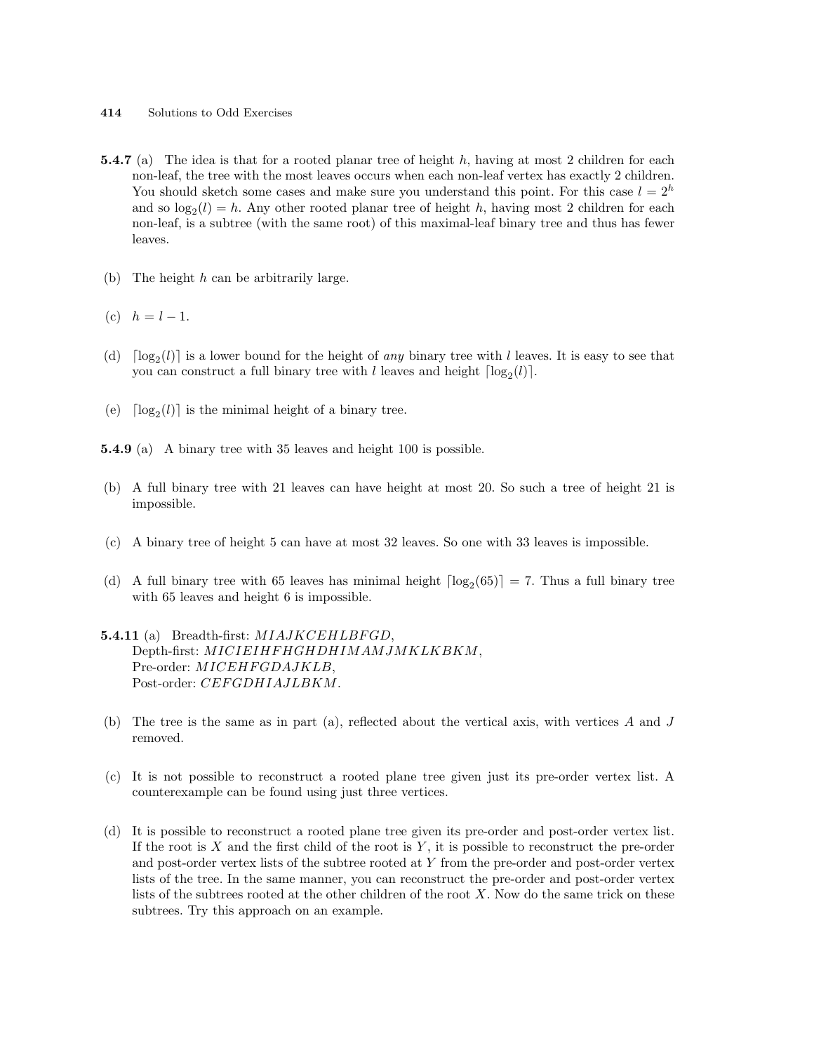**5.4.7** (a) The idea is that for a rooted planar tree of height $h$, having at most 2 children for each non-leaf, the tree with the most leaves occurs when each non-leaf vertex has exactly 2 children. You should sketch some cases and make sure you understand this point. For this case $l = 2^h$ and so $\log_2(l) = h$. Any other rooted planar tree of height $h$, having most 2 children for each non-leaf, is a subtree (with the same root) of this maximal-leaf binary tree and thus has fewer leaves.

(b) The height $h$ can be arbitrarily large.

(c) $h = l - 1$.

(d) $\lceil \log_2(l) \rceil$ is a lower bound for the height of *any* binary tree with $l$ leaves. It is easy to see that you can construct a full binary tree with $l$ leaves and height $\lceil \log_2(l) \rceil$.

(e) $\lceil \log_2(l) \rceil$ is the minimal height of a binary tree.

**5.4.9** (a) A binary tree with 35 leaves and height 100 is possible.

(b) A full binary tree with 21 leaves can have height at most 20. So such a tree of height 21 is impossible.

(c) A binary tree of height 5 can have at most 32 leaves. So one with 33 leaves is impossible.

(d) A full binary tree with 65 leaves has minimal height $\lceil \log_2(65) \rceil = 7$. Thus a full binary tree with 65 leaves and height 6 is impossible.

**5.4.11** (a) Breadth-first: $MIAJKCEHLBFGD$,
Depth-first: $MICIEIHFHGHDHIMAMJMKLKBKM$,
Pre-order: $MICEHFGDAJKLB$,
Post-order: $CEFGDHIAJLBKM$.

(b) The tree is the same as in part (a), reflected about the vertical axis, with vertices $A$ and $J$ removed.

(c) It is not possible to reconstruct a rooted plane tree given just its pre-order vertex list. A counterexample can be found using just three vertices.

(d) It is possible to reconstruct a rooted plane tree given its pre-order and post-order vertex list. If the root is $X$ and the first child of the root is $Y$, it is possible to reconstruct the pre-order and post-order vertex lists of the subtree rooted at $Y$ from the pre-order and post-order vertex lists of the tree. In the same manner, you can reconstruct the pre-order and post-order vertex lists of the subtrees rooted at the other children of the root $X$. Now do the same trick on these subtrees. Try this approach on an example.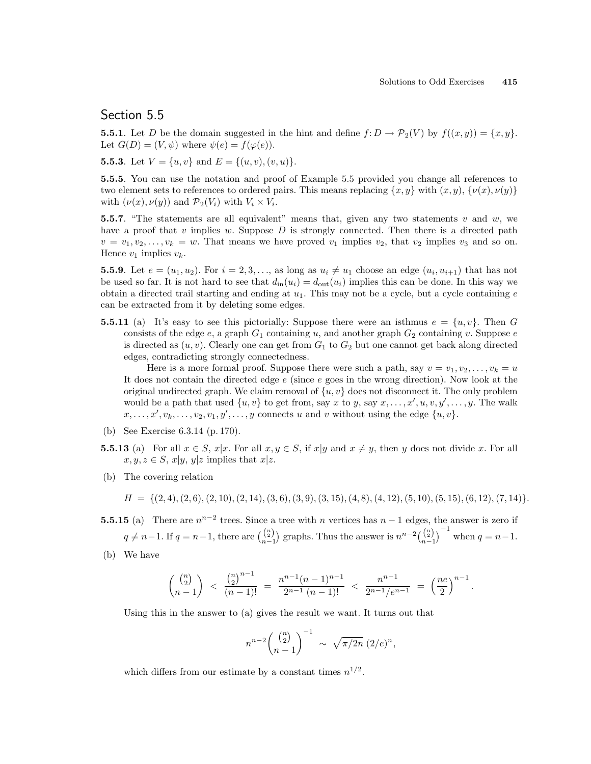## Section 5.5

**5.5.1**. Let $D$ be the domain suggested in the hint and define $f\colon D \to \mathcal{P}_2(V)$ by $f((x,y)) = \{x,y\}$. Let $G(D) = (V,\psi)$ where $\psi(e) = f(\varphi(e))$.

**5.5.3**. Let $V = \{u,v\}$ and $E = \{(u,v),(v,u)\}$.

**5.5.5**. You can use the notation and proof of Example 5.5 provided you change all references to two element sets to references to ordered pairs. This means replacing $\{x,y\}$ with $(x,y)$, $\{\nu(x),\nu(y)\}$ with $(\nu(x),\nu(y))$ and $\mathcal{P}_2(V_i)$ with $V_i \times V_i$.

**5.5.7**. "The statements are all equivalent" means that, given any two statements $v$ and $w$, we have a proof that $v$ implies $w$. Suppose $D$ is strongly connected. Then there is a directed path $v = v_1, v_2, \ldots, v_k = w$. That means we have proved $v_1$ implies $v_2$, that $v_2$ implies $v_3$ and so on. Hence $v_1$ implies $v_k$.

**5.5.9**. Let $e = (u_1,u_2)$. For $i = 2,3,\ldots$, as long as $u_i \neq u_1$ choose an edge $(u_i,u_{i+1})$ that has not been used so far. It is not hard to see that $d_{\text{in}}(u_i) = d_{\text{out}}(u_i)$ implies this can be done. In this way we obtain a directed trail starting and ending at $u_1$. This may not be a cycle, but a cycle containing $e$ can be extracted from it by deleting some edges.

**5.5.11** (a) It's easy to see this pictorially: Suppose there were an isthmus $e = \{u,v\}$. Then $G$ consists of the edge $e$, a graph $G_1$ containing $u$, and another graph $G_2$ containing $v$. Suppose $e$ is directed as $(u,v)$. Clearly one can get from $G_1$ to $G_2$ but one cannot get back along directed edges, contradicting strongly connectedness.

Here is a more formal proof. Suppose there were such a path, say $v = v_1, v_2, \ldots, v_k = u$ It does not contain the directed edge $e$ (since $e$ goes in the wrong direction). Now look at the original undirected graph. We claim removal of $\{u,v\}$ does not disconnect it. The only problem would be a path that used $\{u,v\}$ to get from, say $x$ to $y$, say $x,\ldots,x',u,v,y',\ldots,y$. The walk $x,\ldots,x',v_k,\ldots,v_2,v_1,y',\ldots,y$ connects $u$ and $v$ without using the edge $\{u,v\}$.

(b) See Exercise 6.3.14 (p. 170).

**5.5.13** (a) For all $x \in S$, $x|x$. For all $x,y \in S$, if $x|y$ and $x \neq y$, then $y$ does not divide $x$. For all $x,y,z \in S$, $x|y$, $y|z$ implies that $x|z$.

(b) The covering relation

$$H = \{(2,4),(2,6),(2,10),(2,14),(3,6),(3,9),(3,15),(4,8),(4,12),(5,10),(5,15),(6,12),(7,14)\}.$$

**5.5.15** (a) There are $n^{n-2}$ trees. Since a tree with $n$ vertices has $n-1$ edges, the answer is zero if $q \neq n-1$. If $q = n-1$, there are $\binom{\binom{n}{2}}{n-1}$ graphs. Thus the answer is $n^{n-2}\binom{\binom{n}{2}}{n-1}^{-1}$ when $q = n-1$.

(b) We have

$$\binom{\binom{n}{2}}{n-1} < \frac{\binom{n}{2}^{n-1}}{(n-1)!} = \frac{n^{n-1}(n-1)^{n-1}}{2^{n-1}\,(n-1)!} < \frac{n^{n-1}}{2^{n-1}/e^{n-1}} = \left(\frac{ne}{2}\right)^{n-1}.$$

Using this in the answer to (a) gives the result we want. It turns out that

$$n^{n-2}\binom{\binom{n}{2}}{n-1}^{-1} \sim \sqrt{\pi/2n}\,(2/e)^n,$$

which differs from our estimate by a constant times $n^{1/2}$.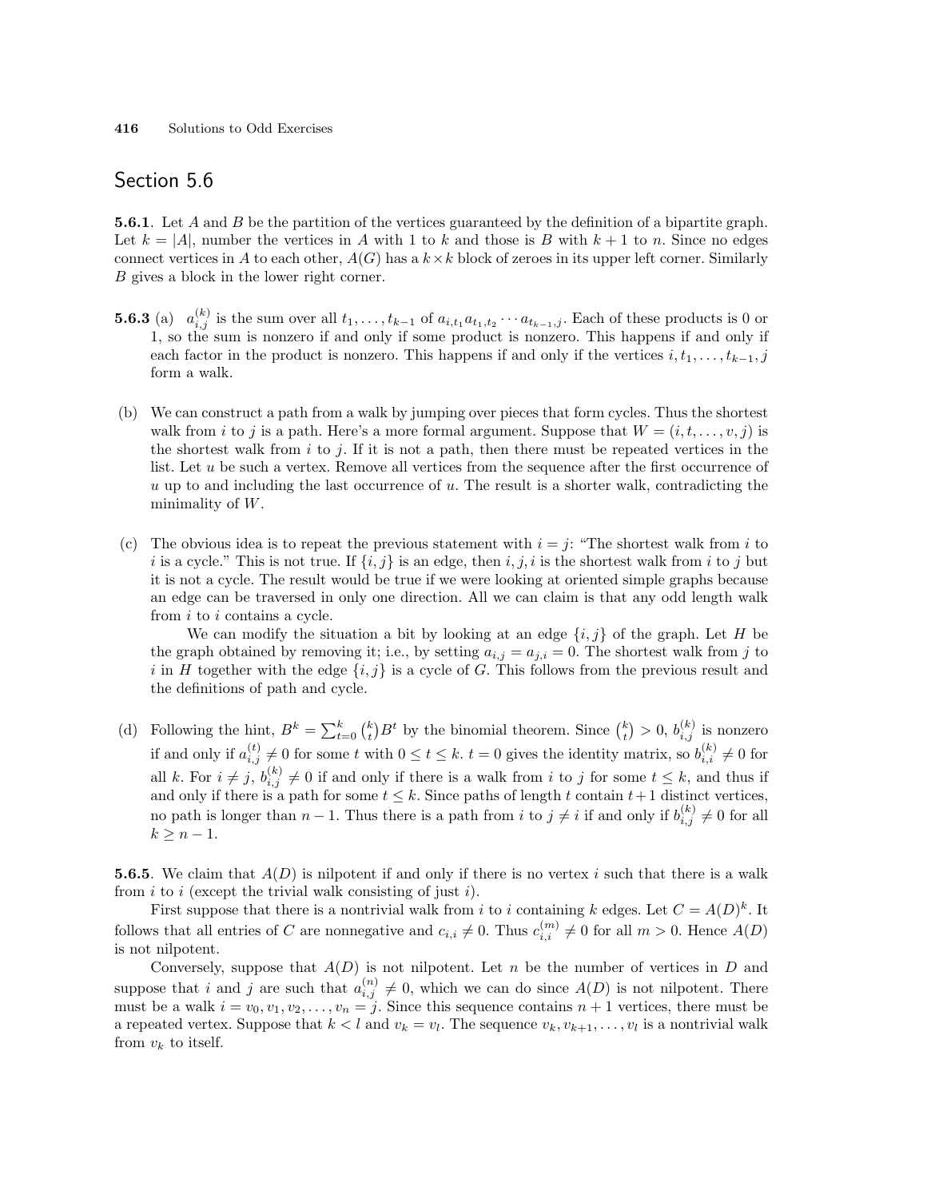## Section 5.6

**5.6.1**. Let $A$ and $B$ be the partition of the vertices guaranteed by the definition of a bipartite graph. Let $k = |A|$, number the vertices in $A$ with 1 to $k$ and those is $B$ with $k+1$ to $n$. Since no edges connect vertices in $A$ to each other, $A(G)$ has a $k \times k$ block of zeroes in its upper left corner. Similarly $B$ gives a block in the lower right corner.

**5.6.3** (a) $a_{i,j}^{(k)}$ is the sum over all $t_1, \ldots, t_{k-1}$ of $a_{i,t_1} a_{t_1,t_2} \cdots a_{t_{k-1},j}$. Each of these products is 0 or 1, so the sum is nonzero if and only if some product is nonzero. This happens if and only if each factor in the product is nonzero. This happens if and only if the vertices $i, t_1, \ldots, t_{k-1}, j$ form a walk.

(b) We can construct a path from a walk by jumping over pieces that form cycles. Thus the shortest walk from $i$ to $j$ is a path. Here's a more formal argument. Suppose that $W = (i, t, \ldots, v, j)$ is the shortest walk from $i$ to $j$. If it is not a path, then there must be repeated vertices in the list. Let $u$ be such a vertex. Remove all vertices from the sequence after the first occurrence of $u$ up to and including the last occurrence of $u$. The result is a shorter walk, contradicting the minimality of $W$.

(c) The obvious idea is to repeat the previous statement with $i = j$: "The shortest walk from $i$ to $i$ is a cycle." This is not true. If $\{i, j\}$ is an edge, then $i, j, i$ is the shortest walk from $i$ to $j$ but it is not a cycle. The result would be true if we were looking at oriented simple graphs because an edge can be traversed in only one direction. All we can claim is that any odd length walk from $i$ to $i$ contains a cycle.

We can modify the situation a bit by looking at an edge $\{i, j\}$ of the graph. Let $H$ be the graph obtained by removing it; i.e., by setting $a_{i,j} = a_{j,i} = 0$. The shortest walk from $j$ to $i$ in $H$ together with the edge $\{i, j\}$ is a cycle of $G$. This follows from the previous result and the definitions of path and cycle.

(d) Following the hint, $B^k = \sum_{t=0}^{k} \binom{k}{t} B^t$ by the binomial theorem. Since $\binom{k}{t} > 0$, $b_{i,j}^{(k)}$ is nonzero if and only if $a_{i,j}^{(t)} \neq 0$ for some $t$ with $0 \leq t \leq k$. $t = 0$ gives the identity matrix, so $b_{i,i}^{(k)} \neq 0$ for all $k$. For $i \neq j$, $b_{i,j}^{(k)} \neq 0$ if and only if there is a walk from $i$ to $j$ for some $t \leq k$, and thus if and only if there is a path for some $t \leq k$. Since paths of length $t$ contain $t+1$ distinct vertices, no path is longer than $n-1$. Thus there is a path from $i$ to $j \neq i$ if and only if $b_{i,j}^{(k)} \neq 0$ for all $k \geq n-1$.

**5.6.5**. We claim that $A(D)$ is nilpotent if and only if there is no vertex $i$ such that there is a walk from $i$ to $i$ (except the trivial walk consisting of just $i$).

First suppose that there is a nontrivial walk from $i$ to $i$ containing $k$ edges. Let $C = A(D)^k$. It follows that all entries of $C$ are nonnegative and $c_{i,i} \neq 0$. Thus $c_{i,i}^{(m)} \neq 0$ for all $m > 0$. Hence $A(D)$ is not nilpotent.

Conversely, suppose that $A(D)$ is not nilpotent. Let $n$ be the number of vertices in $D$ and suppose that $i$ and $j$ are such that $a_{i,j}^{(n)} \neq 0$, which we can do since $A(D)$ is not nilpotent. There must be a walk $i = v_0, v_1, v_2, \ldots, v_n = j$. Since this sequence contains $n+1$ vertices, there must be a repeated vertex. Suppose that $k < l$ and $v_k = v_l$. The sequence $v_k, v_{k+1}, \ldots, v_l$ is a nontrivial walk from $v_k$ to itself.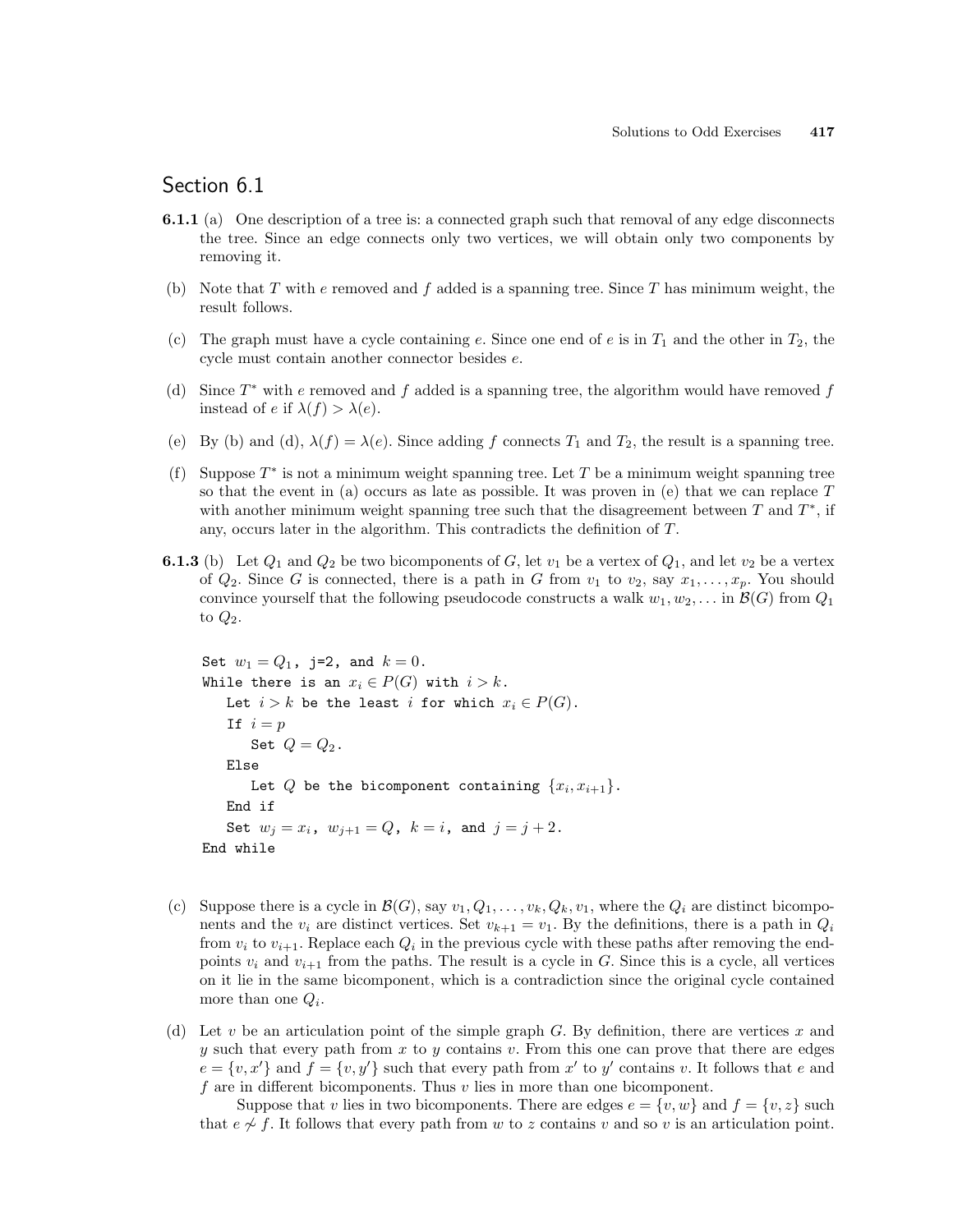## Section 6.1

**6.1.1** (a) One description of a tree is: a connected graph such that removal of any edge disconnects the tree. Since an edge connects only two vertices, we will obtain only two components by removing it.

(b) Note that $T$ with $e$ removed and $f$ added is a spanning tree. Since $T$ has minimum weight, the result follows.

(c) The graph must have a cycle containing $e$. Since one end of $e$ is in $T_1$ and the other in $T_2$, the cycle must contain another connector besides $e$.

(d) Since $T^*$ with $e$ removed and $f$ added is a spanning tree, the algorithm would have removed $f$ instead of $e$ if $\lambda(f) > \lambda(e)$.

(e) By (b) and (d), $\lambda(f) = \lambda(e)$. Since adding $f$ connects $T_1$ and $T_2$, the result is a spanning tree.

(f) Suppose $T^*$ is not a minimum weight spanning tree. Let $T$ be a minimum weight spanning tree so that the event in (a) occurs as late as possible. It was proven in (e) that we can replace $T$ with another minimum weight spanning tree such that the disagreement between $T$ and $T^*$, if any, occurs later in the algorithm. This contradicts the definition of $T$.

**6.1.3** (b) Let $Q_1$ and $Q_2$ be two bicomponents of $G$, let $v_1$ be a vertex of $Q_1$, and let $v_2$ be a vertex of $Q_2$. Since $G$ is connected, there is a path in $G$ from $v_1$ to $v_2$, say $x_1, \ldots, x_p$. You should convince yourself that the following pseudocode constructs a walk $w_1, w_2, \ldots$ in $\mathcal{B}(G)$ from $Q_1$ to $Q_2$.

```
Set w_1 = Q_1, j=2, and k = 0.
While there is an x_i ∈ P(G) with i > k.
    Let i > k be the least i for which x_i ∈ P(G).
    If i = p
        Set Q = Q_2.
    Else
        Let Q be the bicomponent containing {x_i, x_{i+1}}.
    End if
    Set w_j = x_i, w_{j+1} = Q, k = i, and j = j + 2.
End while
```

(c) Suppose there is a cycle in $\mathcal{B}(G)$, say $v_1, Q_1, \ldots, v_k, Q_k, v_1$, where the $Q_i$ are distinct bicomponents and the $v_i$ are distinct vertices. Set $v_{k+1} = v_1$. By the definitions, there is a path in $Q_i$ from $v_i$ to $v_{i+1}$. Replace each $Q_i$ in the previous cycle with these paths after removing the endpoints $v_i$ and $v_{i+1}$ from the paths. The result is a cycle in $G$. Since this is a cycle, all vertices on it lie in the same bicomponent, which is a contradiction since the original cycle contained more than one $Q_i$.

(d) Let $v$ be an articulation point of the simple graph $G$. By definition, there are vertices $x$ and $y$ such that every path from $x$ to $y$ contains $v$. From this one can prove that there are edges $e = \{v, x'\}$ and $f = \{v, y'\}$ such that every path from $x'$ to $y'$ contains $v$. It follows that $e$ and $f$ are in different bicomponents. Thus $v$ lies in more than one bicomponent.

Suppose that $v$ lies in two bicomponents. There are edges $e = \{v, w\}$ and $f = \{v, z\}$ such that $e \not\sim f$. It follows that every path from $w$ to $z$ contains $v$ and so $v$ is an articulation point.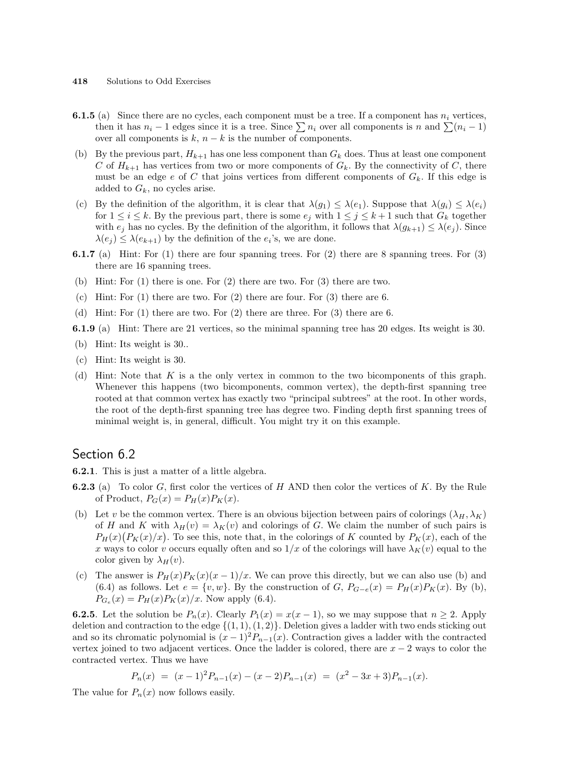**6.1.5** (a) Since there are no cycles, each component must be a tree. If a component has $n_i$ vertices, then it has $n_i - 1$ edges since it is a tree. Since $\sum n_i$ over all components is $n$ and $\sum(n_i - 1)$ over all components is $k$, $n - k$ is the number of components.

(b) By the previous part, $H_{k+1}$ has one less component than $G_k$ does. Thus at least one component $C$ of $H_{k+1}$ has vertices from two or more components of $G_k$. By the connectivity of $C$, there must be an edge $e$ of $C$ that joins vertices from different components of $G_k$. If this edge is added to $G_k$, no cycles arise.

(c) By the definition of the algorithm, it is clear that $\lambda(g_1) \le \lambda(e_1)$. Suppose that $\lambda(g_i) \le \lambda(e_i)$ for $1 \le i \le k$. By the previous part, there is some $e_j$ with $1 \le j \le k+1$ such that $G_k$ together with $e_j$ has no cycles. By the definition of the algorithm, it follows that $\lambda(g_{k+1}) \le \lambda(e_j)$. Since $\lambda(e_j) \le \lambda(e_{k+1})$ by the definition of the $e_i$'s, we are done.

**6.1.7** (a) Hint: For (1) there are four spanning trees. For (2) there are 8 spanning trees. For (3) there are 16 spanning trees.

(b) Hint: For (1) there is one. For (2) there are two. For (3) there are two.

(c) Hint: For (1) there are two. For (2) there are four. For (3) there are 6.

(d) Hint: For (1) there are two. For (2) there are three. For (3) there are 6.

**6.1.9** (a) Hint: There are 21 vertices, so the minimal spanning tree has 20 edges. Its weight is 30.

(b) Hint: Its weight is 30..

(c) Hint: Its weight is 30.

(d) Hint: Note that $K$ is a the only vertex in common to the two bicomponents of this graph. Whenever this happens (two bicomponents, common vertex), the depth-first spanning tree rooted at that common vertex has exactly two "principal subtrees" at the root. In other words, the root of the depth-first spanning tree has degree two. Finding depth first spanning trees of minimal weight is, in general, difficult. You might try it on this example.

## Section 6.2

**6.2.1**. This is just a matter of a little algebra.

**6.2.3** (a) To color $G$, first color the vertices of $H$ AND then color the vertices of $K$. By the Rule of Product, $P_G(x) = P_H(x)P_K(x)$.

(b) Let $v$ be the common vertex. There is an obvious bijection between pairs of colorings $(\lambda_H, \lambda_K)$ of $H$ and $K$ with $\lambda_H(v) = \lambda_K(v)$ and colorings of $G$. We claim the number of such pairs is $P_H(x)\big(P_K(x)/x\big)$. To see this, note that, in the colorings of $K$ counted by $P_K(x)$, each of the $x$ ways to color $v$ occurs equally often and so $1/x$ of the colorings will have $\lambda_K(v)$ equal to the color given by $\lambda_H(v)$.

(c) The answer is $P_H(x)P_K(x)(x-1)/x$. We can prove this directly, but we can also use (b) and (6.4) as follows. Let $e = \{v, w\}$. By the construction of $G$, $P_{G-e}(x) = P_H(x)P_K(x)$. By (b), $P_{G_e}(x) = P_H(x)P_K(x)/x$. Now apply (6.4).

**6.2.5**. Let the solution be $P_n(x)$. Clearly $P_1(x) = x(x-1)$, so we may suppose that $n \ge 2$. Apply deletion and contraction to the edge $\{(1,1),(1,2)\}$. Deletion gives a ladder with two ends sticking out and so its chromatic polynomial is $(x-1)^2 P_{n-1}(x)$. Contraction gives a ladder with the contracted vertex joined to two adjacent vertices. Once the ladder is colored, there are $x-2$ ways to color the contracted vertex. Thus we have

$$P_n(x) \;=\; (x-1)^2 P_{n-1}(x) - (x-2)P_{n-1}(x) \;=\; (x^2 - 3x + 3)P_{n-1}(x).$$

The value for $P_n(x)$ now follows easily.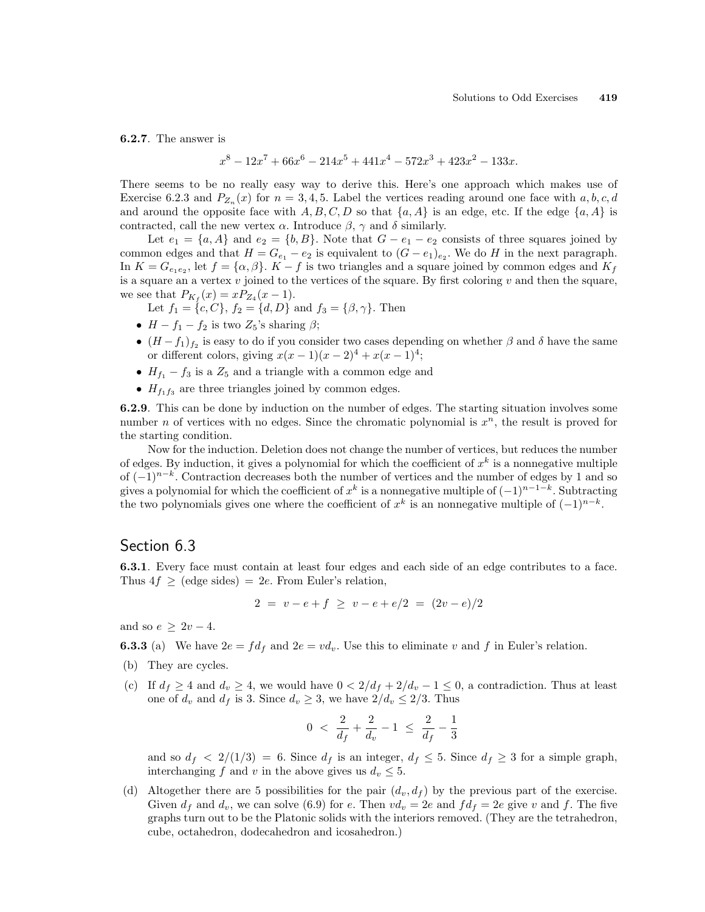**6.2.7**. The answer is

$$x^8 - 12x^7 + 66x^6 - 214x^5 + 441x^4 - 572x^3 + 423x^2 - 133x.$$

There seems to be no really easy way to derive this. Here's one approach which makes use of Exercise 6.2.3 and $P_{Z_n}(x)$ for $n = 3, 4, 5$. Label the vertices reading around one face with $a, b, c, d$ and around the opposite face with $A, B, C, D$ so that $\{a, A\}$ is an edge, etc. If the edge $\{a, A\}$ is contracted, call the new vertex $\alpha$. Introduce $\beta$, $\gamma$ and $\delta$ similarly.

Let $e_1 = \{a, A\}$ and $e_2 = \{b, B\}$. Note that $G - e_1 - e_2$ consists of three squares joined by common edges and that $H = G_{e_1} - e_2$ is equivalent to $(G - e_1)_{e_2}$. We do $H$ in the next paragraph. In $K = G_{e_1 e_2}$, let $f = \{\alpha, \beta\}$. $K - f$ is two triangles and a square joined by common edges and $K_f$ is a square an a vertex $v$ joined to the vertices of the square. By first coloring $v$ and then the square, we see that $P_{K_f}(x) = xP_{Z_4}(x-1)$.

Let $f_1 = \{c, C\}$, $f_2 = \{d, D\}$ and $f_3 = \{\beta, \gamma\}$. Then

- $H - f_1 - f_2$ is two $Z_5$'s sharing $\beta$;
- $(H - f_1)_{f_2}$ is easy to do if you consider two cases depending on whether $\beta$ and $\delta$ have the same or different colors, giving $x(x-1)(x-2)^4 + x(x-1)^4$;
- $H_{f_1} - f_3$ is a $Z_5$ and a triangle with a common edge and
- $H_{f_1 f_3}$ are three triangles joined by common edges.

**6.2.9**. This can be done by induction on the number of edges. The starting situation involves some number $n$ of vertices with no edges. Since the chromatic polynomial is $x^n$, the result is proved for the starting condition.

Now for the induction. Deletion does not change the number of vertices, but reduces the number of edges. By induction, it gives a polynomial for which the coefficient of $x^k$ is a nonnegative multiple of $(-1)^{n-k}$. Contraction decreases both the number of vertices and the number of edges by 1 and so gives a polynomial for which the coefficient of $x^k$ is a nonnegative multiple of $(-1)^{n-1-k}$. Subtracting the two polynomials gives one where the coefficient of $x^k$ is an nonnegative multiple of $(-1)^{n-k}$.

## Section 6.3

**6.3.1**. Every face must contain at least four edges and each side of an edge contributes to a face. Thus $4f \geq$ (edge sides) $= 2e$. From Euler's relation,

$$2 \;=\; v - e + f \;\geq\; v - e + e/2 \;=\; (2v - e)/2$$

and so $e \geq 2v - 4$.

**6.3.3** (a) We have $2e = fd_f$ and $2e = vd_v$. Use this to eliminate $v$ and $f$ in Euler's relation.

(b) They are cycles.

(c) If $d_f \geq 4$ and $d_v \geq 4$, we would have $0 < 2/d_f + 2/d_v - 1 \leq 0$, a contradiction. Thus at least one of $d_v$ and $d_f$ is 3. Since $d_v \geq 3$, we have $2/d_v \leq 2/3$. Thus

$$0 \;<\; \frac{2}{d_f} + \frac{2}{d_v} - 1 \;\leq\; \frac{2}{d_f} - \frac{1}{3}$$

and so $d_f < 2/(1/3) = 6$. Since $d_f$ is an integer, $d_f \leq 5$. Since $d_f \geq 3$ for a simple graph, interchanging $f$ and $v$ in the above gives us $d_v \leq 5$.

(d) Altogether there are 5 possibilities for the pair $(d_v, d_f)$ by the previous part of the exercise. Given $d_f$ and $d_v$, we can solve (6.9) for $e$. Then $vd_v = 2e$ and $fd_f = 2e$ give $v$ and $f$. The five graphs turn out to be the Platonic solids with the interiors removed. (They are the tetrahedron, cube, octahedron, dodecahedron and icosahedron.)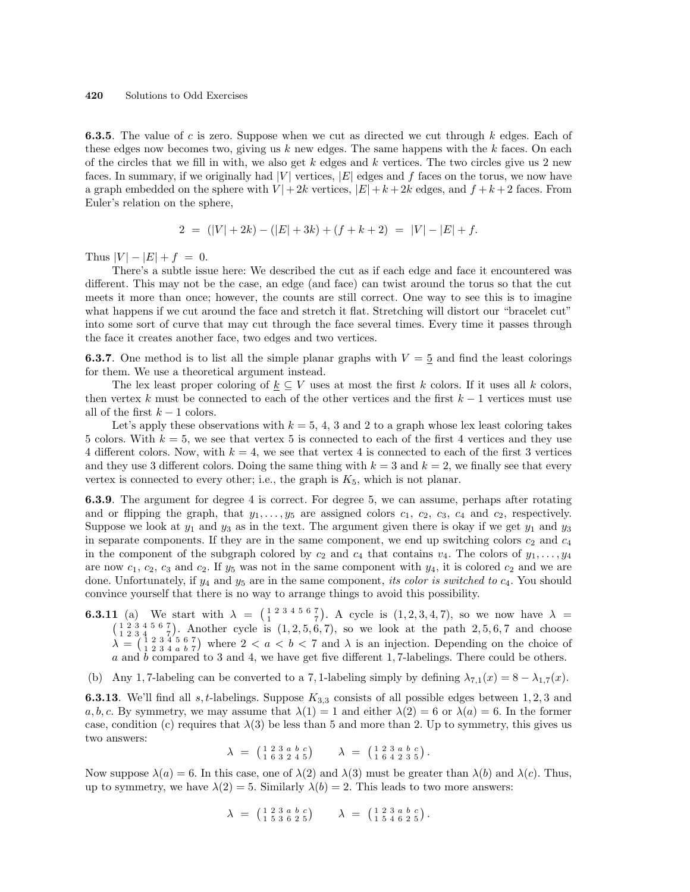**6.3.5**. The value of $c$ is zero. Suppose when we cut as directed we cut through $k$ edges. Each of these edges now becomes two, giving us $k$ new edges. The same happens with the $k$ faces. On each of the circles that we fill in with, we also get $k$ edges and $k$ vertices. The two circles give us 2 new faces. In summary, if we originally had $|V|$ vertices, $|E|$ edges and $f$ faces on the torus, we now have a graph embedded on the sphere with $V|+2k$ vertices, $|E|+k+2k$ edges, and $f+k+2$ faces. From Euler's relation on the sphere,

$$2 \;=\; (|V|+2k) - (|E|+3k) + (f+k+2) \;=\; |V| - |E| + f.$$

Thus $|V| - |E| + f \;=\; 0$.

There's a subtle issue here: We described the cut as if each edge and face it encountered was different. This may not be the case, an edge (and face) can twist around the torus so that the cut meets it more than once; however, the counts are still correct. One way to see this is to imagine what happens if we cut around the face and stretch it flat. Stretching will distort our "bracelet cut" into some sort of curve that may cut through the face several times. Every time it passes through the face it creates another face, two edges and two vertices.

**6.3.7**. One method is to list all the simple planar graphs with $V = \underline{5}$ and find the least colorings for them. We use a theoretical argument instead.

The lex least proper coloring of $\underline{k} \subseteq V$ uses at most the first $k$ colors. If it uses all $k$ colors, then vertex $k$ must be connected to each of the other vertices and the first $k-1$ vertices must use all of the first $k-1$ colors.

Let's apply these observations with $k = 5$, 4, 3 and 2 to a graph whose lex least coloring takes 5 colors. With $k = 5$, we see that vertex 5 is connected to each of the first 4 vertices and they use 4 different colors. Now, with $k = 4$, we see that vertex 4 is connected to each of the first 3 vertices and they use 3 different colors. Doing the same thing with $k = 3$ and $k = 2$, we finally see that every vertex is connected to every other; i.e., the graph is $K_5$, which is not planar.

**6.3.9**. The argument for degree 4 is correct. For degree 5, we can assume, perhaps after rotating and or flipping the graph, that $y_1, \ldots, y_5$ are assigned colors $c_1$, $c_2$, $c_3$, $c_4$ and $c_2$, respectively. Suppose we look at $y_1$ and $y_3$ as in the text. The argument given there is okay if we get $y_1$ and $y_3$ in separate components. If they are in the same component, we end up switching colors $c_2$ and $c_4$ in the component of the subgraph colored by $c_2$ and $c_4$ that contains $v_4$. The colors of $y_1, \ldots, y_4$ are now $c_1$, $c_2$, $c_3$ and $c_2$. If $y_5$ was not in the same component with $y_4$, it is colored $c_2$ and we are done. Unfortunately, if $y_4$ and $y_5$ are in the same component, *its color is switched to* $c_4$. You should convince yourself that there is no way to arrange things to avoid this possibility.

**6.3.11** (a) We start with $\lambda = \begin{pmatrix} 1 & 2 & 3 & 4 & 5 & 6 & 7 \\ 1 & & & & & & 7 \end{pmatrix}$. A cycle is $(1,2,3,4,7)$, so we now have $\lambda = \begin{pmatrix} 1 & 2 & 3 & 4 & 5 & 6 & 7 \\ 1 & 2 & 3 & 4 & & & 7 \end{pmatrix}$. Another cycle is $(1,2,5,6,7)$, so we look at the path $2,5,6,7$ and choose $\lambda = \begin{pmatrix} 1 & 2 & 3 & 4 & 5 & 6 & 7 \\ 1 & 2 & 3 & 4 & a & b & 7 \end{pmatrix}$ where $2 < a < b < 7$ and $\lambda$ is an injection. Depending on the choice of $a$ and $b$ compared to 3 and 4, we have get five different $1,7$-labelings. There could be others.

(b) Any $1,7$-labeling can be converted to a $7,1$-labeling simply by defining $\lambda_{7,1}(x) = 8 - \lambda_{1,7}(x)$.

**6.3.13**. We'll find all $s,t$-labelings. Suppose $K_{3,3}$ consists of all possible edges between $1,2,3$ and $a,b,c$. By symmetry, we may assume that $\lambda(1) = 1$ and either $\lambda(2) = 6$ or $\lambda(a) = 6$. In the former case, condition (c) requires that $\lambda(3)$ be less than 5 and more than 2. Up to symmetry, this gives us two answers:

$$\lambda \;=\; \begin{pmatrix} 1 & 2 & 3 & a & b & c \\ 1 & 6 & 3 & 2 & 4 & 5 \end{pmatrix} \qquad \lambda \;=\; \begin{pmatrix} 1 & 2 & 3 & a & b & c \\ 1 & 6 & 4 & 2 & 3 & 5 \end{pmatrix}.$$

Now suppose $\lambda(a) = 6$. In this case, one of $\lambda(2)$ and $\lambda(3)$ must be greater than $\lambda(b)$ and $\lambda(c)$. Thus, up to symmetry, we have $\lambda(2) = 5$. Similarly $\lambda(b) = 2$. This leads to two more answers:

$$\lambda \;=\; \begin{pmatrix} 1 & 2 & 3 & a & b & c \\ 1 & 5 & 3 & 6 & 2 & 5 \end{pmatrix} \qquad \lambda \;=\; \begin{pmatrix} 1 & 2 & 3 & a & b & c \\ 1 & 5 & 4 & 6 & 2 & 5 \end{pmatrix}.$$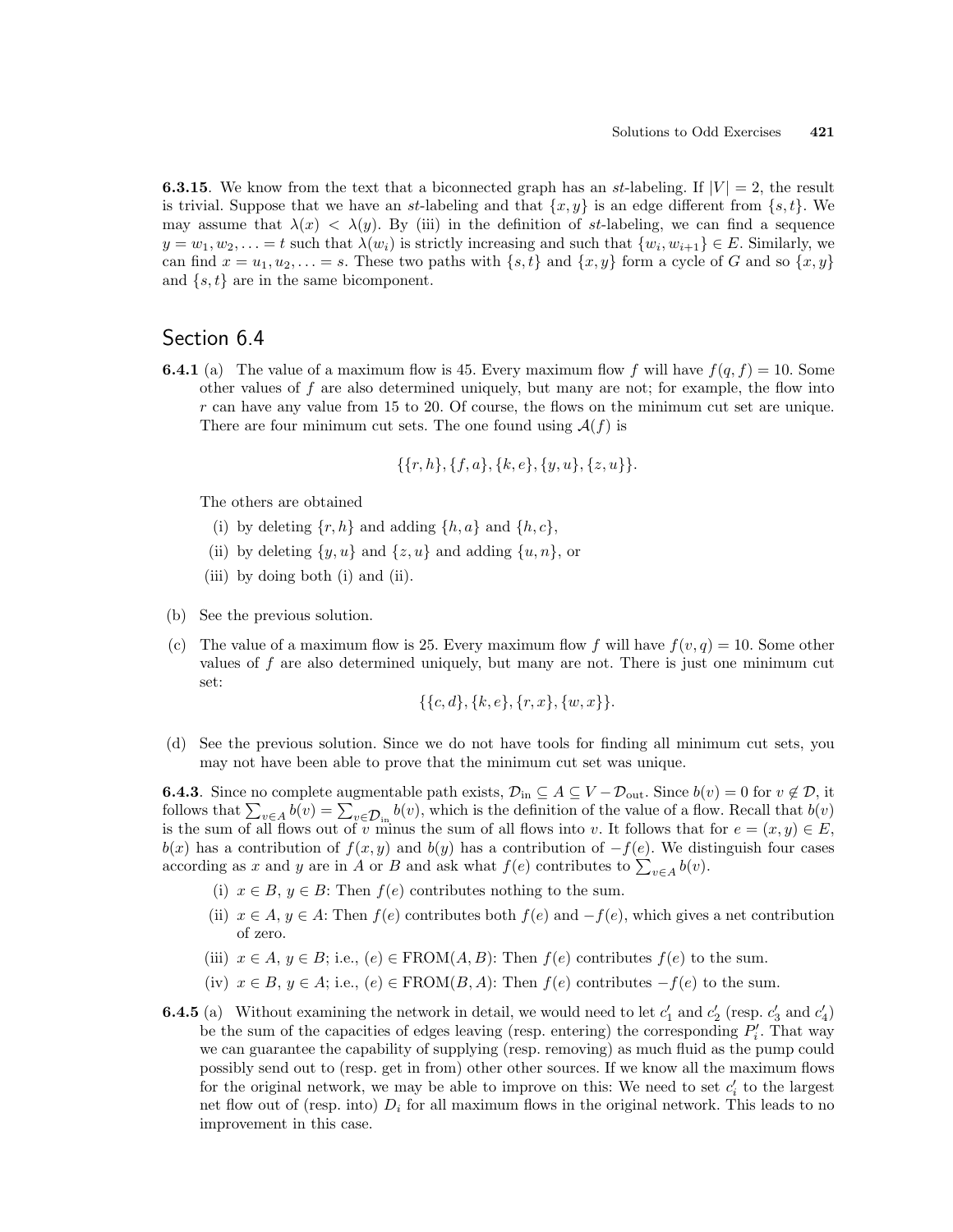**6.3.15**. We know from the text that a biconnected graph has an *st*-labeling. If $|V| = 2$, the result is trivial. Suppose that we have an *st*-labeling and that $\{x, y\}$ is an edge different from $\{s, t\}$. We may assume that $\lambda(x) < \lambda(y)$. By (iii) in the definition of *st*-labeling, we can find a sequence $y = w_1, w_2, \ldots = t$ such that $\lambda(w_i)$ is strictly increasing and such that $\{w_i, w_{i+1}\} \in E$. Similarly, we can find $x = u_1, u_2, \ldots = s$. These two paths with $\{s, t\}$ and $\{x, y\}$ form a cycle of $G$ and so $\{x, y\}$ and $\{s, t\}$ are in the same bicomponent.

## Section 6.4

**6.4.1** (a) The value of a maximum flow is 45. Every maximum flow $f$ will have $f(q, f) = 10$. Some other values of $f$ are also determined uniquely, but many are not; for example, the flow into $r$ can have any value from 15 to 20. Of course, the flows on the minimum cut set are unique. There are four minimum cut sets. The one found using $\mathcal{A}(f)$ is

$$\{\{r, h\}, \{f, a\}, \{k, e\}, \{y, u\}, \{z, u\}\}.$$

The others are obtained

(i) by deleting $\{r, h\}$ and adding $\{h, a\}$ and $\{h, c\}$,

(ii) by deleting $\{y, u\}$ and $\{z, u\}$ and adding $\{u, n\}$, or

(iii) by doing both (i) and (ii).

(b) See the previous solution.

(c) The value of a maximum flow is 25. Every maximum flow $f$ will have $f(v, q) = 10$. Some other values of $f$ are also determined uniquely, but many are not. There is just one minimum cut set:

$$\{\{c, d\}, \{k, e\}, \{r, x\}, \{w, x\}\}.$$

(d) See the previous solution. Since we do not have tools for finding all minimum cut sets, you may not have been able to prove that the minimum cut set was unique.

**6.4.3**. Since no complete augmentable path exists, $\mathcal{D}_{\text{in}} \subseteq A \subseteq V - \mathcal{D}_{\text{out}}$. Since $b(v) = 0$ for $v \notin \mathcal{D}$, it follows that $\sum_{v \in A} b(v) = \sum_{v \in \mathcal{D}_{\text{in}}} b(v)$, which is the definition of the value of a flow. Recall that $b(v)$ is the sum of all flows out of $v$ minus the sum of all flows into $v$. It follows that for $e = (x, y) \in E$, $b(x)$ has a contribution of $f(x, y)$ and $b(y)$ has a contribution of $-f(e)$. We distinguish four cases according as $x$ and $y$ are in $A$ or $B$ and ask what $f(e)$ contributes to $\sum_{v \in A} b(v)$.

(i) $x \in B$, $y \in B$: Then $f(e)$ contributes nothing to the sum.

(ii) $x \in A$, $y \in A$: Then $f(e)$ contributes both $f(e)$ and $-f(e)$, which gives a net contribution of zero.

(iii) $x \in A$, $y \in B$; i.e., $(e) \in \text{FROM}(A, B)$: Then $f(e)$ contributes $f(e)$ to the sum.

(iv) $x \in B$, $y \in A$; i.e., $(e) \in \text{FROM}(B, A)$: Then $f(e)$ contributes $-f(e)$ to the sum.

**6.4.5** (a) Without examining the network in detail, we would need to let $c_1'$ and $c_2'$ (resp. $c_3'$ and $c_4'$) be the sum of the capacities of edges leaving (resp. entering) the corresponding $P_i'$. That way we can guarantee the capability of supplying (resp. removing) as much fluid as the pump could possibly send out to (resp. get in from) other other sources. If we know all the maximum flows for the original network, we may be able to improve on this: We need to set $c_i'$ to the largest net flow out of (resp. into) $D_i$ for all maximum flows in the original network. This leads to no improvement in this case.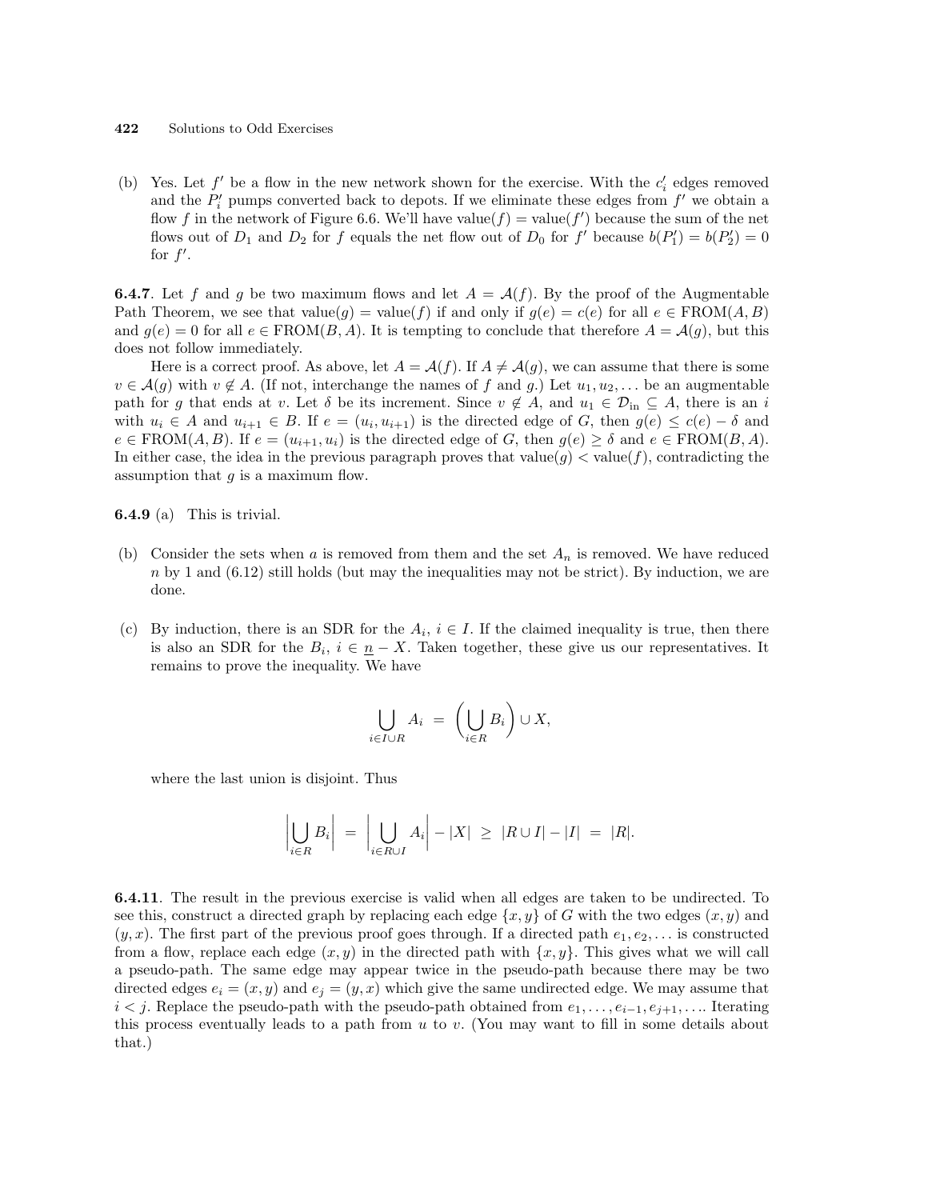(b) Yes. Let $f'$ be a flow in the new network shown for the exercise. With the $c_i'$ edges removed and the $P_i'$ pumps converted back to depots. If we eliminate these edges from $f'$ we obtain a flow $f$ in the network of Figure 6.6. We'll have $\text{value}(f) = \text{value}(f')$ because the sum of the net flows out of $D_1$ and $D_2$ for $f$ equals the net flow out of $D_0$ for $f'$ because $b(P_1') = b(P_2') = 0$ for $f'$.

**6.4.7**. Let $f$ and $g$ be two maximum flows and let $A = \mathcal{A}(f)$. By the proof of the Augmentable Path Theorem, we see that $\text{value}(g) = \text{value}(f)$ if and only if $g(e) = c(e)$ for all $e \in \text{FROM}(A, B)$ and $g(e) = 0$ for all $e \in \text{FROM}(B, A)$. It is tempting to conclude that therefore $A = \mathcal{A}(g)$, but this does not follow immediately.

Here is a correct proof. As above, let $A = \mathcal{A}(f)$. If $A \neq \mathcal{A}(g)$, we can assume that there is some $v \in \mathcal{A}(g)$ with $v \notin A$. (If not, interchange the names of $f$ and $g$.) Let $u_1, u_2, \ldots$ be an augmentable path for $g$ that ends at $v$. Let $\delta$ be its increment. Since $v \notin A$, and $u_1 \in \mathcal{D}_{\text{in}} \subseteq A$, there is an $i$ with $u_i \in A$ and $u_{i+1} \in B$. If $e = (u_i, u_{i+1})$ is the directed edge of $G$, then $g(e) \leq c(e) - \delta$ and $e \in \text{FROM}(A, B)$. If $e = (u_{i+1}, u_i)$ is the directed edge of $G$, then $g(e) \geq \delta$ and $e \in \text{FROM}(B, A)$. In either case, the idea in the previous paragraph proves that $\text{value}(g) < \text{value}(f)$, contradicting the assumption that $g$ is a maximum flow.

**6.4.9** (a) This is trivial.

(b) Consider the sets when $a$ is removed from them and the set $A_n$ is removed. We have reduced $n$ by 1 and (6.12) still holds (but may the inequalities may not be strict). By induction, we are done.

(c) By induction, there is an SDR for the $A_i$, $i \in I$. If the claimed inequality is true, then there is also an SDR for the $B_i$, $i \in \underline{n} - X$. Taken together, these give us our representatives. It remains to prove the inequality. We have

$$\bigcup_{i \in I \cup R} A_i \;=\; \left( \bigcup_{i \in R} B_i \right) \cup X,$$

where the last union is disjoint. Thus

$$\left| \bigcup_{i \in R} B_i \right| \;=\; \left| \bigcup_{i \in R \cup I} A_i \right| - |X| \;\geq\; |R \cup I| - |I| \;=\; |R|.$$

**6.4.11**. The result in the previous exercise is valid when all edges are taken to be undirected. To see this, construct a directed graph by replacing each edge $\{x, y\}$ of $G$ with the two edges $(x, y)$ and $(y, x)$. The first part of the previous proof goes through. If a directed path $e_1, e_2, \ldots$ is constructed from a flow, replace each edge $(x, y)$ in the directed path with $\{x, y\}$. This gives what we will call a pseudo-path. The same edge may appear twice in the pseudo-path because there may be two directed edges $e_i = (x, y)$ and $e_j = (y, x)$ which give the same undirected edge. We may assume that $i < j$. Replace the pseudo-path with the pseudo-path obtained from $e_1, \ldots, e_{i-1}, e_{j+1}, \ldots$. Iterating this process eventually leads to a path from $u$ to $v$. (You may want to fill in some details about that.)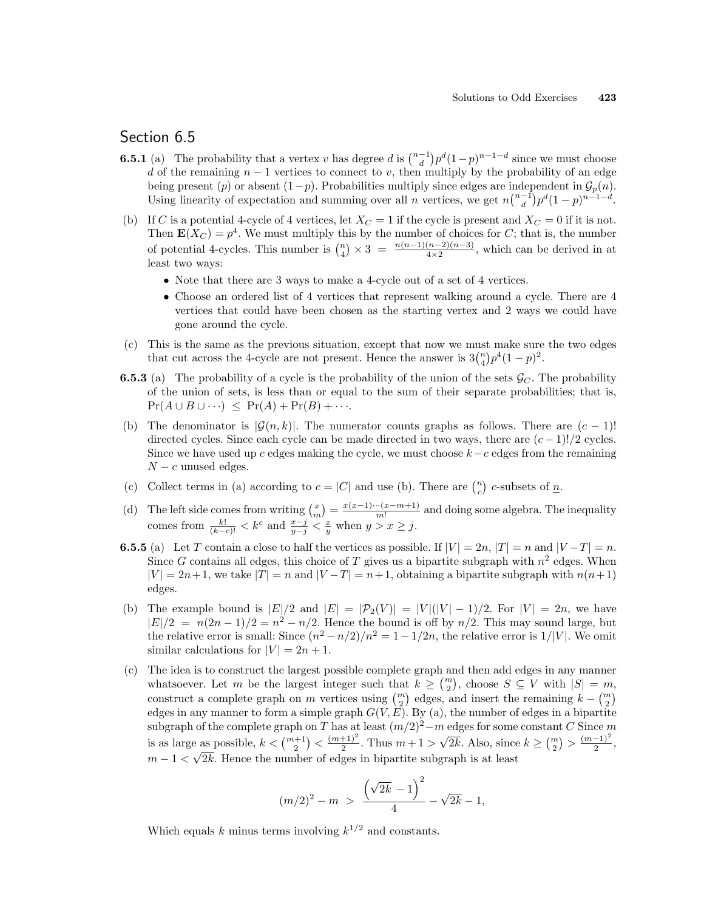## Section 6.5

**6.5.1** (a) The probability that a vertex $v$ has degree $d$ is $\binom{n-1}{d}p^d(1-p)^{n-1-d}$ since we must choose $d$ of the remaining $n-1$ vertices to connect to $v$, then multiply by the probability of an edge being present ($p$) or absent ($1-p$). Probabilities multiply since edges are independent in $\mathcal{G}_p(n)$. Using linearity of expectation and summing over all $n$ vertices, we get $n\binom{n-1}{d}p^d(1-p)^{n-1-d}$.

(b) If $C$ is a potential 4-cycle of 4 vertices, let $X_C = 1$ if the cycle is present and $X_C = 0$ if it is not. Then $\mathbf{E}(X_C) = p^4$. We must multiply this by the number of choices for $C$; that is, the number of potential 4-cycles. This number is $\binom{n}{4} \times 3 = \frac{n(n-1)(n-2)(n-3)}{4\times 2}$, which can be derived in at least two ways:

- Note that there are 3 ways to make a 4-cycle out of a set of 4 vertices.
- Choose an ordered list of 4 vertices that represent walking around a cycle. There are 4 vertices that could have been chosen as the starting vertex and 2 ways we could have gone around the cycle.

(c) This is the same as the previous situation, except that now we must make sure the two edges that cut across the 4-cycle are not present. Hence the answer is $3\binom{n}{4}p^4(1-p)^2$.

**6.5.3** (a) The probability of a cycle is the probability of the union of the sets $\mathcal{G}_C$. The probability of the union of sets, is less than or equal to the sum of their separate probabilities; that is, $\Pr(A \cup B \cup \cdots) \le \Pr(A) + \Pr(B) + \cdots$.

(b) The denominator is $|\mathcal{G}(n,k)|$. The numerator counts graphs as follows. There are $(c-1)!$ directed cycles. Since each cycle can be made directed in two ways, there are $(c-1)!/2$ cycles. Since we have used up $c$ edges making the cycle, we must choose $k-c$ edges from the remaining $N-c$ unused edges.

(c) Collect terms in (a) according to $c = |C|$ and use (b). There are $\binom{n}{c}$ $c$-subsets of $\underline{n}$.

(d) The left side comes from writing $\binom{x}{m} = \frac{x(x-1)\cdots(x-m+1)}{m!}$ and doing some algebra. The inequality comes from $\frac{k!}{(k-c)!} < k^c$ and $\frac{x-j}{y-j} < \frac{x}{y}$ when $y > x \ge j$.

**6.5.5** (a) Let $T$ contain a close to half the vertices as possible. If $|V| = 2n$, $|T| = n$ and $|V-T| = n$. Since $G$ contains all edges, this choice of $T$ gives us a bipartite subgraph with $n^2$ edges. When $|V| = 2n+1$, we take $|T| = n$ and $|V-T| = n+1$, obtaining a bipartite subgraph with $n(n+1)$ edges.

(b) The example bound is $|E|/2$ and $|E| = |\mathcal{P}_2(V)| = |V|(|V|-1)/2$. For $|V| = 2n$, we have $|E|/2 = n(2n-1)/2 = n^2 - n/2$. Hence the bound is off by $n/2$. This may sound large, but the relative error is small: Since $(n^2 - n/2)/n^2 = 1 - 1/2n$, the relative error is $1/|V|$. We omit similar calculations for $|V| = 2n+1$.

(c) The idea is to construct the largest possible complete graph and then add edges in any manner whatsoever. Let $m$ be the largest integer such that $k \ge \binom{m}{2}$, choose $S \subseteq V$ with $|S| = m$, construct a complete graph on $m$ vertices using $\binom{m}{2}$ edges, and insert the remaining $k - \binom{m}{2}$ edges in any manner to form a simple graph $G(V,E)$. By (a), the number of edges in a bipartite subgraph of the complete graph on $T$ has at least $(m/2)^2 - m$ edges for some constant $C$ Since $m$ is as large as possible, $k < \binom{m+1}{2} < \frac{(m+1)^2}{2}$. Thus $m+1 > \sqrt{2k}$. Also, since $k \ge \binom{m}{2} > \frac{(m-1)^2}{2}$, $m-1 < \sqrt{2k}$. Hence the number of edges in bipartite subgraph is at least

$$(m/2)^2 - m \; > \; \frac{\left(\sqrt{2k}-1\right)^2}{4} - \sqrt{2k} - 1,$$

Which equals $k$ minus terms involving $k^{1/2}$ and constants.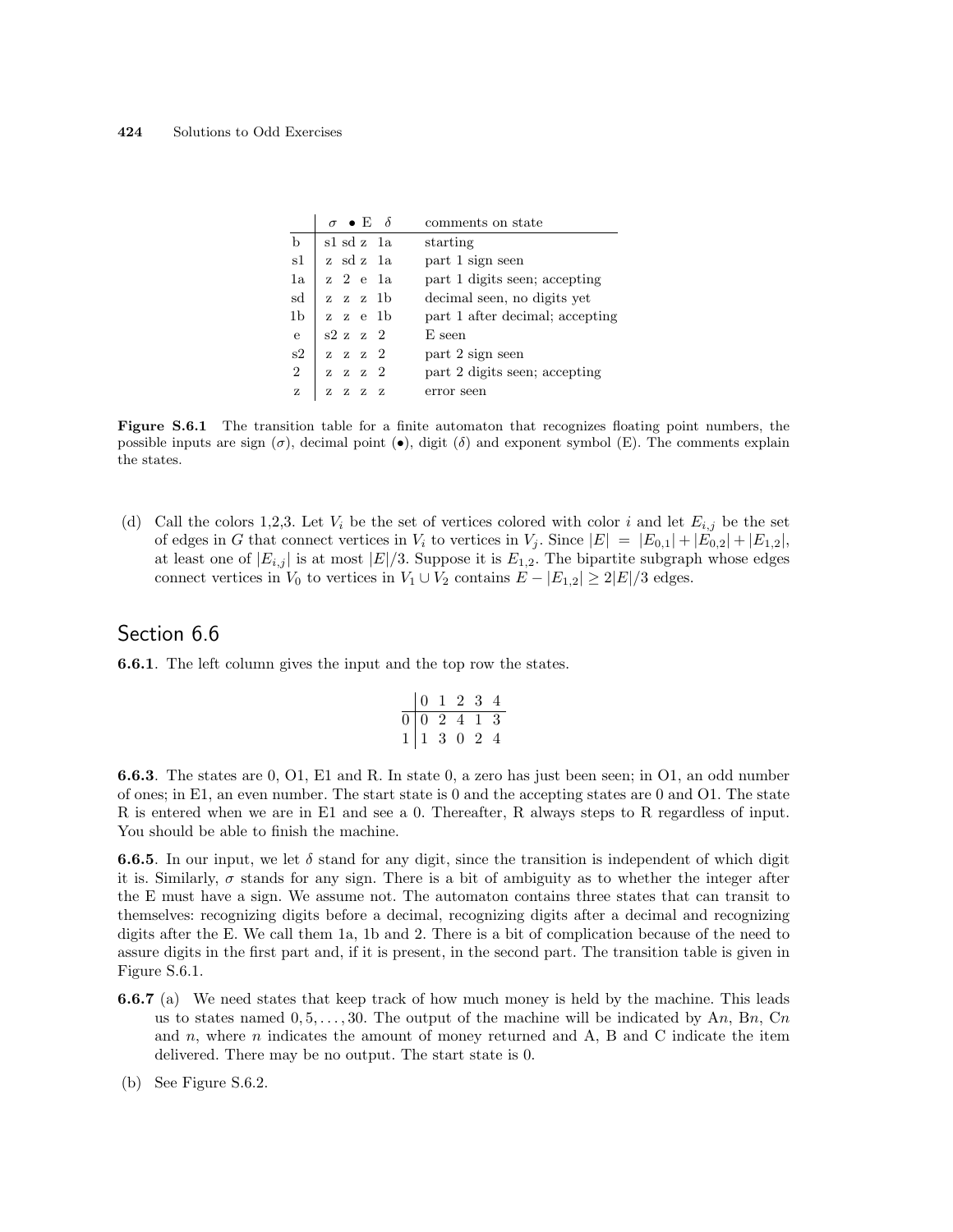|  | $\sigma$ | $\bullet$ | E | $\delta$ | comments on state |
|---|---|---|---|---|---|
| b | s1 | sd | z | 1a | starting |
| s1 | z | sd | z | 1a | part 1 sign seen |
| 1a | z | 2 | e | 1a | part 1 digits seen; accepting |
| sd | z | z | z | 1b | decimal seen, no digits yet |
| 1b | z | z | e | 1b | part 1 after decimal; accepting |
| e | s2 | z | z | 2 | E seen |
| s2 | z | z | z | 2 | part 2 sign seen |
| 2 | z | z | z | 2 | part 2 digits seen; accepting |
| z | z | z | z | z | error seen |

**Figure S.6.1** The transition table for a finite automaton that recognizes floating point numbers, the possible inputs are sign ($\sigma$), decimal point ($\bullet$), digit ($\delta$) and exponent symbol (E). The comments explain the states.

(d) Call the colors 1,2,3. Let $V_i$ be the set of vertices colored with color $i$ and let $E_{i,j}$ be the set of edges in $G$ that connect vertices in $V_i$ to vertices in $V_j$. Since $|E| = |E_{0,1}| + |E_{0,2}| + |E_{1,2}|$, at least one of $|E_{i,j}|$ is at most $|E|/3$. Suppose it is $E_{1,2}$. The bipartite subgraph whose edges connect vertices in $V_0$ to vertices in $V_1 \cup V_2$ contains $E - |E_{1,2}| \geq 2|E|/3$ edges.

## Section 6.6

**6.6.1**. The left column gives the input and the top row the states.

|  | 0 | 1 | 2 | 3 | 4 |
|---|---|---|---|---|---|
| 0 | 0 | 2 | 4 | 1 | 3 |
| 1 | 1 | 3 | 0 | 2 | 4 |

**6.6.3**. The states are 0, O1, E1 and R. In state 0, a zero has just been seen; in O1, an odd number of ones; in E1, an even number. The start state is 0 and the accepting states are 0 and O1. The state R is entered when we are in E1 and see a 0. Thereafter, R always steps to R regardless of input. You should be able to finish the machine.

**6.6.5**. In our input, we let $\delta$ stand for any digit, since the transition is independent of which digit it is. Similarly, $\sigma$ stands for any sign. There is a bit of ambiguity as to whether the integer after the E must have a sign. We assume not. The automaton contains three states that can transit to themselves: recognizing digits before a decimal, recognizing digits after a decimal and recognizing digits after the E. We call them 1a, 1b and 2. There is a bit of complication because of the need to assure digits in the first part and, if it is present, in the second part. The transition table is given in Figure S.6.1.

**6.6.7** (a) We need states that keep track of how much money is held by the machine. This leads us to states named $0, 5, \ldots, 30$. The output of the machine will be indicated by A$n$, B$n$, C$n$ and $n$, where $n$ indicates the amount of money returned and A, B and C indicate the item delivered. There may be no output. The start state is 0.

(b) See Figure S.6.2.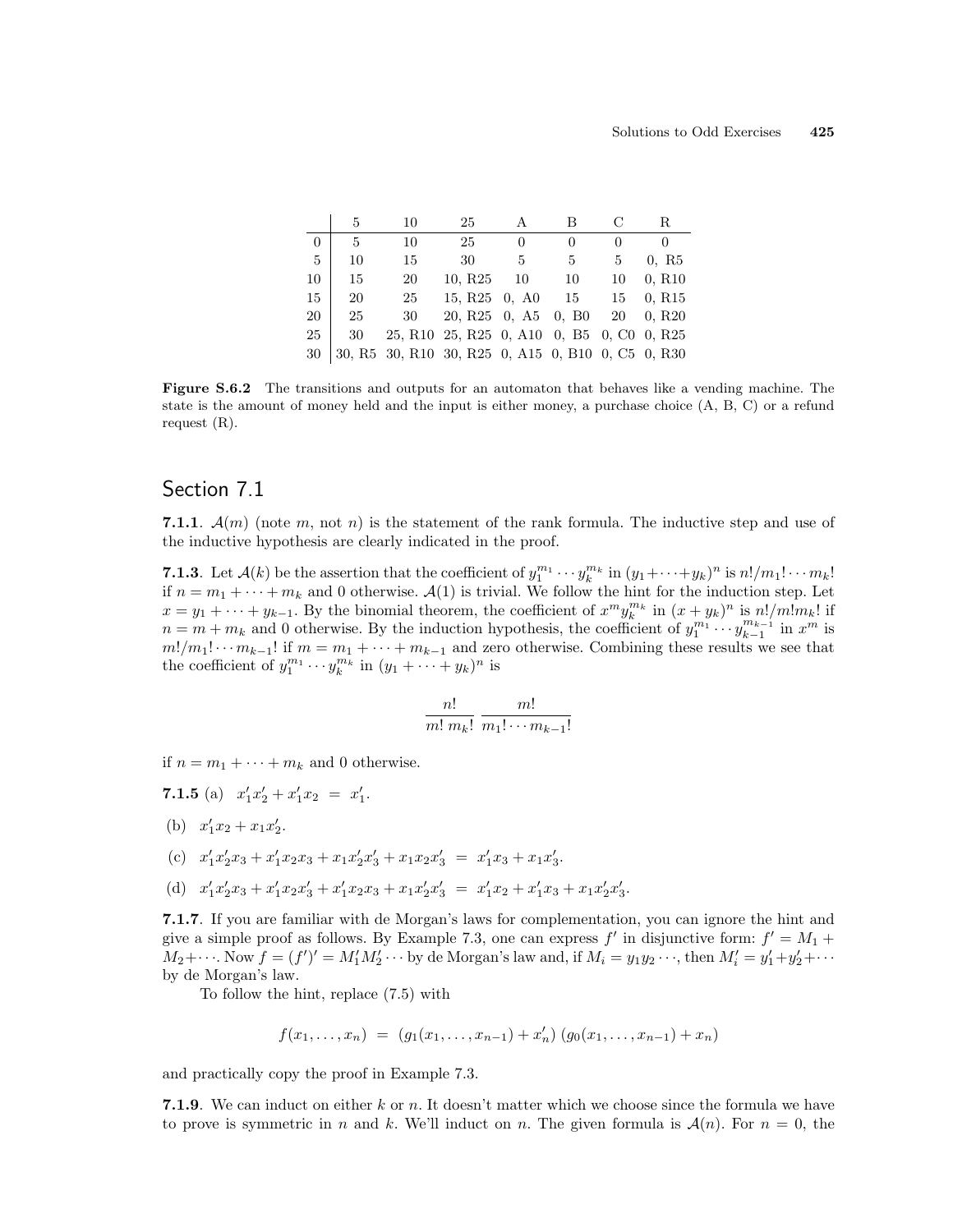|  | 5 | 10 | 25 | A | B | C | R |
|---|---|---|---|---|---|---|---|
| 0 | 5 | 10 | 25 | 0 | 0 | 0 | 0 |
| 5 | 10 | 15 | 30 | 5 | 5 | 5 | 0, R5 |
| 10 | 15 | 20 | 10, R25 | 10 | 10 | 10 | 0, R10 |
| 15 | 20 | 25 | 15, R25 | 0, A0 | 15 | 15 | 0, R15 |
| 20 | 25 | 30 | 20, R25 | 0, A5 | 0, B0 | 20 | 0, R20 |
| 25 | 30 | 25, R10 | 25, R25 | 0, A10 | 0, B5 | 0, C0 | 0, R25 |
| 30 | 30, R5 | 30, R10 | 30, R25 | 0, A15 | 0, B10 | 0, C5 | 0, R30 |

**Figure S.6.2** The transitions and outputs for an automaton that behaves like a vending machine. The state is the amount of money held and the input is either money, a purchase choice (A, B, C) or a refund request (R).

## Section 7.1

**7.1.1**. $\mathcal{A}(m)$ (note $m$, not $n$) is the statement of the rank formula. The inductive step and use of the inductive hypothesis are clearly indicated in the proof.

**7.1.3**. Let $\mathcal{A}(k)$ be the assertion that the coefficient of $y_1^{m_1}\cdots y_k^{m_k}$ in $(y_1+\cdots+y_k)^n$ is $n!/m_1!\cdots m_k!$ if $n = m_1+\cdots+m_k$ and 0 otherwise. $\mathcal{A}(1)$ is trivial. We follow the hint for the induction step. Let $x = y_1+\cdots+y_{k-1}$. By the binomial theorem, the coefficient of $x^m y_k^{m_k}$ in $(x+y_k)^n$ is $n!/m!m_k!$ if $n = m+m_k$ and 0 otherwise. By the induction hypothesis, the coefficient of $y_1^{m_1}\cdots y_{k-1}^{m_{k-1}}$ in $x^m$ is $m!/m_1!\cdots m_{k-1}!$ if $m = m_1+\cdots+m_{k-1}$ and zero otherwise. Combining these results we see that the coefficient of $y_1^{m_1}\cdots y_k^{m_k}$ in $(y_1+\cdots+y_k)^n$ is

$$\frac{n!}{m!\,m_k!}\,\frac{m!}{m_1!\cdots m_{k-1}!}$$

if $n = m_1+\cdots+m_k$ and 0 otherwise.

**7.1.5** (a) $x_1'x_2' + x_1'x_2 \;=\; x_1'$.

(b) $x_1'x_2 + x_1x_2'$.

(c) $x_1'x_2'x_3 + x_1'x_2x_3 + x_1x_2'x_3' + x_1x_2x_3' \;=\; x_1'x_3 + x_1x_3'$.

(d) $x_1'x_2'x_3 + x_1'x_2x_3' + x_1'x_2x_3 + x_1x_2'x_3' \;=\; x_1'x_2 + x_1'x_3 + x_1x_2'x_3'$.

**7.1.7**. If you are familiar with de Morgan's laws for complementation, you can ignore the hint and give a simple proof as follows. By Example 7.3, one can express $f'$ in disjunctive form: $f' = M_1 + M_2 + \cdots$. Now $f = (f')' = M_1'M_2'\cdots$ by de Morgan's law and, if $M_i = y_1y_2\cdots$, then $M_i' = y_1'+y_2'+\cdots$ by de Morgan's law.

To follow the hint, replace (7.5) with

$$f(x_1,\ldots,x_n) \;=\; (g_1(x_1,\ldots,x_{n-1}) + x_n')\,(g_0(x_1,\ldots,x_{n-1}) + x_n)$$

and practically copy the proof in Example 7.3.

**7.1.9**. We can induct on either $k$ or $n$. It doesn't matter which we choose since the formula we have to prove is symmetric in $n$ and $k$. We'll induct on $n$. The given formula is $\mathcal{A}(n)$. For $n = 0$, the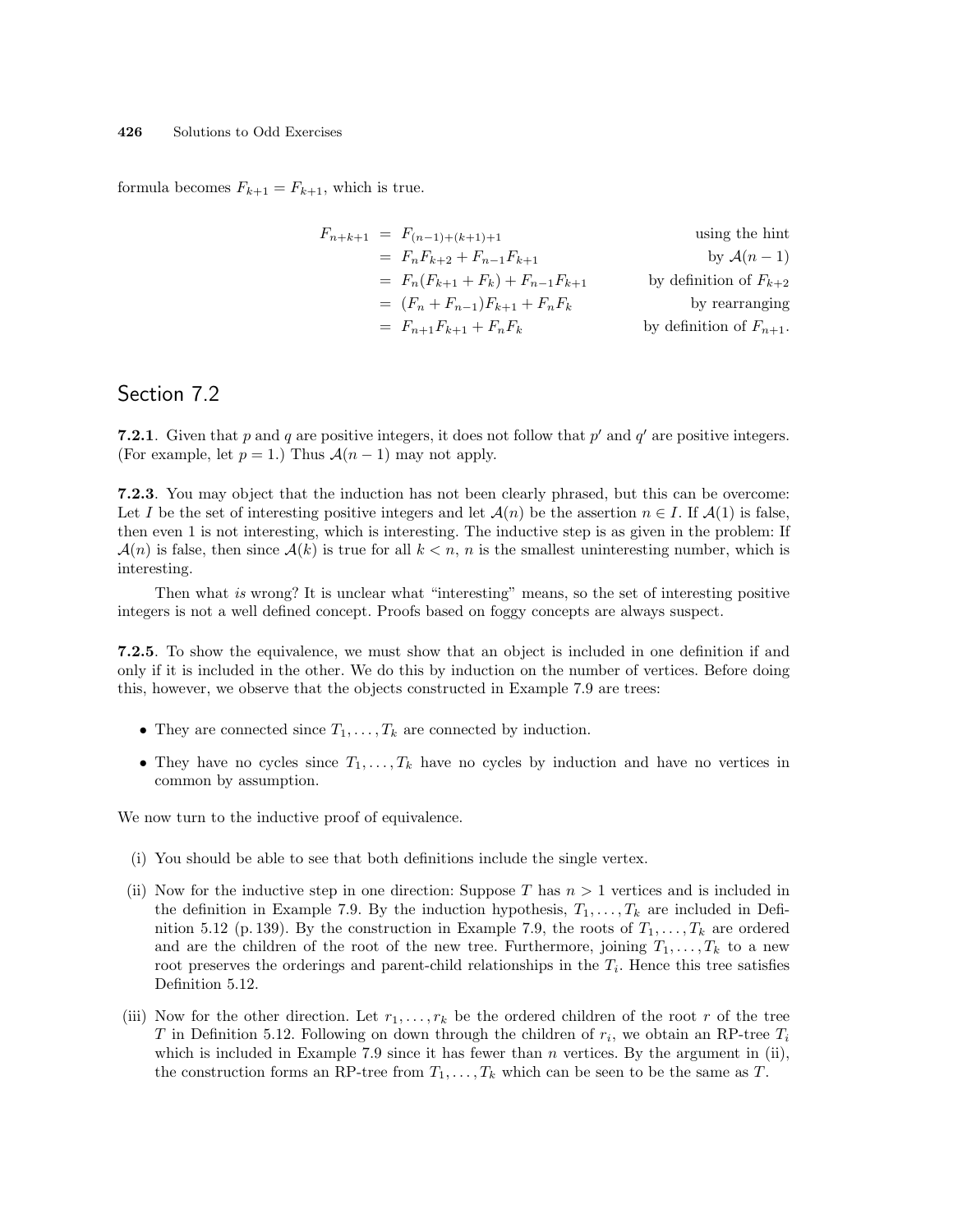formula becomes $F_{k+1} = F_{k+1}$, which is true.

$$
\begin{aligned}
F_{n+k+1} &= F_{(n-1)+(k+1)+1} && \text{using the hint} \\
&= F_n F_{k+2} + F_{n-1} F_{k+1} && \text{by } \mathcal{A}(n-1) \\
&= F_n (F_{k+1} + F_k) + F_{n-1} F_{k+1} && \text{by definition of } F_{k+2} \\
&= (F_n + F_{n-1}) F_{k+1} + F_n F_k && \text{by rearranging} \\
&= F_{n+1} F_{k+1} + F_n F_k && \text{by definition of } F_{n+1}.
\end{aligned}
$$

## Section 7.2

**7.2.1**. Given that $p$ and $q$ are positive integers, it does not follow that $p'$ and $q'$ are positive integers. (For example, let $p = 1$.) Thus $\mathcal{A}(n-1)$ may not apply.

**7.2.3**. You may object that the induction has not been clearly phrased, but this can be overcome: Let $I$ be the set of interesting positive integers and let $\mathcal{A}(n)$ be the assertion $n \in I$. If $\mathcal{A}(1)$ is false, then even 1 is not interesting, which is interesting. The inductive step is as given in the problem: If $\mathcal{A}(n)$ is false, then since $\mathcal{A}(k)$ is true for all $k < n$, $n$ is the smallest uninteresting number, which is interesting.

Then what *is* wrong? It is unclear what "interesting" means, so the set of interesting positive integers is not a well defined concept. Proofs based on foggy concepts are always suspect.

**7.2.5**. To show the equivalence, we must show that an object is included in one definition if and only if it is included in the other. We do this by induction on the number of vertices. Before doing this, however, we observe that the objects constructed in Example 7.9 are trees:

- They are connected since $T_1, \ldots, T_k$ are connected by induction.
- They have no cycles since $T_1, \ldots, T_k$ have no cycles by induction and have no vertices in common by assumption.

We now turn to the inductive proof of equivalence.

(i) You should be able to see that both definitions include the single vertex.

(ii) Now for the inductive step in one direction: Suppose $T$ has $n > 1$ vertices and is included in the definition in Example 7.9. By the induction hypothesis, $T_1, \ldots, T_k$ are included in Definition 5.12 (p. 139). By the construction in Example 7.9, the roots of $T_1, \ldots, T_k$ are ordered and are the children of the root of the new tree. Furthermore, joining $T_1, \ldots, T_k$ to a new root preserves the orderings and parent-child relationships in the $T_i$. Hence this tree satisfies Definition 5.12.

(iii) Now for the other direction. Let $r_1, \ldots, r_k$ be the ordered children of the root $r$ of the tree $T$ in Definition 5.12. Following on down through the children of $r_i$, we obtain an RP-tree $T_i$ which is included in Example 7.9 since it has fewer than $n$ vertices. By the argument in (ii), the construction forms an RP-tree from $T_1, \ldots, T_k$ which can be seen to be the same as $T$.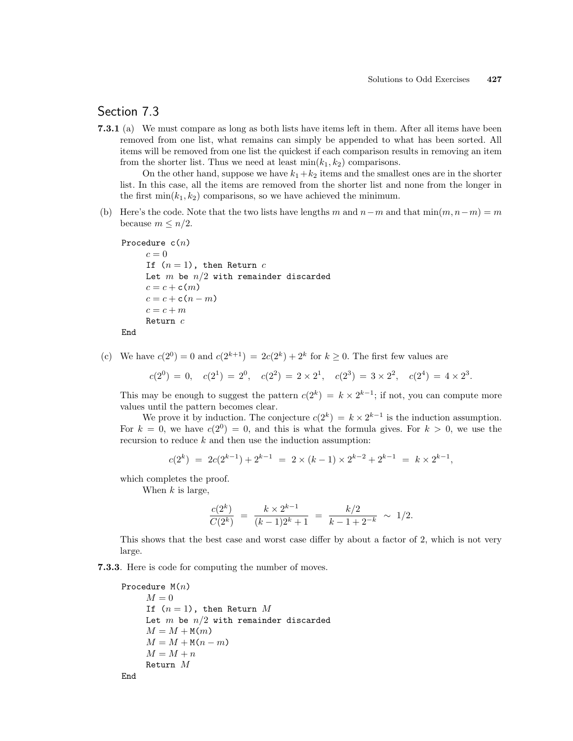## Section 7.3

**7.3.1** (a) We must compare as long as both lists have items left in them. After all items have been removed from one list, what remains can simply be appended to what has been sorted. All items will be removed from one list the quickest if each comparison results in removing an item from the shorter list. Thus we need at least $\min(k_1, k_2)$ comparisons.

On the other hand, suppose we have $k_1+k_2$ items and the smallest ones are in the shorter list. In this case, all the items are removed from the shorter list and none from the longer in the first $\min(k_1, k_2)$ comparisons, so we have achieved the minimum.

(b) Here's the code. Note that the two lists have lengths $m$ and $n-m$ and that $\min(m, n-m) = m$ because $m \le n/2$.

```
Procedure c(n)
    c = 0
    If (n = 1), then Return c
    Let m be n/2 with remainder discarded
    c = c + c(m)
    c = c + c(n − m)
    c = c + m
    Return c
End
```

(c) We have $c(2^0) = 0$ and $c(2^{k+1}) = 2c(2^k) + 2^k$ for $k \ge 0$. The first few values are

$$c(2^0) = 0, \quad c(2^1) = 2^0, \quad c(2^2) = 2 \times 2^1, \quad c(2^3) = 3 \times 2^2, \quad c(2^4) = 4 \times 2^3.$$

This may be enough to suggest the pattern $c(2^k) = k \times 2^{k-1}$; if not, you can compute more values until the pattern becomes clear.

We prove it by induction. The conjecture $c(2^k) = k \times 2^{k-1}$ is the induction assumption. For $k = 0$, we have $c(2^0) = 0$, and this is what the formula gives. For $k > 0$, we use the recursion to reduce $k$ and then use the induction assumption:

$$c(2^k) = 2c(2^{k-1}) + 2^{k-1} = 2 \times (k-1) \times 2^{k-2} + 2^{k-1} = k \times 2^{k-1},$$

which completes the proof.

When $k$ is large,

$$\frac{c(2^k)}{C(2^k)} = \frac{k \times 2^{k-1}}{(k-1)2^k + 1} = \frac{k/2}{k - 1 + 2^{-k}} \sim 1/2.$$

This shows that the best case and worst case differ by about a factor of 2, which is not very large.

**7.3.3**. Here is code for computing the number of moves.

```
Procedure M(n)
    M = 0
    If (n = 1), then Return M
    Let m be n/2 with remainder discarded
    M = M + M(m)
    M = M + M(n − m)
    M = M + n
    Return M
End
```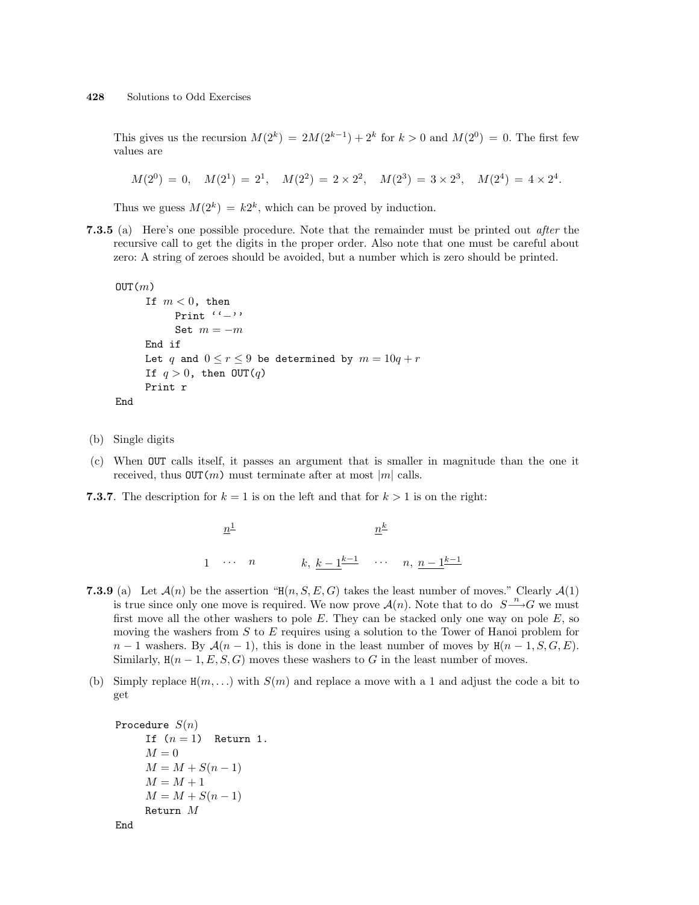This gives us the recursion $M(2^k) = 2M(2^{k-1}) + 2^k$ for $k > 0$ and $M(2^0) = 0$. The first few values are

$$M(2^0) = 0, \quad M(2^1) = 2^1, \quad M(2^2) = 2 \times 2^2, \quad M(2^3) = 3 \times 2^3, \quad M(2^4) = 4 \times 2^4.$$

Thus we guess $M(2^k) = k2^k$, which can be proved by induction.

**7.3.5** (a) Here's one possible procedure. Note that the remainder must be printed out *after* the recursive call to get the digits in the proper order. Also note that one must be careful about zero: A string of zeroes should be avoided, but a number which is zero should be printed.

```
OUT(m)
    If m < 0, then
        Print ''−''
        Set m = −m
    End if
    Let q and 0 ≤ r ≤ 9 be determined by m = 10q + r
    If q > 0, then OUT(q)
    Print r
End
```

(b) Single digits

(c) When OUT calls itself, it passes an argument that is smaller in magnitude than the one it received, thus OUT$(m)$ must terminate after at most $|m|$ calls.

**7.3.7**. The description for $k = 1$ is on the left and that for $k > 1$ is on the right:

$$\underline{n}^{1} \qquad\qquad\qquad\qquad \underline{n}^{k}$$

$$1 \quad \cdots \quad n \qquad\qquad k,\ \underline{k-1}^{k-1} \quad \cdots \quad n,\ \underline{n-1}^{k-1}$$

**7.3.9** (a) Let $\mathcal{A}(n)$ be the assertion "H$(n, S, E, G)$ takes the least number of moves." Clearly $\mathcal{A}(1)$ is true since only one move is required. We now prove $\mathcal{A}(n)$. Note that to do $S \xrightarrow{n} G$ we must first move all the other washers to pole $E$. They can be stacked only one way on pole $E$, so moving the washers from $S$ to $E$ requires using a solution to the Tower of Hanoi problem for $n-1$ washers. By $\mathcal{A}(n-1)$, this is done in the least number of moves by H$(n-1, S, G, E)$. Similarly, H$(n-1, E, S, G)$ moves these washers to $G$ in the least number of moves.

(b) Simply replace H$(m, \ldots)$ with $S(m)$ and replace a move with a 1 and adjust the code a bit to get

```
Procedure S(n)
    If (n = 1)  Return 1.
    M = 0
    M = M + S(n − 1)
    M = M + 1
    M = M + S(n − 1)
    Return M
End
```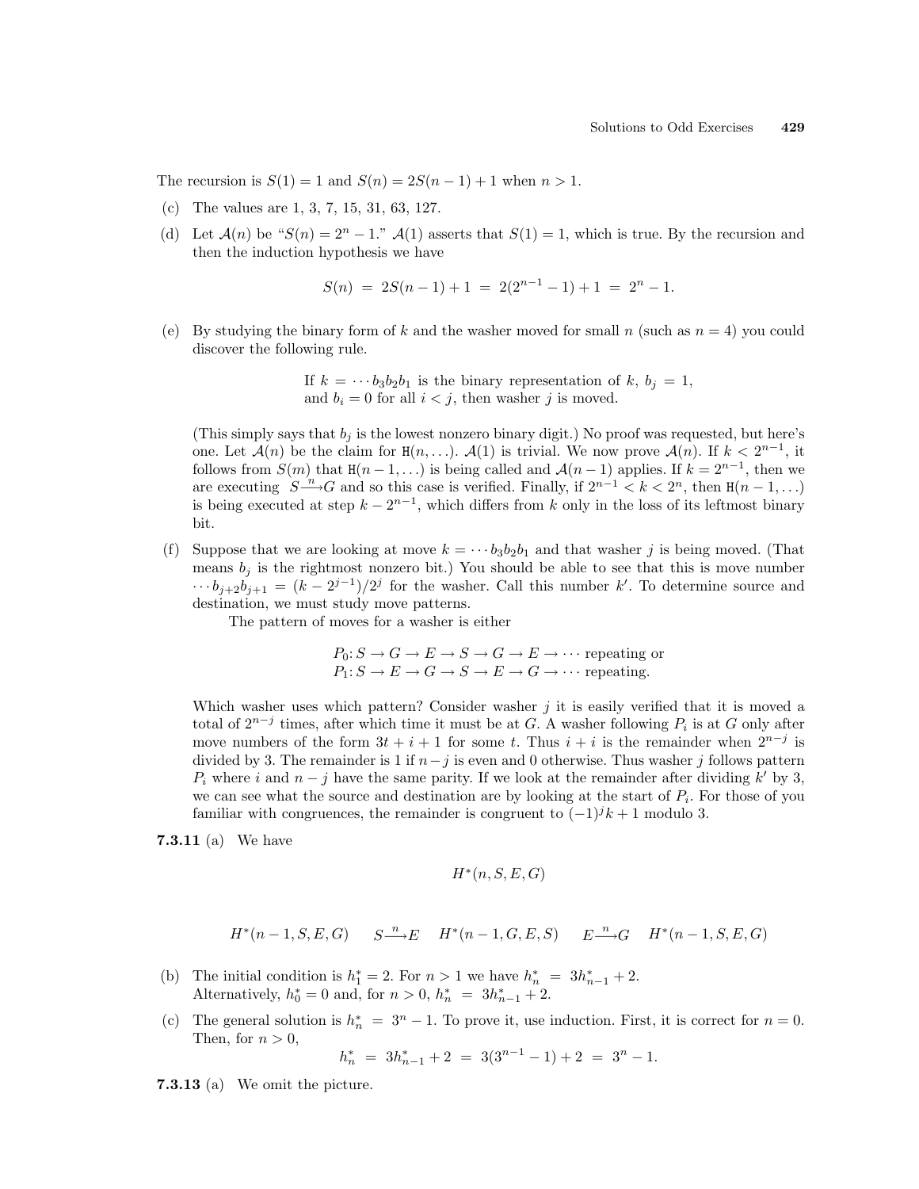The recursion is $S(1) = 1$ and $S(n) = 2S(n-1) + 1$ when $n > 1$.

(c) The values are 1, 3, 7, 15, 31, 63, 127.

(d) Let $\mathcal{A}(n)$ be "$S(n) = 2^n - 1$." $\mathcal{A}(1)$ asserts that $S(1) = 1$, which is true. By the recursion and then the induction hypothesis we have

$$S(n) \;=\; 2S(n-1) + 1 \;=\; 2(2^{n-1} - 1) + 1 \;=\; 2^n - 1.$$

(e) By studying the binary form of $k$ and the washer moved for small $n$ (such as $n = 4$) you could discover the following rule.

> If $k = \cdots b_3 b_2 b_1$ is the binary representation of $k$, $b_j = 1$, and $b_i = 0$ for all $i < j$, then washer $j$ is moved.

(This simply says that $b_j$ is the lowest nonzero binary digit.) No proof was requested, but here's one. Let $\mathcal{A}(n)$ be the claim for H$(n, \ldots)$. $\mathcal{A}(1)$ is trivial. We now prove $\mathcal{A}(n)$. If $k < 2^{n-1}$, it follows from $S(m)$ that H$(n-1, \ldots)$ is being called and $\mathcal{A}(n-1)$ applies. If $k = 2^{n-1}$, then we are executing $S \xrightarrow{n} G$ and so this case is verified. Finally, if $2^{n-1} < k < 2^n$, then H$(n-1, \ldots)$ is being executed at step $k - 2^{n-1}$, which differs from $k$ only in the loss of its leftmost binary bit.

(f) Suppose that we are looking at move $k = \cdots b_3 b_2 b_1$ and that washer $j$ is being moved. (That means $b_j$ is the rightmost nonzero bit.) You should be able to see that this is move number $\cdots b_{j+2} b_{j+1} = (k - 2^{j-1})/2^j$ for the washer. Call this number $k'$. To determine source and destination, we must study move patterns.

The pattern of moves for a washer is either

$$P_0\colon S \to G \to E \to S \to G \to E \to \cdots \text{ repeating or}$$
$$P_1\colon S \to E \to G \to S \to E \to G \to \cdots \text{ repeating.}$$

Which washer uses which pattern? Consider washer $j$ it is easily verified that it is moved a total of $2^{n-j}$ times, after which time it must be at $G$. A washer following $P_i$ is at $G$ only after move numbers of the form $3t + i + 1$ for some $t$. Thus $i + i$ is the remainder when $2^{n-j}$ is divided by 3. The remainder is 1 if $n - j$ is even and 0 otherwise. Thus washer $j$ follows pattern $P_i$ where $i$ and $n - j$ have the same parity. If we look at the remainder after dividing $k'$ by 3, we can see what the source and destination are by looking at the start of $P_i$. For those of you familiar with congruences, the remainder is congruent to $(-1)^j k + 1$ modulo 3.

**7.3.11** (a) We have

$$H^*(n, S, E, G)$$

$$H^*(n-1, S, E, G) \qquad S \xrightarrow{n} E \quad H^*(n-1, G, E, S) \qquad E \xrightarrow{n} G \quad H^*(n-1, S, E, G)$$

(b) The initial condition is $h_1^* = 2$. For $n > 1$ we have $h_n^* \;=\; 3h_{n-1}^* + 2$.
Alternatively, $h_0^* = 0$ and, for $n > 0$, $h_n^* \;=\; 3h_{n-1}^* + 2$.

(c) The general solution is $h_n^* \;=\; 3^n - 1$. To prove it, use induction. First, it is correct for $n = 0$. Then, for $n > 0$,

$$h_n^* \;=\; 3h_{n-1}^* + 2 \;=\; 3(3^{n-1} - 1) + 2 \;=\; 3^n - 1.$$

**7.3.13** (a) We omit the picture.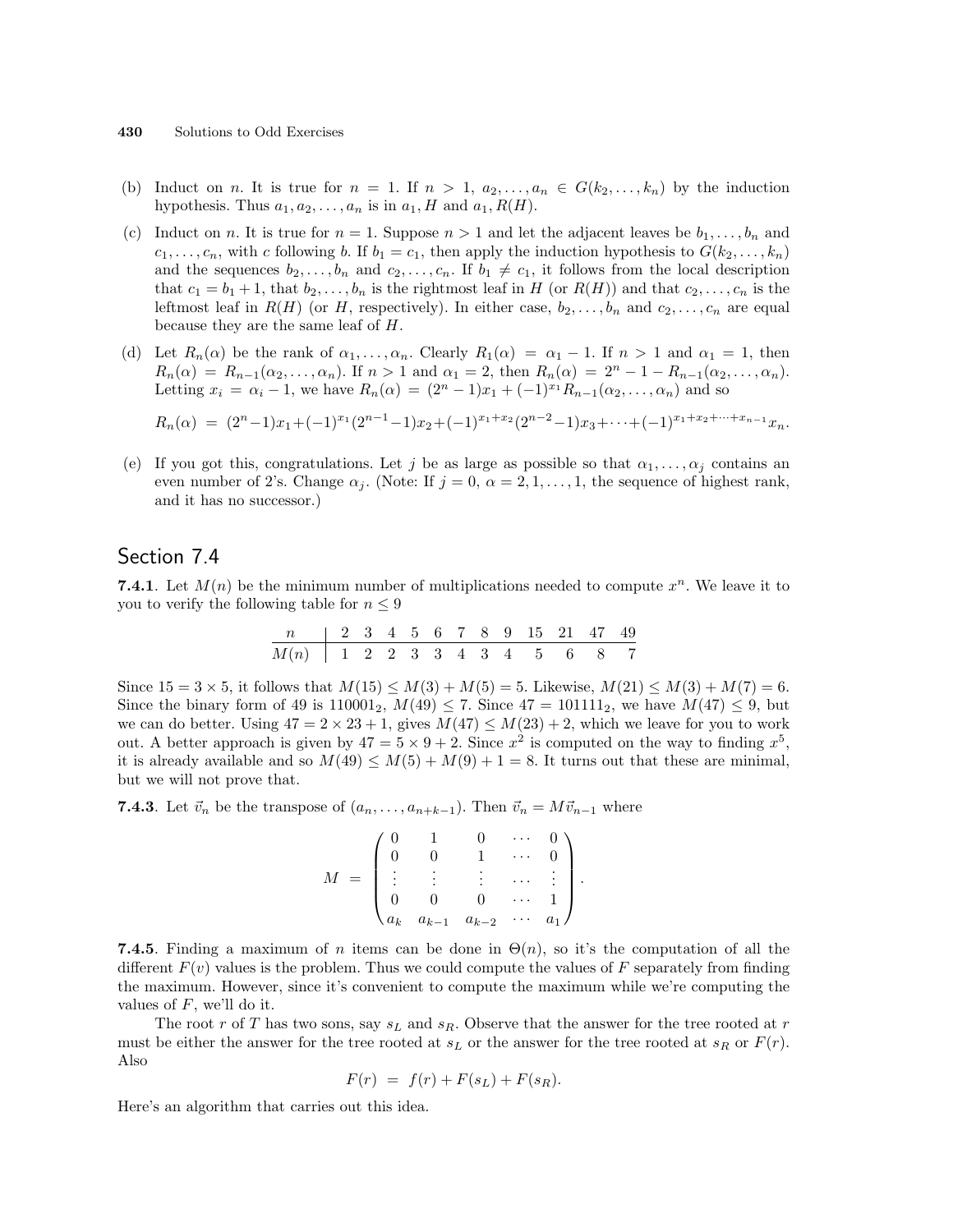(b) Induct on $n$. It is true for $n = 1$. If $n > 1$, $a_2, \ldots, a_n \in G(k_2, \ldots, k_n)$ by the induction hypothesis. Thus $a_1, a_2, \ldots, a_n$ is in $a_1, H$ and $a_1, R(H)$.

(c) Induct on $n$. It is true for $n = 1$. Suppose $n > 1$ and let the adjacent leaves be $b_1, \ldots, b_n$ and $c_1, \ldots, c_n$, with $c$ following $b$. If $b_1 = c_1$, then apply the induction hypothesis to $G(k_2, \ldots, k_n)$ and the sequences $b_2, \ldots, b_n$ and $c_2, \ldots, c_n$. If $b_1 \neq c_1$, it follows from the local description that $c_1 = b_1 + 1$, that $b_2, \ldots, b_n$ is the rightmost leaf in $H$ (or $R(H)$) and that $c_2, \ldots, c_n$ is the leftmost leaf in $R(H)$ (or $H$, respectively). In either case, $b_2, \ldots, b_n$ and $c_2, \ldots, c_n$ are equal because they are the same leaf of $H$.

(d) Let $R_n(\alpha)$ be the rank of $\alpha_1, \ldots, \alpha_n$. Clearly $R_1(\alpha) = \alpha_1 - 1$. If $n > 1$ and $\alpha_1 = 1$, then $R_n(\alpha) = R_{n-1}(\alpha_2, \ldots, \alpha_n)$. If $n > 1$ and $\alpha_1 = 2$, then $R_n(\alpha) = 2^n - 1 - R_{n-1}(\alpha_2, \ldots, \alpha_n)$. Letting $x_i = \alpha_i - 1$, we have $R_n(\alpha) = (2^n - 1)x_1 + (-1)^{x_1} R_{n-1}(\alpha_2, \ldots, \alpha_n)$ and so

$$R_n(\alpha) = (2^n-1)x_1 + (-1)^{x_1}(2^{n-1}-1)x_2 + (-1)^{x_1+x_2}(2^{n-2}-1)x_3 + \cdots + (-1)^{x_1+x_2+\cdots+x_{n-1}}x_n.$$

(e) If you got this, congratulations. Let $j$ be as large as possible so that $\alpha_1, \ldots, \alpha_j$ contains an even number of 2's. Change $\alpha_j$. (Note: If $j = 0$, $\alpha = 2, 1, \ldots, 1$, the sequence of highest rank, and it has no successor.)

## Section 7.4

**7.4.1**. Let $M(n)$ be the minimum number of multiplications needed to compute $x^n$. We leave it to you to verify the following table for $n \leq 9$

| $n$ | 2 | 3 | 4 | 5 | 6 | 7 | 8 | 9 | 15 | 21 | 47 | 49 |
|---|---|---|---|---|---|---|---|---|---|---|---|---|
| $M(n)$ | 1 | 2 | 2 | 3 | 3 | 4 | 3 | 4 | 5 | 6 | 8 | 7 |

Since $15 = 3 \times 5$, it follows that $M(15) \leq M(3) + M(5) = 5$. Likewise, $M(21) \leq M(3) + M(7) = 6$. Since the binary form of 49 is $110001_2$, $M(49) \leq 7$. Since $47 = 101111_2$, we have $M(47) \leq 9$, but we can do better. Using $47 = 2 \times 23 + 1$, gives $M(47) \leq M(23) + 2$, which we leave for you to work out. A better approach is given by $47 = 5 \times 9 + 2$. Since $x^2$ is computed on the way to finding $x^5$, it is already available and so $M(49) \leq M(5) + M(9) + 1 = 8$. It turns out that these are minimal, but we will not prove that.

**7.4.3**. Let $\vec{v}_n$ be the transpose of $(a_n, \ldots, a_{n+k-1})$. Then $\vec{v}_n = M\vec{v}_{n-1}$ where

$$M = \begin{pmatrix} 0 & 1 & 0 & \cdots & 0 \\ 0 & 0 & 1 & \cdots & 0 \\ \vdots & \vdots & \vdots & \cdots & \vdots \\ 0 & 0 & 0 & \cdots & 1 \\ a_k & a_{k-1} & a_{k-2} & \cdots & a_1 \end{pmatrix}.$$

**7.4.5**. Finding a maximum of $n$ items can be done in $\Theta(n)$, so it's the computation of all the different $F(v)$ values is the problem. Thus we could compute the values of $F$ separately from finding the maximum. However, since it's convenient to compute the maximum while we're computing the values of $F$, we'll do it.

The root $r$ of $T$ has two sons, say $s_L$ and $s_R$. Observe that the answer for the tree rooted at $r$ must be either the answer for the tree rooted at $s_L$ or the answer for the tree rooted at $s_R$ or $F(r)$. Also

$$F(r) = f(r) + F(s_L) + F(s_R).$$

Here's an algorithm that carries out this idea.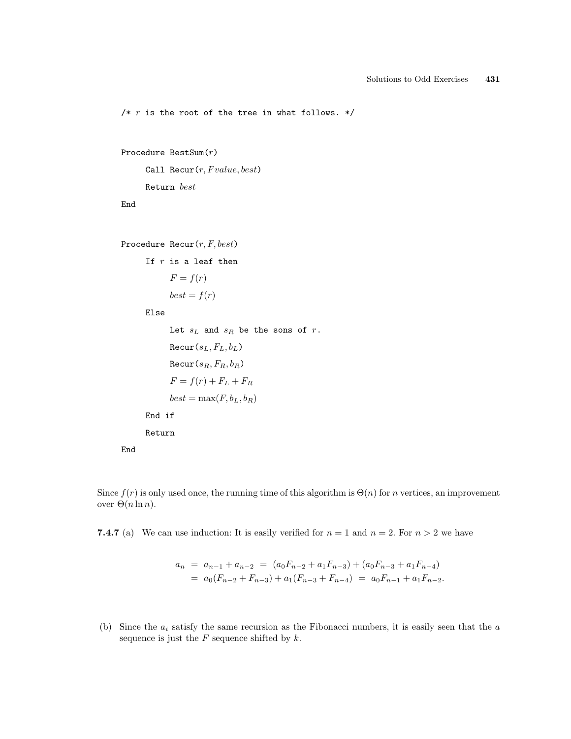```
/* r is the root of the tree in what follows. */

Procedure BestSum(r)
    Call Recur(r, Fvalue, best)
    Return best
End

Procedure Recur(r, F, best)
    If r is a leaf then
        F = f(r)
        best = f(r)
    Else
        Let s_L and s_R be the sons of r.
        Recur(s_L, F_L, b_L)
        Recur(s_R, F_R, b_R)
        F = f(r) + F_L + F_R
        best = max(F, b_L, b_R)
    End if
    Return
End
```

Since $f(r)$ is only used once, the running time of this algorithm is $\Theta(n)$ for $n$ vertices, an improvement over $\Theta(n \ln n)$.

**7.4.7** (a) We can use induction: It is easily verified for $n = 1$ and $n = 2$. For $n > 2$ we have

$$\begin{aligned} a_n &= a_{n-1} + a_{n-2} = (a_0 F_{n-2} + a_1 F_{n-3}) + (a_0 F_{n-3} + a_1 F_{n-4}) \\ &= a_0(F_{n-2} + F_{n-3}) + a_1(F_{n-3} + F_{n-4}) = a_0 F_{n-1} + a_1 F_{n-2}. \end{aligned}$$

(b) Since the $a_i$ satisfy the same recursion as the Fibonacci numbers, it is easily seen that the $a$ sequence is just the $F$ sequence shifted by $k$.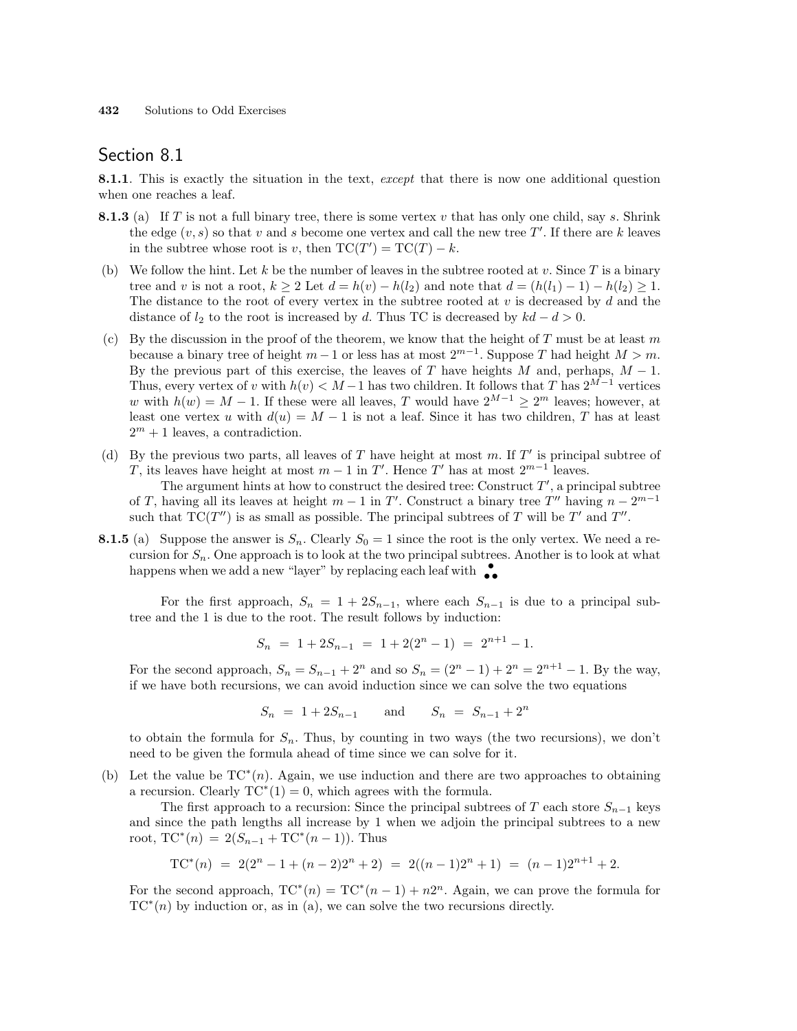## Section 8.1

**8.1.1**. This is exactly the situation in the text, *except* that there is now one additional question when one reaches a leaf.

**8.1.3** (a) If $T$ is not a full binary tree, there is some vertex $v$ that has only one child, say $s$. Shrink the edge $(v, s)$ so that $v$ and $s$ become one vertex and call the new tree $T'$. If there are $k$ leaves in the subtree whose root is $v$, then $\text{TC}(T') = \text{TC}(T) - k$.

(b) We follow the hint. Let $k$ be the number of leaves in the subtree rooted at $v$. Since $T$ is a binary tree and $v$ is not a root, $k \geq 2$ Let $d = h(v) - h(l_2)$ and note that $d = (h(l_1) - 1) - h(l_2) \geq 1$. The distance to the root of every vertex in the subtree rooted at $v$ is decreased by $d$ and the distance of $l_2$ to the root is increased by $d$. Thus TC is decreased by $kd - d > 0$.

(c) By the discussion in the proof of the theorem, we know that the height of $T$ must be at least $m$ because a binary tree of height $m-1$ or less has at most $2^{m-1}$. Suppose $T$ had height $M > m$. By the previous part of this exercise, the leaves of $T$ have heights $M$ and, perhaps, $M - 1$. Thus, every vertex of $v$ with $h(v) < M-1$ has two children. It follows that $T$ has $2^{M-1}$ vertices $w$ with $h(w) = M - 1$. If these were all leaves, $T$ would have $2^{M-1} \geq 2^m$ leaves; however, at least one vertex $u$ with $d(u) = M - 1$ is not a leaf. Since it has two children, $T$ has at least $2^m + 1$ leaves, a contradiction.

(d) By the previous two parts, all leaves of $T$ have height at most $m$. If $T'$ is principal subtree of $T$, its leaves have height at most $m - 1$ in $T'$. Hence $T'$ has at most $2^{m-1}$ leaves.

The argument hints at how to construct the desired tree: Construct $T'$, a principal subtree of $T$, having all its leaves at height $m - 1$ in $T'$. Construct a binary tree $T''$ having $n - 2^{m-1}$ such that $\text{TC}(T'')$ is as small as possible. The principal subtrees of $T$ will be $T'$ and $T''$.

**8.1.5** (a) Suppose the answer is $S_n$. Clearly $S_0 = 1$ since the root is the only vertex. We need a recursion for $S_n$. One approach is to look at the two principal subtrees. Another is to look at what happens when we add a new "layer" by replacing each leaf with ⁂

For the first approach, $S_n = 1 + 2S_{n-1}$, where each $S_{n-1}$ is due to a principal subtree and the 1 is due to the root. The result follows by induction:

$$S_n \;=\; 1 + 2S_{n-1} \;=\; 1 + 2(2^n - 1) \;=\; 2^{n+1} - 1.$$

For the second approach, $S_n = S_{n-1} + 2^n$ and so $S_n = (2^n - 1) + 2^n = 2^{n+1} - 1$. By the way, if we have both recursions, we can avoid induction since we can solve the two equations

$$S_n \;=\; 1 + 2S_{n-1} \qquad \text{and} \qquad S_n \;=\; S_{n-1} + 2^n$$

to obtain the formula for $S_n$. Thus, by counting in two ways (the two recursions), we don't need to be given the formula ahead of time since we can solve for it.

(b) Let the value be $\text{TC}^*(n)$. Again, we use induction and there are two approaches to obtaining a recursion. Clearly $\text{TC}^*(1) = 0$, which agrees with the formula.

The first approach to a recursion: Since the principal subtrees of $T$ each store $S_{n-1}$ keys and since the path lengths all increase by 1 when we adjoin the principal subtrees to a new root, $\text{TC}^*(n) = 2(S_{n-1} + \text{TC}^*(n-1))$. Thus

$$\text{TC}^*(n) \;=\; 2(2^n - 1 + (n-2)2^n + 2) \;=\; 2((n-1)2^n + 1) \;=\; (n-1)2^{n+1} + 2.$$

For the second approach, $\text{TC}^*(n) = \text{TC}^*(n-1) + n2^n$. Again, we can prove the formula for $\text{TC}^*(n)$ by induction or, as in (a), we can solve the two recursions directly.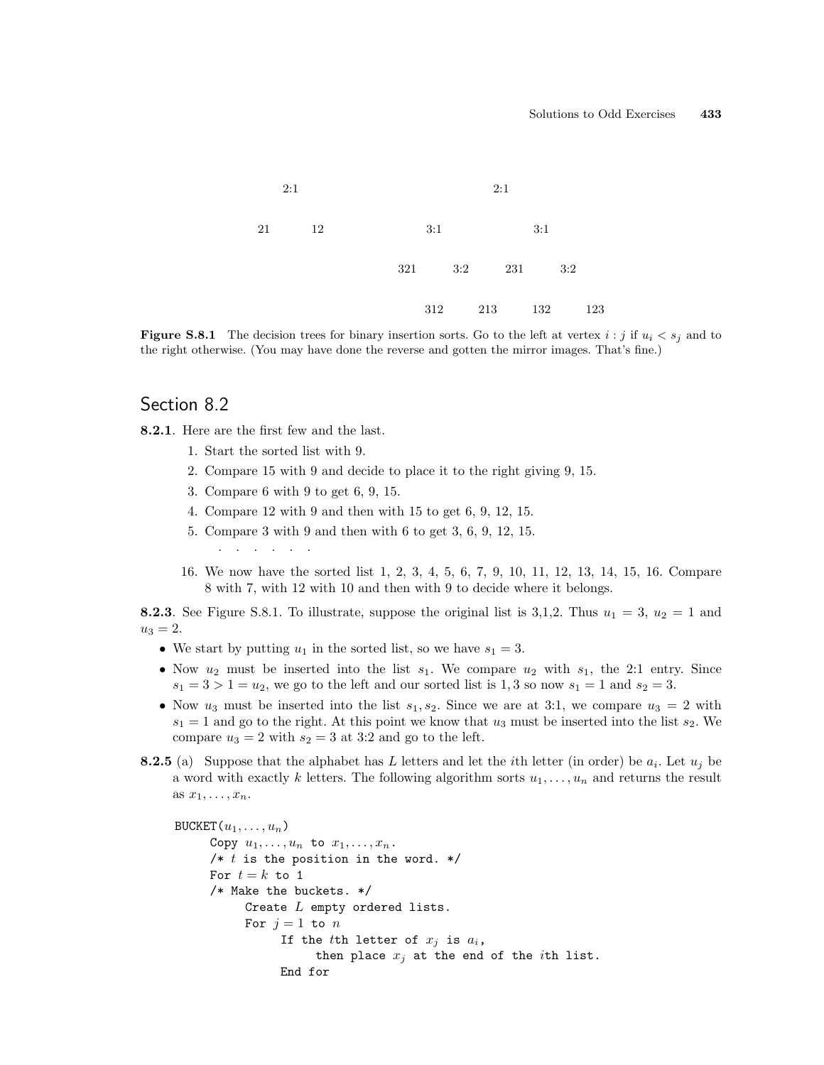2:1

21 12

2:1

3:1 3:1

321 3:2 231 3:2

312 213 132 123

**Figure S.8.1** The decision trees for binary insertion sorts. Go to the left at vertex $i:j$ if $u_i < s_j$ and to the right otherwise. (You may have done the reverse and gotten the mirror images. That's fine.)

## Section 8.2

**8.2.1**. Here are the first few and the last.

1. Start the sorted list with 9.
2. Compare 15 with 9 and decide to place it to the right giving 9, 15.
3. Compare 6 with 9 to get 6, 9, 15.
4. Compare 12 with 9 and then with 15 to get 6, 9, 12, 15.
5. Compare 3 with 9 and then with 6 to get 3, 6, 9, 12, 15.

   . . . . . . .

16. We now have the sorted list 1, 2, 3, 4, 5, 6, 7, 9, 10, 11, 12, 13, 14, 15, 16. Compare 8 with 7, with 12 with 10 and then with 9 to decide where it belongs.

**8.2.3**. See Figure S.8.1. To illustrate, suppose the original list is 3,1,2. Thus $u_1 = 3$, $u_2 = 1$ and $u_3 = 2$.

- We start by putting $u_1$ in the sorted list, so we have $s_1 = 3$.
- Now $u_2$ must be inserted into the list $s_1$. We compare $u_2$ with $s_1$, the 2:1 entry. Since $s_1 = 3 > 1 = u_2$, we go to the left and our sorted list is $1, 3$ so now $s_1 = 1$ and $s_2 = 3$.
- Now $u_3$ must be inserted into the list $s_1, s_2$. Since we are at 3:1, we compare $u_3 = 2$ with $s_1 = 1$ and go to the right. At this point we know that $u_3$ must be inserted into the list $s_2$. We compare $u_3 = 2$ with $s_2 = 3$ at 3:2 and go to the left.

**8.2.5** (a) Suppose that the alphabet has $L$ letters and let the $i$th letter (in order) be $a_i$. Let $u_j$ be a word with exactly $k$ letters. The following algorithm sorts $u_1, \ldots, u_n$ and returns the result as $x_1, \ldots, x_n$.

```
BUCKET(u_1, ..., u_n)
     Copy u_1, ..., u_n to x_1, ..., x_n.
     /* t is the position in the word. */
     For t = k to 1
     /* Make the buckets. */
          Create L empty ordered lists.
          For j = 1 to n
               If the tth letter of x_j is a_i,
                    then place x_j at the end of the ith list.
               End for
```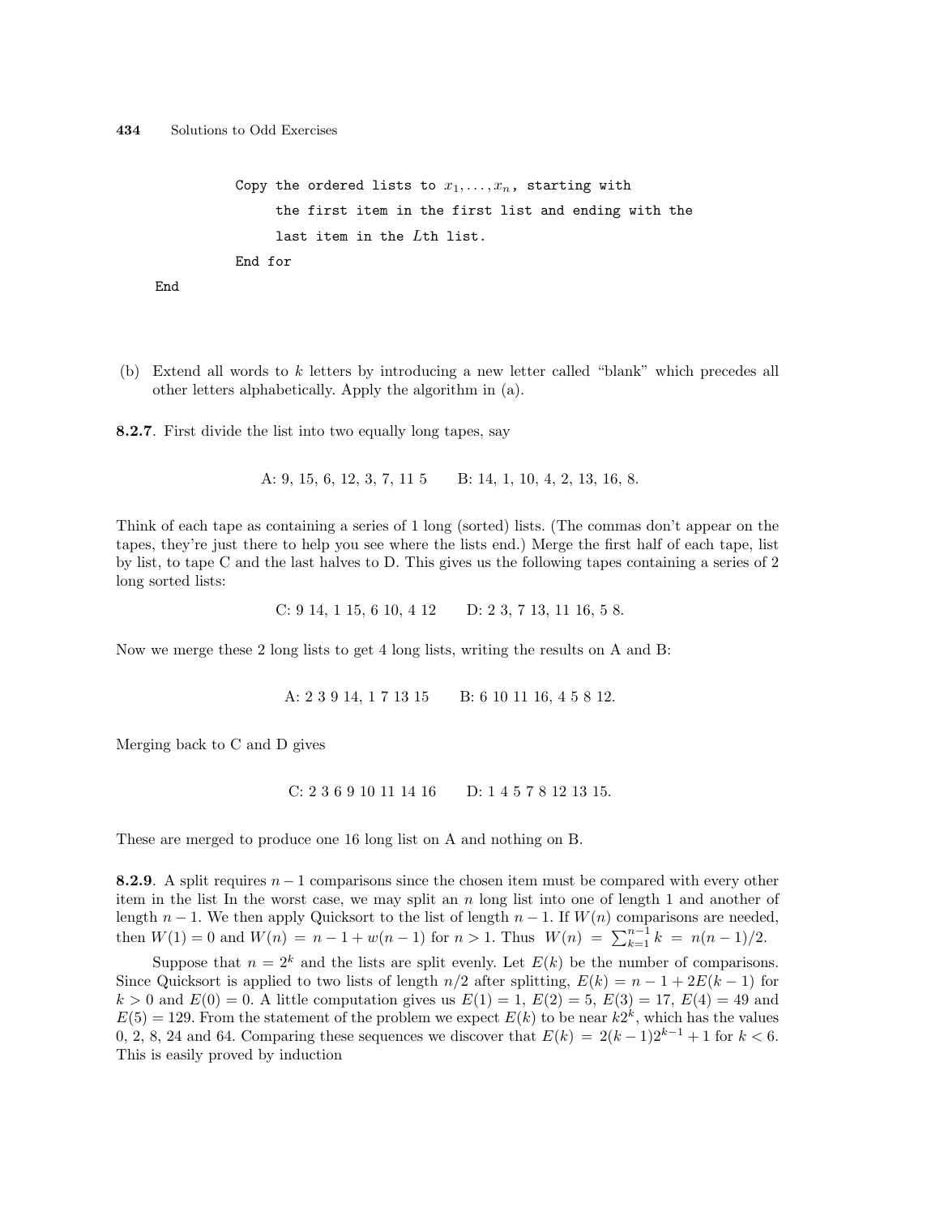```
            Copy the ordered lists to x_1, ..., x_n, starting with
                 the first item in the first list and ending with the
                 last item in the Lth list.
            End for
      End
```

(b) Extend all words to $k$ letters by introducing a new letter called "blank" which precedes all other letters alphabetically. Apply the algorithm in (a).

**8.2.7**. First divide the list into two equally long tapes, say

A: 9, 15, 6, 12, 3, 7, 11 5        B: 14, 1, 10, 4, 2, 13, 16, 8.

Think of each tape as containing a series of 1 long (sorted) lists. (The commas don't appear on the tapes, they're just there to help you see where the lists end.) Merge the first half of each tape, list by list, to tape C and the last halves to D. This gives us the following tapes containing a series of 2 long sorted lists:

C: 9 14, 1 15, 6 10, 4 12        D: 2 3, 7 13, 11 16, 5 8.

Now we merge these 2 long lists to get 4 long lists, writing the results on A and B:

A: 2 3 9 14, 1 7 13 15        B: 6 10 11 16, 4 5 8 12.

Merging back to C and D gives

C: 2 3 6 9 10 11 14 16        D: 1 4 5 7 8 12 13 15.

These are merged to produce one 16 long list on A and nothing on B.

**8.2.9**. A split requires $n-1$ comparisons since the chosen item must be compared with every other item in the list In the worst case, we may split an $n$ long list into one of length 1 and another of length $n-1$. We then apply Quicksort to the list of length $n-1$. If $W(n)$ comparisons are needed, then $W(1) = 0$ and $W(n) = n - 1 + w(n-1)$ for $n > 1$. Thus $W(n) = \sum_{k=1}^{n-1} k = n(n-1)/2$.

Suppose that $n = 2^k$ and the lists are split evenly. Let $E(k)$ be the number of comparisons. Since Quicksort is applied to two lists of length $n/2$ after splitting, $E(k) = n - 1 + 2E(k-1)$ for $k > 0$ and $E(0) = 0$. A little computation gives us $E(1) = 1$, $E(2) = 5$, $E(3) = 17$, $E(4) = 49$ and $E(5) = 129$. From the statement of the problem we expect $E(k)$ to be near $k2^k$, which has the values 0, 2, 8, 24 and 64. Comparing these sequences we discover that $E(k) = 2(k-1)2^{k-1} + 1$ for $k < 6$. This is easily proved by induction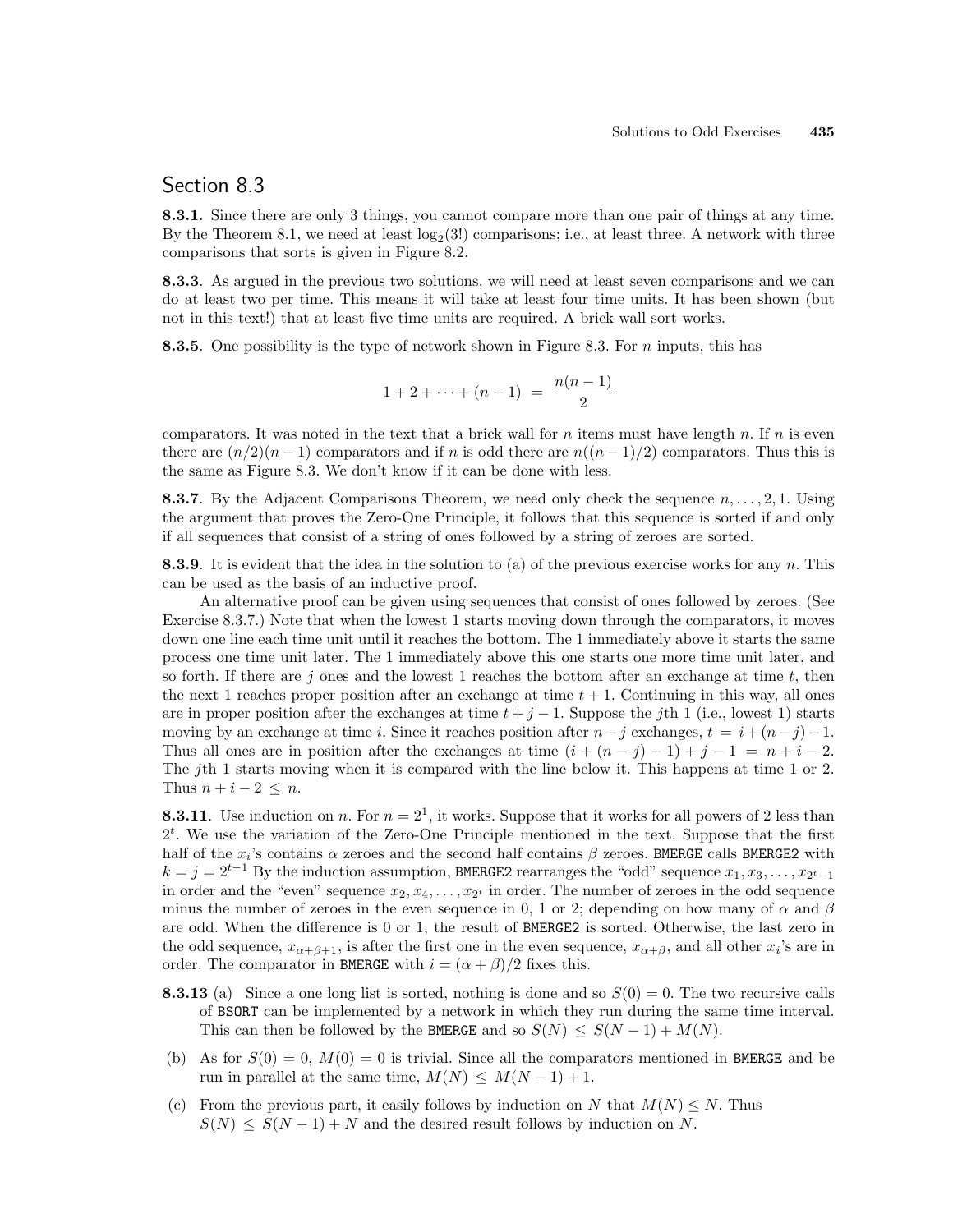## Section 8.3

**8.3.1**. Since there are only 3 things, you cannot compare more than one pair of things at any time. By the Theorem 8.1, we need at least $\log_2(3!)$ comparisons; i.e., at least three. A network with three comparisons that sorts is given in Figure 8.2.

**8.3.3**. As argued in the previous two solutions, we will need at least seven comparisons and we can do at least two per time. This means it will take at least four time units. It has been shown (but not in this text!) that at least five time units are required. A brick wall sort works.

**8.3.5**. One possibility is the type of network shown in Figure 8.3. For $n$ inputs, this has

$$1 + 2 + \cdots + (n-1) \;=\; \frac{n(n-1)}{2}$$

comparators. It was noted in the text that a brick wall for $n$ items must have length $n$. If $n$ is even there are $(n/2)(n-1)$ comparators and if $n$ is odd there are $n((n-1)/2)$ comparators. Thus this is the same as Figure 8.3. We don't know if it can be done with less.

**8.3.7**. By the Adjacent Comparisons Theorem, we need only check the sequence $n, \ldots, 2, 1$. Using the argument that proves the Zero-One Principle, it follows that this sequence is sorted if and only if all sequences that consist of a string of ones followed by a string of zeroes are sorted.

**8.3.9**. It is evident that the idea in the solution to (a) of the previous exercise works for any $n$. This can be used as the basis of an inductive proof.

An alternative proof can be given using sequences that consist of ones followed by zeroes. (See Exercise 8.3.7.) Note that when the lowest 1 starts moving down through the comparators, it moves down one line each time unit until it reaches the bottom. The 1 immediately above it starts the same process one time unit later. The 1 immediately above this one starts one more time unit later, and so forth. If there are $j$ ones and the lowest 1 reaches the bottom after an exchange at time $t$, then the next 1 reaches proper position after an exchange at time $t+1$. Continuing in this way, all ones are in proper position after the exchanges at time $t+j-1$. Suppose the $j$th 1 (i.e., lowest 1) starts moving by an exchange at time $i$. Since it reaches position after $n-j$ exchanges, $t = i + (n-j) - 1$. Thus all ones are in position after the exchanges at time $(i + (n-j) - 1) + j - 1 \;=\; n + i - 2$. The $j$th 1 starts moving when it is compared with the line below it. This happens at time 1 or 2. Thus $n + i - 2 \;\leq\; n$.

**8.3.11**. Use induction on $n$. For $n = 2^1$, it works. Suppose that it works for all powers of 2 less than $2^t$. We use the variation of the Zero-One Principle mentioned in the text. Suppose that the first half of the $x_i$'s contains $\alpha$ zeroes and the second half contains $\beta$ zeroes. BMERGE calls BMERGE2 with $k = j = 2^{t-1}$ By the induction assumption, BMERGE2 rearranges the "odd" sequence $x_1, x_3, \ldots, x_{2^t-1}$ in order and the "even" sequence $x_2, x_4, \ldots, x_{2^t}$ in order. The number of zeroes in the odd sequence minus the number of zeroes in the even sequence in 0, 1 or 2; depending on how many of $\alpha$ and $\beta$ are odd. When the difference is 0 or 1, the result of BMERGE2 is sorted. Otherwise, the last zero in the odd sequence, $x_{\alpha+\beta+1}$, is after the first one in the even sequence, $x_{\alpha+\beta}$, and all other $x_i$'s are in order. The comparator in BMERGE with $i = (\alpha+\beta)/2$ fixes this.

**8.3.13** (a) Since a one long list is sorted, nothing is done and so $S(0) = 0$. The two recursive calls of BSORT can be implemented by a network in which they run during the same time interval. This can then be followed by the BMERGE and so $S(N) \;\leq\; S(N-1) + M(N)$.

(b) As for $S(0) = 0$, $M(0) = 0$ is trivial. Since all the comparators mentioned in BMERGE and be run in parallel at the same time, $M(N) \;\leq\; M(N-1) + 1$.

(c) From the previous part, it easily follows by induction on $N$ that $M(N) \leq N$. Thus $S(N) \;\leq\; S(N-1) + N$ and the desired result follows by induction on $N$.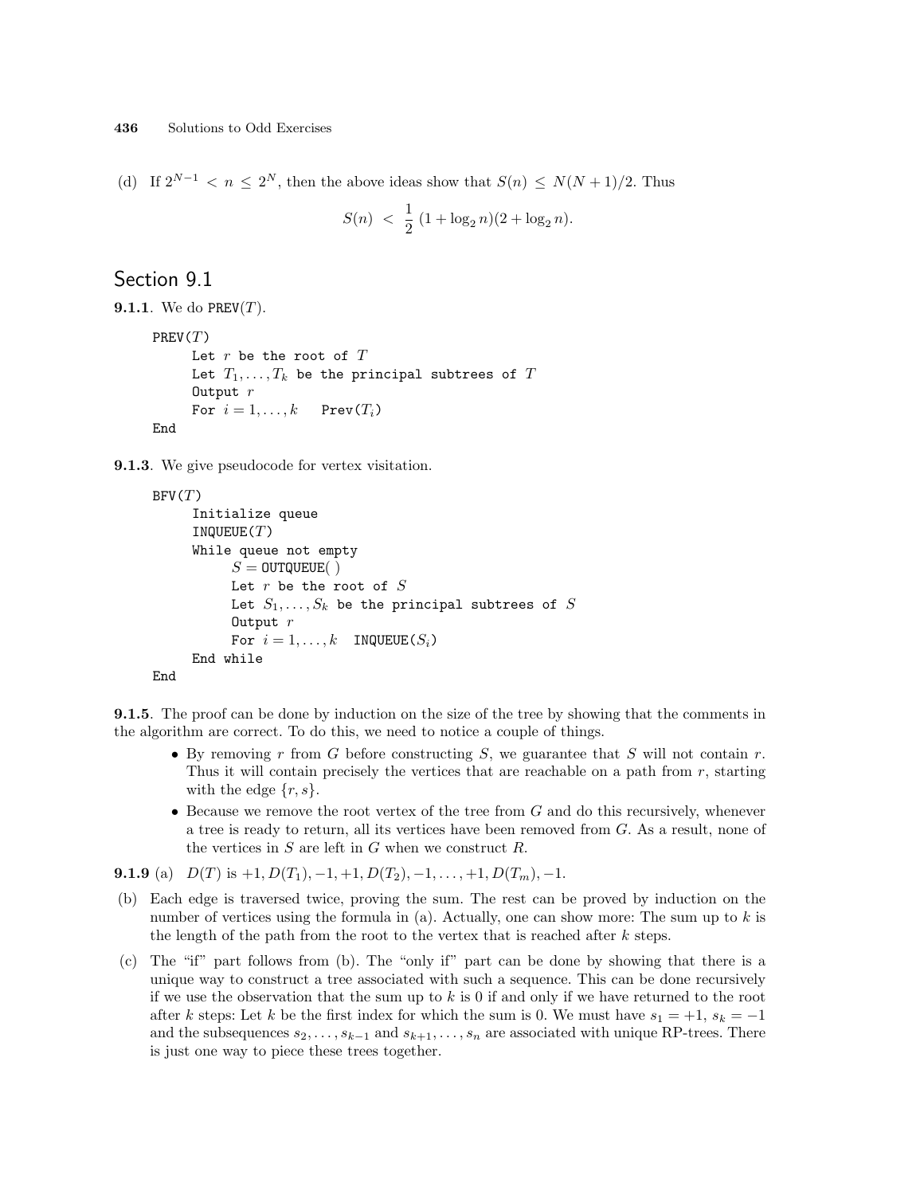(d) If $2^{N-1} < n \le 2^N$, then the above ideas show that $S(n) \le N(N+1)/2$. Thus

$$S(n) < \frac{1}{2}(1 + \log_2 n)(2 + \log_2 n).$$

## Section 9.1

**9.1.1**. We do PREV($T$).

```
PREV(T)
     Let r be the root of T
     Let T_1,...,T_k be the principal subtrees of T
     Output r
     For i = 1,...,k    Prev(T_i)
End
```

**9.1.3**. We give pseudocode for vertex visitation.

```
BFV(T)
     Initialize queue
     INQUEUE(T)
     While queue not empty
          S = OUTQUEUE( )
          Let r be the root of S
          Let S_1,...,S_k be the principal subtrees of S
          Output r
          For i = 1,...,k   INQUEUE(S_i)
     End while
End
```

**9.1.5**. The proof can be done by induction on the size of the tree by showing that the comments in the algorithm are correct. To do this, we need to notice a couple of things.

- By removing $r$ from $G$ before constructing $S$, we guarantee that $S$ will not contain $r$. Thus it will contain precisely the vertices that are reachable on a path from $r$, starting with the edge $\{r, s\}$.
- Because we remove the root vertex of the tree from $G$ and do this recursively, whenever a tree is ready to return, all its vertices have been removed from $G$. As a result, none of the vertices in $S$ are left in $G$ when we construct $R$.

**9.1.9** (a) $D(T)$ is $+1, D(T_1), -1, +1, D(T_2), -1, \ldots, +1, D(T_m), -1$.

(b) Each edge is traversed twice, proving the sum. The rest can be proved by induction on the number of vertices using the formula in (a). Actually, one can show more: The sum up to $k$ is the length of the path from the root to the vertex that is reached after $k$ steps.

(c) The "if" part follows from (b). The "only if" part can be done by showing that there is a unique way to construct a tree associated with such a sequence. This can be done recursively if we use the observation that the sum up to $k$ is 0 if and only if we have returned to the root after $k$ steps: Let $k$ be the first index for which the sum is 0. We must have $s_1 = +1$, $s_k = -1$ and the subsequences $s_2, \ldots, s_{k-1}$ and $s_{k+1}, \ldots, s_n$ are associated with unique RP-trees. There is just one way to piece these trees together.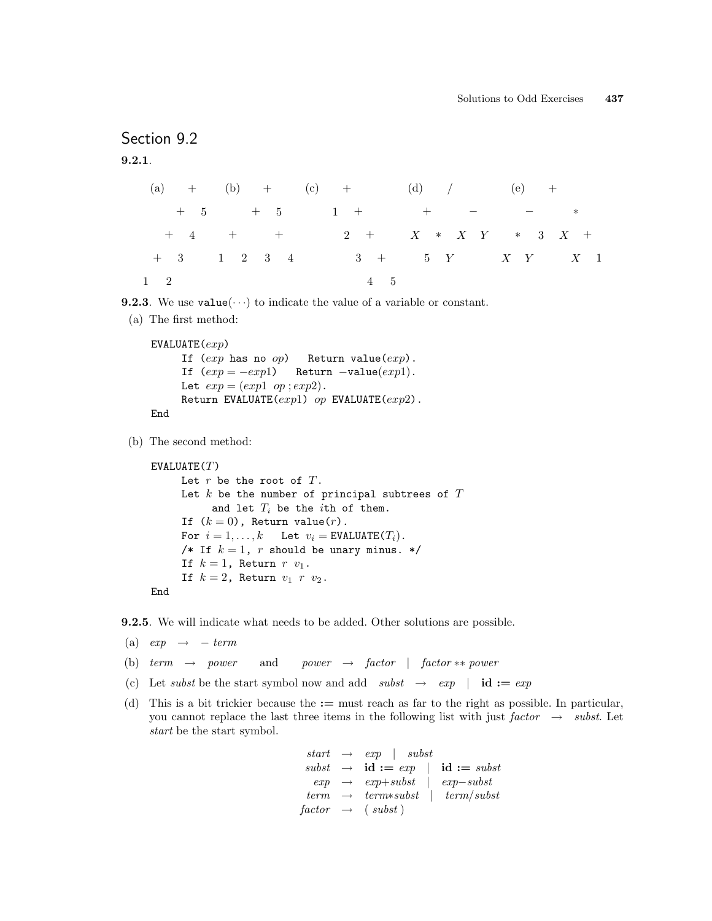## Section 9.2

**9.2.1**.

```
(a)       +        (b)      +        (c)      +            (d)       /             (e)      +

       +    5            +    5           1    +                +         −               −          *

     +    4         +          +               2    +       X    *    X   Y       *    3    X    +

   +    3        1    2    3    4                  3    +         5   Y           X   Y         X    1

 1    2                                                 4    5
```

**9.2.3**. We use `value(···)` to indicate the value of a variable or constant.

(a) The first method:

```
EVALUATE(exp)
     If (exp has no op)   Return value(exp).
     If (exp = −exp1)   Return −value(exp1).
     Let exp = (exp1 op ; exp2).
     Return EVALUATE(exp1) op EVALUATE(exp2).
End
```

(b) The second method:

```
EVALUATE(T)
     Let r be the root of T.
     Let k be the number of principal subtrees of T
          and let T_i be the ith of them.
     If (k = 0), Return value(r).
     For i = 1,...,k   Let v_i = EVALUATE(T_i).
     /* If k = 1, r should be unary minus. */
     If k = 1, Return r v_1.
     If k = 2, Return v_1 r v_2.
End
```

**9.2.5**. We will indicate what needs to be added. Other solutions are possible.

(a) *exp* $\rightarrow$ $-$ *term*

(b) *term* $\rightarrow$ *power* and *power* $\rightarrow$ *factor* | *factor* ∗∗ *power*

(c) Let *subst* be the start symbol now and add *subst* $\rightarrow$ *exp* | **id :=** *exp*

(d) This is a bit trickier because the **:=** must reach as far to the right as possible. In particular, you cannot replace the last three items in the following list with just *factor* $\rightarrow$ *subst*. Let *start* be the start symbol.

$$
\begin{array}{rcl}
\textit{start} & \rightarrow & \textit{exp} \;\;|\;\; \textit{subst} \\
\textit{subst} & \rightarrow & \textbf{id :=}\; \textit{exp} \;\;|\;\; \textbf{id :=}\; \textit{subst} \\
\textit{exp} & \rightarrow & \textit{exp}+\textit{subst} \;\;|\;\; \textit{exp}-\textit{subst} \\
\textit{term} & \rightarrow & \textit{term}*\textit{subst} \;\;|\;\; \textit{term}/\textit{subst} \\
\textit{factor} & \rightarrow & (\;\textit{subst}\;)
\end{array}
$$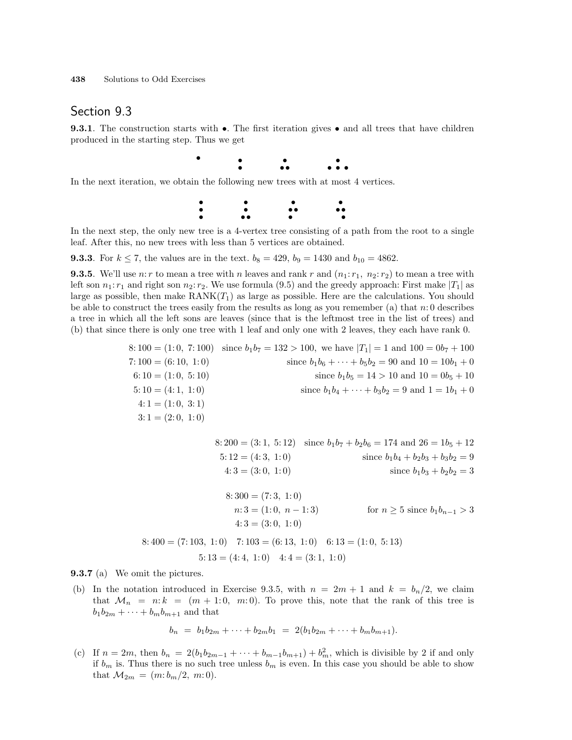## Section 9.3

**9.3.1**. The construction starts with •. The first iteration gives • and all trees that have children produced in the starting step. Thus we get

In the next iteration, we obtain the following new trees with at most 4 vertices.

In the next step, the only new tree is a 4-vertex tree consisting of a path from the root to a single leaf. After this, no new trees with less than 5 vertices are obtained.

**9.3.3**. For $k \le 7$, the values are in the text. $b_8 = 429$, $b_9 = 1430$ and $b_{10} = 4862$.

**9.3.5**. We'll use $n\!:r$ to mean a tree with $n$ leaves and rank $r$ and $(n_1\!:r_1,\ n_2\!:r_2)$ to mean a tree with left son $n_1\!:r_1$ and right son $n_2\!:r_2$. We use formula (9.5) and the greedy approach: First make $|T_1|$ as large as possible, then make $\mathrm{RANK}(T_1)$ as large as possible. Here are the calculations. You should be able to construct the trees easily from the results as long as you remember (a) that $n\!:0$ describes a tree in which all the left sons are leaves (since that is the leftmost tree in the list of trees) and (b) that since there is only one tree with 1 leaf and only one with 2 leaves, they each have rank 0.

$$
\begin{aligned}
8\!:100 &= (1\!:0,\ 7\!:100) && \text{since } b_1b_7 = 132 > 100, \text{ we have } |T_1| = 1 \text{ and } 100 = 0b_7 + 100\\
7\!:100 &= (6\!:10,\ 1\!:0) && \text{since } b_1b_6 + \cdots + b_5b_2 = 90 \text{ and } 10 = 10b_1 + 0\\
6\!:10 &= (1\!:0,\ 5\!:10) && \text{since } b_1b_5 = 14 > 10 \text{ and } 10 = 0b_5 + 10\\
5\!:10 &= (4\!:1,\ 1\!:0) && \text{since } b_1b_4 + \cdots + b_3b_2 = 9 \text{ and } 1 = 1b_1 + 0\\
4\!:1 &= (1\!:0,\ 3\!:1)\\
3\!:1 &= (2\!:0,\ 1\!:0)
\end{aligned}
$$

$$
\begin{aligned}
8\!:200 &= (3\!:1,\ 5\!:12) && \text{since } b_1b_7 + b_2b_6 = 174 \text{ and } 26 = 1b_5 + 12\\
5\!:12 &= (4\!:3,\ 1\!:0) && \text{since } b_1b_4 + b_2b_3 + b_3b_2 = 9\\
4\!:3 &= (3\!:0,\ 1\!:0) && \text{since } b_1b_3 + b_2b_2 = 3
\end{aligned}
$$

$$
\begin{aligned}
8\!:300 &= (7\!:3,\ 1\!:0)\\
n\!:3 &= (1\!:0,\ n-1\!:3) && \text{for } n \ge 5 \text{ since } b_1b_{n-1} > 3\\
4\!:3 &= (3\!:0,\ 1\!:0)
\end{aligned}
$$

$$
8\!:400 = (7\!:103,\ 1\!:0) \quad 7\!:103 = (6\!:13,\ 1\!:0) \quad 6\!:13 = (1\!:0,\ 5\!:13)
$$

$$
5\!:13 = (4\!:4,\ 1\!:0) \quad 4\!:4 = (3\!:1,\ 1\!:0)
$$

**9.3.7** (a) We omit the pictures.

(b) In the notation introduced in Exercise 9.3.5, with $n = 2m+1$ and $k = b_n/2$, we claim that $\mathcal{M}_n = n\!:k = (m+1\!:0,\ m\!:0)$. To prove this, note that the rank of this tree is $b_1b_{2m} + \cdots + b_mb_{m+1}$ and that

$$b_n \;=\; b_1b_{2m} + \cdots + b_{2m}b_1 \;=\; 2(b_1b_{2m} + \cdots + b_mb_{m+1}).$$

(c) If $n = 2m$, then $b_n = 2(b_1b_{2m-1} + \cdots + b_{m-1}b_{m+1}) + b_m^2$, which is divisible by 2 if and only if $b_m$ is. Thus there is no such tree unless $b_m$ is even. In this case you should be able to show that $\mathcal{M}_{2m} = (m\!:b_m/2,\ m\!:0)$.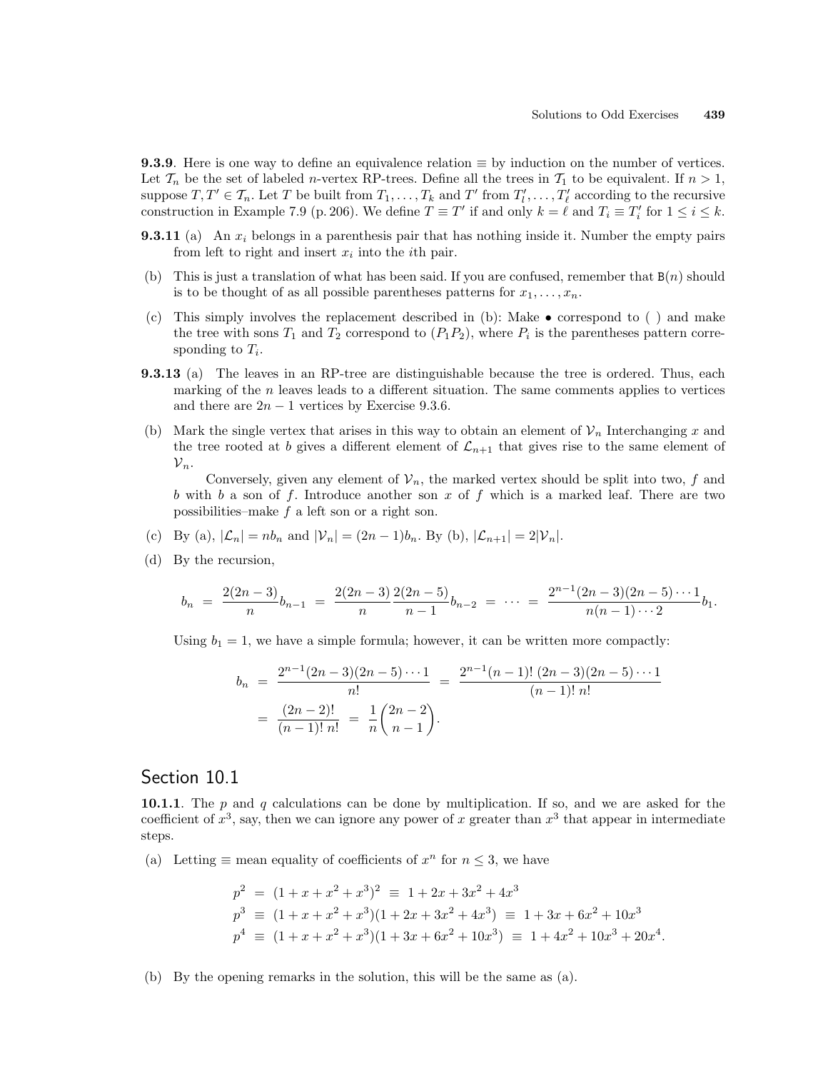**9.3.9**. Here is one way to define an equivalence relation $\equiv$ by induction on the number of vertices. Let $\mathcal{T}_n$ be the set of labeled $n$-vertex RP-trees. Define all the trees in $\mathcal{T}_1$ to be equivalent. If $n > 1$, suppose $T, T' \in \mathcal{T}_n$. Let $T$ be built from $T_1, \ldots, T_k$ and $T'$ from $T'_l, \ldots, T'_\ell$ according to the recursive construction in Example 7.9 (p. 206). We define $T \equiv T'$ if and only $k = \ell$ and $T_i \equiv T'_i$ for $1 \le i \le k$.

**9.3.11** (a) An $x_i$ belongs in a parenthesis pair that has nothing inside it. Number the empty pairs from left to right and insert $x_i$ into the $i$th pair.

(b) This is just a translation of what has been said. If you are confused, remember that $\mathtt{B}(n)$ should is to be thought of as all possible parentheses patterns for $x_1, \ldots, x_n$.

(c) This simply involves the replacement described in (b): Make $\bullet$ correspond to ( ) and make the tree with sons $T_1$ and $T_2$ correspond to $(P_1 P_2)$, where $P_i$ is the parentheses pattern corresponding to $T_i$.

**9.3.13** (a) The leaves in an RP-tree are distinguishable because the tree is ordered. Thus, each marking of the $n$ leaves leads to a different situation. The same comments applies to vertices and there are $2n-1$ vertices by Exercise 9.3.6.

(b) Mark the single vertex that arises in this way to obtain an element of $\mathcal{V}_n$ Interchanging $x$ and the tree rooted at $b$ gives a different element of $\mathcal{L}_{n+1}$ that gives rise to the same element of $\mathcal{V}_n$.

Conversely, given any element of $\mathcal{V}_n$, the marked vertex should be split into two, $f$ and $b$ with $b$ a son of $f$. Introduce another son $x$ of $f$ which is a marked leaf. There are two possibilities–make $f$ a left son or a right son.

(c) By (a), $|\mathcal{L}_n| = nb_n$ and $|\mathcal{V}_n| = (2n-1)b_n$. By (b), $|\mathcal{L}_{n+1}| = 2|\mathcal{V}_n|$.

(d) By the recursion,

$$b_n \;=\; \frac{2(2n-3)}{n} b_{n-1} \;=\; \frac{2(2n-3)}{n}\frac{2(2n-5)}{n-1} b_{n-2} \;=\; \cdots \;=\; \frac{2^{n-1}(2n-3)(2n-5)\cdots 1}{n(n-1)\cdots 2} b_1.$$

Using $b_1 = 1$, we have a simple formula; however, it can be written more compactly:

$$\begin{aligned}
b_n \;&=\; \frac{2^{n-1}(2n-3)(2n-5)\cdots 1}{n!} \;=\; \frac{2^{n-1}(n-1)!\,(2n-3)(2n-5)\cdots 1}{(n-1)!\,n!} \\
&=\; \frac{(2n-2)!}{(n-1)!\,n!} \;=\; \frac{1}{n}\binom{2n-2}{n-1}.
\end{aligned}$$

## Section 10.1

**10.1.1**. The $p$ and $q$ calculations can be done by multiplication. If so, and we are asked for the coefficient of $x^3$, say, then we can ignore any power of $x$ greater than $x^3$ that appear in intermediate steps.

(a) Letting $\equiv$ mean equality of coefficients of $x^n$ for $n \le 3$, we have

$$\begin{aligned}
p^2 \;&=\; (1+x+x^2+x^3)^2 \;\equiv\; 1+2x+3x^2+4x^3 \\
p^3 \;&\equiv\; (1+x+x^2+x^3)(1+2x+3x^2+4x^3) \;\equiv\; 1+3x+6x^2+10x^3 \\
p^4 \;&\equiv\; (1+x+x^2+x^3)(1+3x+6x^2+10x^3) \;\equiv\; 1+4x^2+10x^3+20x^4.
\end{aligned}$$

(b) By the opening remarks in the solution, this will be the same as (a).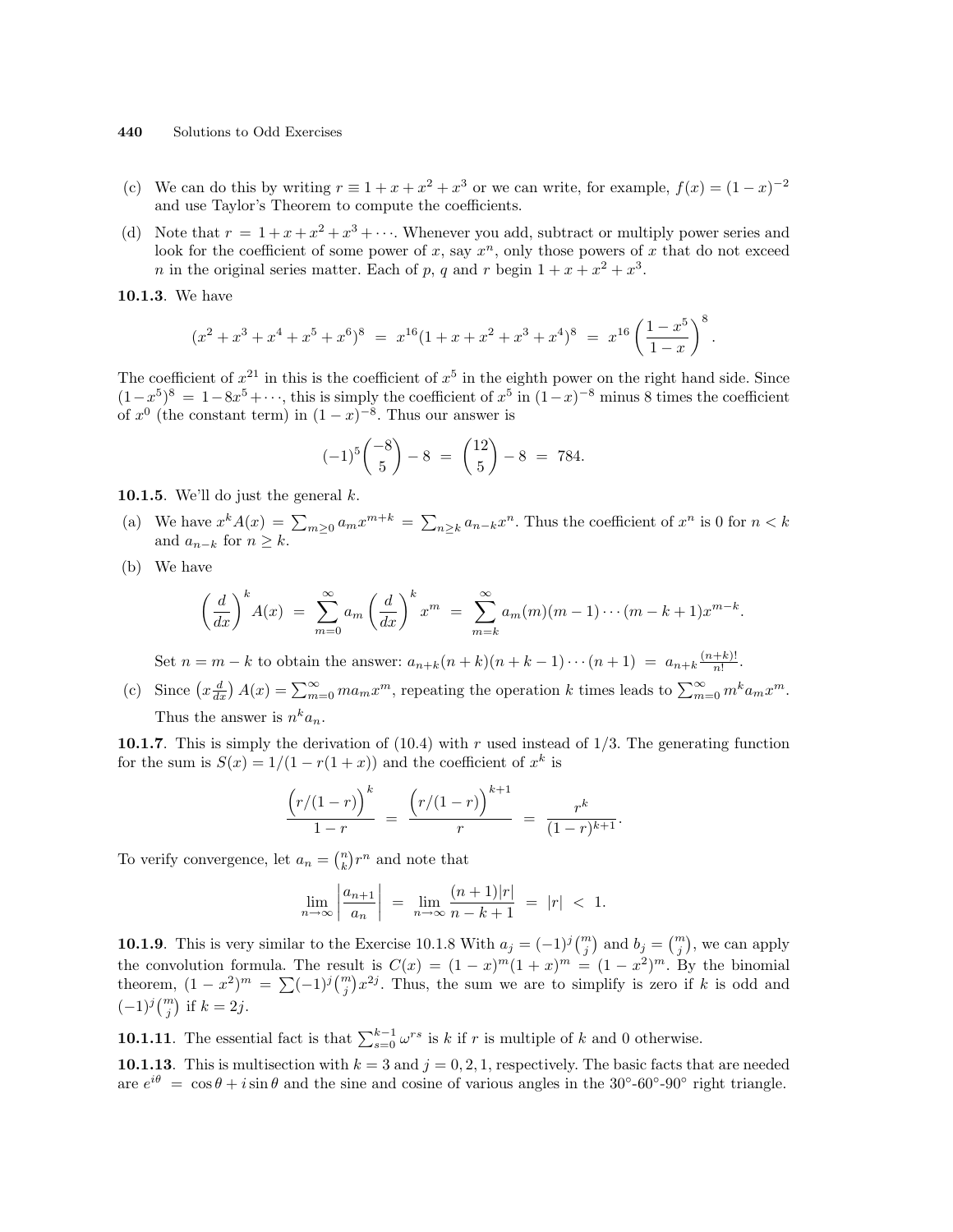(c) We can do this by writing $r \equiv 1 + x + x^2 + x^3$ or we can write, for example, $f(x) = (1-x)^{-2}$ and use Taylor's Theorem to compute the coefficients.

(d) Note that $r = 1 + x + x^2 + x^3 + \cdots$. Whenever you add, subtract or multiply power series and look for the coefficient of some power of $x$, say $x^n$, only those powers of $x$ that do not exceed $n$ in the original series matter. Each of $p$, $q$ and $r$ begin $1 + x + x^2 + x^3$.

**10.1.3**. We have

$$(x^2 + x^3 + x^4 + x^5 + x^6)^8 \;=\; x^{16}(1 + x + x^2 + x^3 + x^4)^8 \;=\; x^{16}\left(\frac{1-x^5}{1-x}\right)^8.$$

The coefficient of $x^{21}$ in this is the coefficient of $x^5$ in the eighth power on the right hand side. Since $(1-x^5)^8 = 1 - 8x^5 + \cdots$, this is simply the coefficient of $x^5$ in $(1-x)^{-8}$ minus 8 times the coefficient of $x^0$ (the constant term) in $(1-x)^{-8}$. Thus our answer is

$$(-1)^5\binom{-8}{5} - 8 \;=\; \binom{12}{5} - 8 \;=\; 784.$$

**10.1.5**. We'll do just the general $k$.

(a) We have $x^k A(x) = \sum_{m\ge 0} a_m x^{m+k} = \sum_{n \ge k} a_{n-k} x^n$. Thus the coefficient of $x^n$ is 0 for $n < k$ and $a_{n-k}$ for $n \ge k$.

(b) We have

$$\left(\frac{d}{dx}\right)^k A(x) \;=\; \sum_{m=0}^{\infty} a_m \left(\frac{d}{dx}\right)^k x^m \;=\; \sum_{m=k}^{\infty} a_m (m)(m-1)\cdots(m-k+1)x^{m-k}.$$

Set $n = m - k$ to obtain the answer: $a_{n+k}(n+k)(n+k-1)\cdots(n+1) \;=\; a_{n+k}\frac{(n+k)!}{n!}$.

(c) Since $\left(x\frac{d}{dx}\right)A(x) = \sum_{m=0}^{\infty} m a_m x^m$, repeating the operation $k$ times leads to $\sum_{m=0}^{\infty} m^k a_m x^m$. Thus the answer is $n^k a_n$.

**10.1.7**. This is simply the derivation of (10.4) with $r$ used instead of $1/3$. The generating function for the sum is $S(x) = 1/(1 - r(1+x))$ and the coefficient of $x^k$ is

$$\frac{\Big(r/(1-r)\Big)^k}{1-r} \;=\; \frac{\Big(r/(1-r)\Big)^{k+1}}{r} \;=\; \frac{r^k}{(1-r)^{k+1}}.$$

To verify convergence, let $a_n = \binom{n}{k} r^n$ and note that

$$\lim_{n\to\infty}\left|\frac{a_{n+1}}{a_n}\right| \;=\; \lim_{n\to\infty}\frac{(n+1)|r|}{n-k+1} \;=\; |r| \;<\; 1.$$

**10.1.9**. This is very similar to the Exercise 10.1.8 With $a_j = (-1)^j\binom{m}{j}$ and $b_j = \binom{m}{j}$, we can apply the convolution formula. The result is $C(x) = (1-x)^m(1+x)^m = (1-x^2)^m$. By the binomial theorem, $(1-x^2)^m = \sum (-1)^j \binom{m}{j} x^{2j}$. Thus, the sum we are to simplify is zero if $k$ is odd and $(-1)^j\binom{m}{j}$ if $k = 2j$.

**10.1.11**. The essential fact is that $\sum_{s=0}^{k-1}\omega^{rs}$ is $k$ if $r$ is multiple of $k$ and 0 otherwise.

**10.1.13**. This is multisection with $k = 3$ and $j = 0, 2, 1$, respectively. The basic facts that are needed are $e^{i\theta} = \cos\theta + i\sin\theta$ and the sine and cosine of various angles in the 30°-60°-90° right triangle.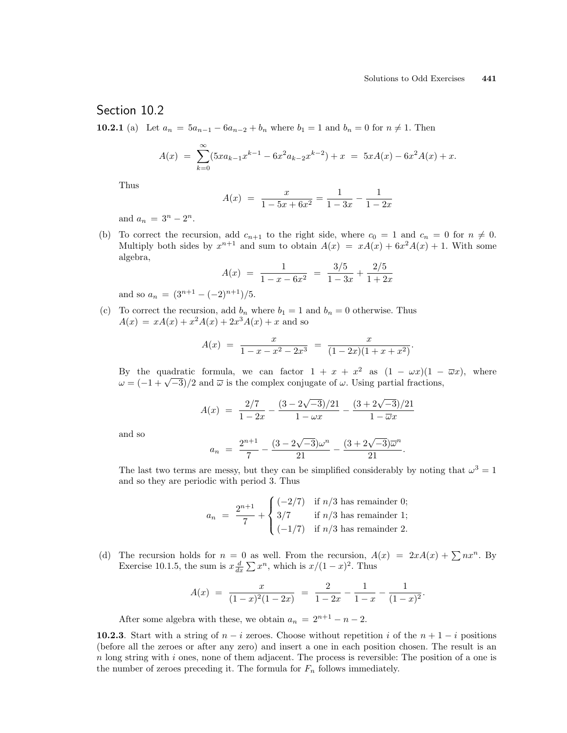## Section 10.2

**10.2.1** (a) Let $a_n = 5a_{n-1} - 6a_{n-2} + b_n$ where $b_1 = 1$ and $b_n = 0$ for $n \neq 1$. Then

$$A(x) \;=\; \sum_{k=0}^{\infty}(5xa_{k-1}x^{k-1} - 6x^2a_{k-2}x^{k-2}) + x \;=\; 5xA(x) - 6x^2A(x) + x.$$

Thus

$$A(x) \;=\; \frac{x}{1-5x+6x^2} = \frac{1}{1-3x} - \frac{1}{1-2x}$$

and $a_n = 3^n - 2^n$.

(b) To correct the recursion, add $c_{n+1}$ to the right side, where $c_0 = 1$ and $c_n = 0$ for $n \neq 0$. Multiply both sides by $x^{n+1}$ and sum to obtain $A(x) = xA(x) + 6x^2A(x) + 1$. With some algebra,

$$A(x) \;=\; \frac{1}{1-x-6x^2} \;=\; \frac{3/5}{1-3x} + \frac{2/5}{1+2x}$$

and so $a_n = (3^{n+1} - (-2)^{n+1})/5$.

(c) To correct the recursion, add $b_n$ where $b_1 = 1$ and $b_n = 0$ otherwise. Thus $A(x) = xA(x) + x^2A(x) + 2x^3A(x) + x$ and so

$$A(x) \;=\; \frac{x}{1-x-x^2-2x^3} \;=\; \frac{x}{(1-2x)(1+x+x^2)}.$$

By the quadratic formula, we can factor $1 + x + x^2$ as $(1 - \omega x)(1 - \overline{\omega}x)$, where $\omega = (-1 + \sqrt{-3})/2$ and $\overline{\omega}$ is the complex conjugate of $\omega$. Using partial fractions,

$$A(x) \;=\; \frac{2/7}{1-2x} - \frac{(3-2\sqrt{-3})/21}{1-\omega x} - \frac{(3+2\sqrt{-3})/21}{1-\overline{\omega}x}$$

and so

$$a_n \;=\; \frac{2^{n+1}}{7} - \frac{(3-2\sqrt{-3})\omega^n}{21} - \frac{(3+2\sqrt{-3})\overline{\omega}^n}{21}.$$

The last two terms are messy, but they can be simplified considerably by noting that $\omega^3 = 1$ and so they are periodic with period 3. Thus

$$a_n \;=\; \frac{2^{n+1}}{7} + \begin{cases} (-2/7) & \text{if } n/3 \text{ has remainder 0;} \\ 3/7 & \text{if } n/3 \text{ has remainder 1;} \\ (-1/7) & \text{if } n/3 \text{ has remainder 2.} \end{cases}$$

(d) The recursion holds for $n = 0$ as well. From the recursion, $A(x) = 2xA(x) + \sum nx^n$. By Exercise 10.1.5, the sum is $x\frac{d}{dx}\sum x^n$, which is $x/(1-x)^2$. Thus

$$A(x) \;=\; \frac{x}{(1-x)^2(1-2x)} \;=\; \frac{2}{1-2x} - \frac{1}{1-x} - \frac{1}{(1-x)^2}.$$

After some algebra with these, we obtain $a_n = 2^{n+1} - n - 2$.

**10.2.3**. Start with a string of $n - i$ zeroes. Choose without repetition $i$ of the $n + 1 - i$ positions (before all the zeroes or after any zero) and insert a one in each position chosen. The result is an $n$ long string with $i$ ones, none of them adjacent. The process is reversible: The position of a one is the number of zeroes preceding it. The formula for $F_n$ follows immediately.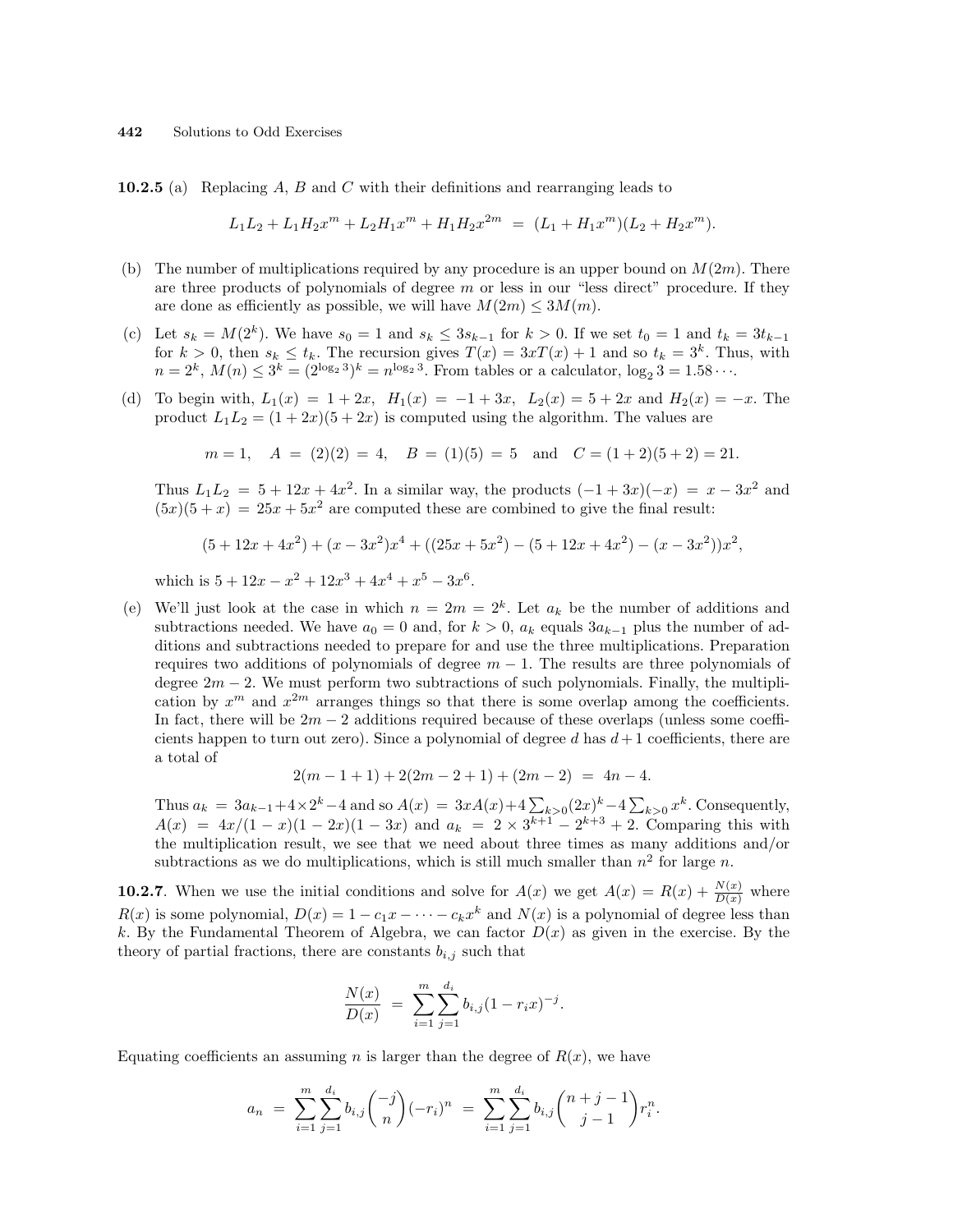**10.2.5** (a) Replacing $A$, $B$ and $C$ with their definitions and rearranging leads to

$$L_1L_2 + L_1H_2x^m + L_2H_1x^m + H_1H_2x^{2m} \;=\; (L_1 + H_1x^m)(L_2 + H_2x^m).$$

(b) The number of multiplications required by any procedure is an upper bound on $M(2m)$. There are three products of polynomials of degree $m$ or less in our "less direct" procedure. If they are done as efficiently as possible, we will have $M(2m) \le 3M(m)$.

(c) Let $s_k = M(2^k)$. We have $s_0 = 1$ and $s_k \le 3s_{k-1}$ for $k > 0$. If we set $t_0 = 1$ and $t_k = 3t_{k-1}$ for $k > 0$, then $s_k \le t_k$. The recursion gives $T(x) = 3xT(x) + 1$ and so $t_k = 3^k$. Thus, with $n = 2^k$, $M(n) \le 3^k = (2^{\log_2 3})^k = n^{\log_2 3}$. From tables or a calculator, $\log_2 3 = 1.58\cdots$.

(d) To begin with, $L_1(x) = 1 + 2x$, $H_1(x) = -1 + 3x$, $L_2(x) = 5 + 2x$ and $H_2(x) = -x$. The product $L_1L_2 = (1 + 2x)(5 + 2x)$ is computed using the algorithm. The values are

$$m = 1, \quad A \;=\; (2)(2) \;=\; 4, \quad B \;=\; (1)(5) \;=\; 5 \quad \text{and} \quad C = (1 + 2)(5 + 2) = 21.$$

Thus $L_1L_2 \;=\; 5 + 12x + 4x^2$. In a similar way, the products $(-1 + 3x)(-x) \;=\; x - 3x^2$ and $(5x)(5 + x) \;=\; 25x + 5x^2$ are computed these are combined to give the final result:

$$(5 + 12x + 4x^2) + (x - 3x^2)x^4 + ((25x + 5x^2) - (5 + 12x + 4x^2) - (x - 3x^2))x^2,$$

which is $5 + 12x - x^2 + 12x^3 + 4x^4 + x^5 - 3x^6$.

(e) We'll just look at the case in which $n = 2m = 2^k$. Let $a_k$ be the number of additions and subtractions needed. We have $a_0 = 0$ and, for $k > 0$, $a_k$ equals $3a_{k-1}$ plus the number of additions and subtractions needed to prepare for and use the three multiplications. Preparation requires two additions of polynomials of degree $m - 1$. The results are three polynomials of degree $2m - 2$. We must perform two subtractions of such polynomials. Finally, the multiplication by $x^m$ and $x^{2m}$ arranges things so that there is some overlap among the coefficients. In fact, there will be $2m - 2$ additions required because of these overlaps (unless some coefficients happen to turn out zero). Since a polynomial of degree $d$ has $d + 1$ coefficients, there are a total of

$$2(m - 1 + 1) + 2(2m - 2 + 1) + (2m - 2) \;=\; 4n - 4.$$

Thus $a_k \;=\; 3a_{k-1} + 4 \times 2^k - 4$ and so $A(x) \;=\; 3xA(x) + 4\sum_{k>0}(2x)^k - 4\sum_{k>0} x^k$. Consequently, $A(x) \;=\; 4x/(1 - x)(1 - 2x)(1 - 3x)$ and $a_k \;=\; 2 \times 3^{k+1} - 2^{k+3} + 2$. Comparing this with the multiplication result, we see that we need about three times as many additions and/or subtractions as we do multiplications, which is still much smaller than $n^2$ for large $n$.

**10.2.7**. When we use the initial conditions and solve for $A(x)$ we get $A(x) = R(x) + \frac{N(x)}{D(x)}$ where $R(x)$ is some polynomial, $D(x) = 1 - c_1x - \cdots - c_kx^k$ and $N(x)$ is a polynomial of degree less than $k$. By the Fundamental Theorem of Algebra, we can factor $D(x)$ as given in the exercise. By the theory of partial fractions, there are constants $b_{i,j}$ such that

$$\frac{N(x)}{D(x)} \;=\; \sum_{i=1}^{m}\sum_{j=1}^{d_i} b_{i,j}(1 - r_ix)^{-j}.$$

Equating coefficients an assuming $n$ is larger than the degree of $R(x)$, we have

$$a_n \;=\; \sum_{i=1}^{m}\sum_{j=1}^{d_i} b_{i,j}\binom{-j}{n}(-r_i)^n \;=\; \sum_{i=1}^{m}\sum_{j=1}^{d_i} b_{i,j}\binom{n + j - 1}{j - 1}r_i^n.$$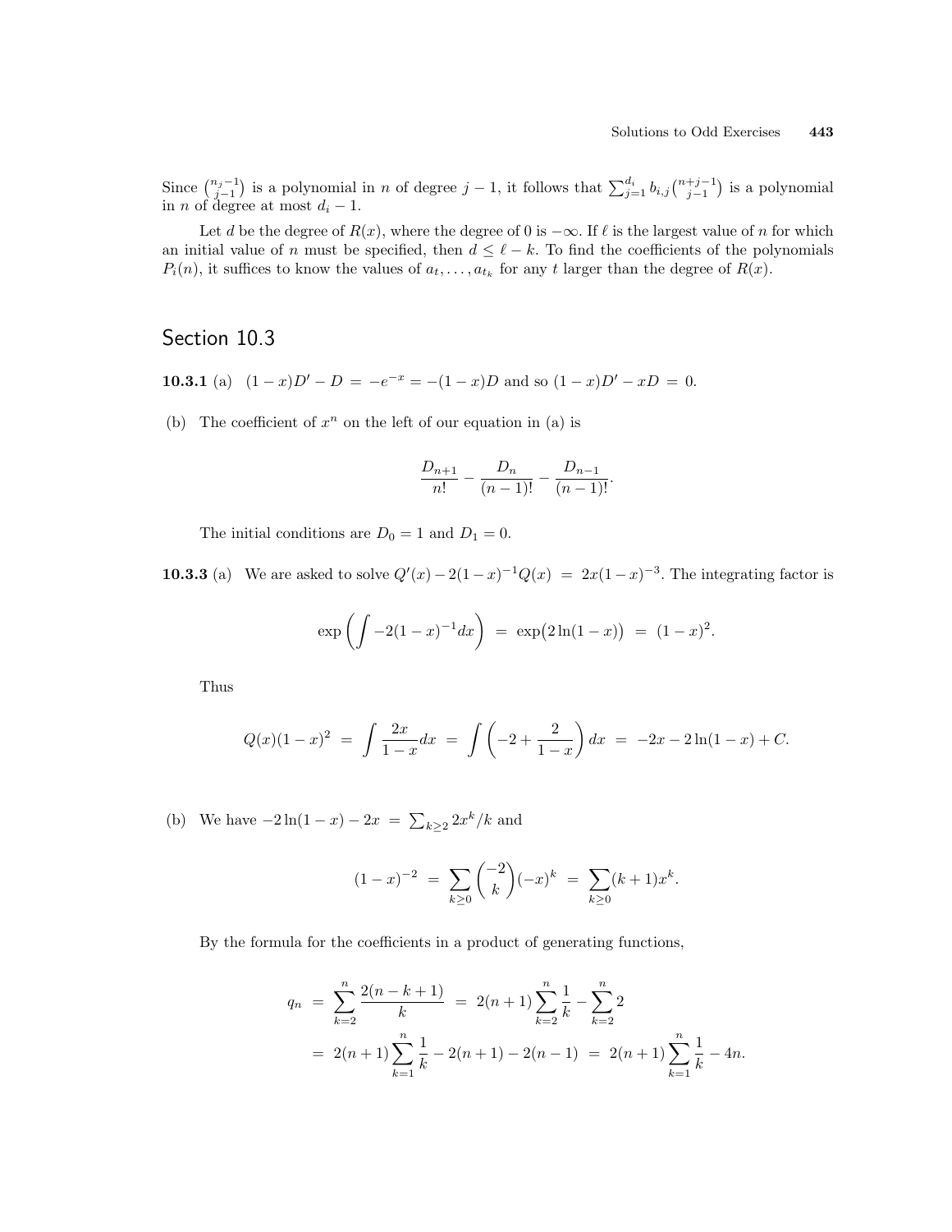Since $\binom{n_j-1}{j-1}$ is a polynomial in $n$ of degree $j-1$, it follows that $\sum_{j=1}^{d_i} b_{i,j}\binom{n+j-1}{j-1}$ is a polynomial in $n$ of degree at most $d_i - 1$.

Let $d$ be the degree of $R(x)$, where the degree of 0 is $-\infty$. If $\ell$ is the largest value of $n$ for which an initial value of $n$ must be specified, then $d \le \ell - k$. To find the coefficients of the polynomials $P_i(n)$, it suffices to know the values of $a_t, \ldots, a_{t_k}$ for any $t$ larger than the degree of $R(x)$.

## Section 10.3

**10.3.1** (a) $(1-x)D' - D = -e^{-x} = -(1-x)D$ and so $(1-x)D' - xD = 0$.

(b) The coefficient of $x^n$ on the left of our equation in (a) is

$$\frac{D_{n+1}}{n!} - \frac{D_n}{(n-1)!} - \frac{D_{n-1}}{(n-1)!}.$$

The initial conditions are $D_0 = 1$ and $D_1 = 0$.

**10.3.3** (a) We are asked to solve $Q'(x) - 2(1-x)^{-1}Q(x) = 2x(1-x)^{-3}$. The integrating factor is

$$\exp\left(\int -2(1-x)^{-1}dx\right) = \exp\bigl(2\ln(1-x)\bigr) = (1-x)^2.$$

Thus

$$Q(x)(1-x)^2 = \int \frac{2x}{1-x}dx = \int \left(-2 + \frac{2}{1-x}\right)dx = -2x - 2\ln(1-x) + C.$$

(b) We have $-2\ln(1-x) - 2x = \sum_{k\ge 2} 2x^k/k$ and

$$(1-x)^{-2} = \sum_{k\ge 0}\binom{-2}{k}(-x)^k = \sum_{k\ge 0}(k+1)x^k.$$

By the formula for the coefficients in a product of generating functions,

$$\begin{aligned} q_n &= \sum_{k=2}^{n}\frac{2(n-k+1)}{k} = 2(n+1)\sum_{k=2}^{n}\frac{1}{k} - \sum_{k=2}^{n}2 \\ &= 2(n+1)\sum_{k=1}^{n}\frac{1}{k} - 2(n+1) - 2(n-1) = 2(n+1)\sum_{k=1}^{n}\frac{1}{k} - 4n. \end{aligned}$$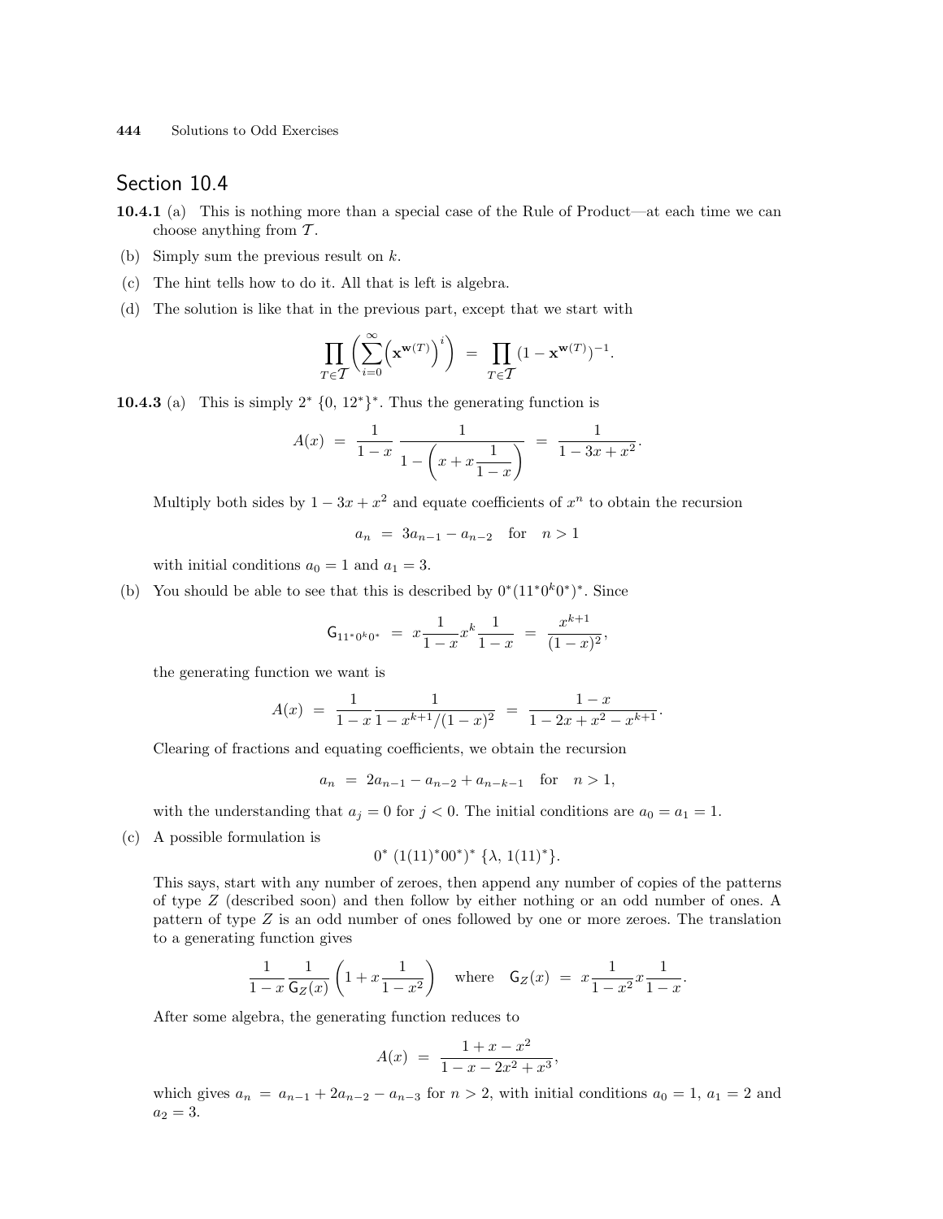## Section 10.4

**10.4.1** (a) This is nothing more than a special case of the Rule of Product—at each time we can choose anything from $\mathcal{T}$.

(b) Simply sum the previous result on $k$.

(c) The hint tells how to do it. All that is left is algebra.

(d) The solution is like that in the previous part, except that we start with

$$\prod_{T\in\mathcal{T}}\left(\sum_{i=0}^{\infty}\left(\mathbf{x}^{\mathbf{w}(T)}\right)^{i}\right) \;=\; \prod_{T\in\mathcal{T}}(1-\mathbf{x}^{\mathbf{w}(T)})^{-1}.$$

**10.4.3** (a) This is simply $2^*\ \{0,\ 12^*\}^*$. Thus the generating function is

$$A(x) \;=\; \frac{1}{1-x}\,\frac{1}{1-\left(x+x\dfrac{1}{1-x}\right)} \;=\; \frac{1}{1-3x+x^2}.$$

Multiply both sides by $1-3x+x^2$ and equate coefficients of $x^n$ to obtain the recursion

$$a_n \;=\; 3a_{n-1}-a_{n-2} \quad \text{for} \quad n>1$$

with initial conditions $a_0=1$ and $a_1=3$.

(b) You should be able to see that this is described by $0^*(11^*0^k0^*)^*$. Since

$$\mathsf{G}_{11^*0^k0^*} \;=\; x\frac{1}{1-x}x^k\frac{1}{1-x} \;=\; \frac{x^{k+1}}{(1-x)^2},$$

the generating function we want is

$$A(x) \;=\; \frac{1}{1-x}\frac{1}{1-x^{k+1}/(1-x)^2} \;=\; \frac{1-x}{1-2x+x^2-x^{k+1}}.$$

Clearing of fractions and equating coefficients, we obtain the recursion

$$a_n \;=\; 2a_{n-1}-a_{n-2}+a_{n-k-1} \quad \text{for} \quad n>1,$$

with the understanding that $a_j=0$ for $j<0$. The initial conditions are $a_0=a_1=1$.

(c) A possible formulation is

$$0^*\ (1(11)^*00^*)^*\ \{\lambda,\ 1(11)^*\}.$$

This says, start with any number of zeroes, then append any number of copies of the patterns of type $Z$ (described soon) and then follow by either nothing or an odd number of ones. A pattern of type $Z$ is an odd number of ones followed by one or more zeroes. The translation to a generating function gives

$$\frac{1}{1-x}\,\frac{1}{\mathsf{G}_Z(x)}\left(1+x\frac{1}{1-x^2}\right) \quad \text{where} \quad \mathsf{G}_Z(x) \;=\; x\frac{1}{1-x^2}x\frac{1}{1-x}.$$

After some algebra, the generating function reduces to

$$A(x) \;=\; \frac{1+x-x^2}{1-x-2x^2+x^3},$$

which gives $a_n \;=\; a_{n-1}+2a_{n-2}-a_{n-3}$ for $n>2$, with initial conditions $a_0=1$, $a_1=2$ and $a_2=3$.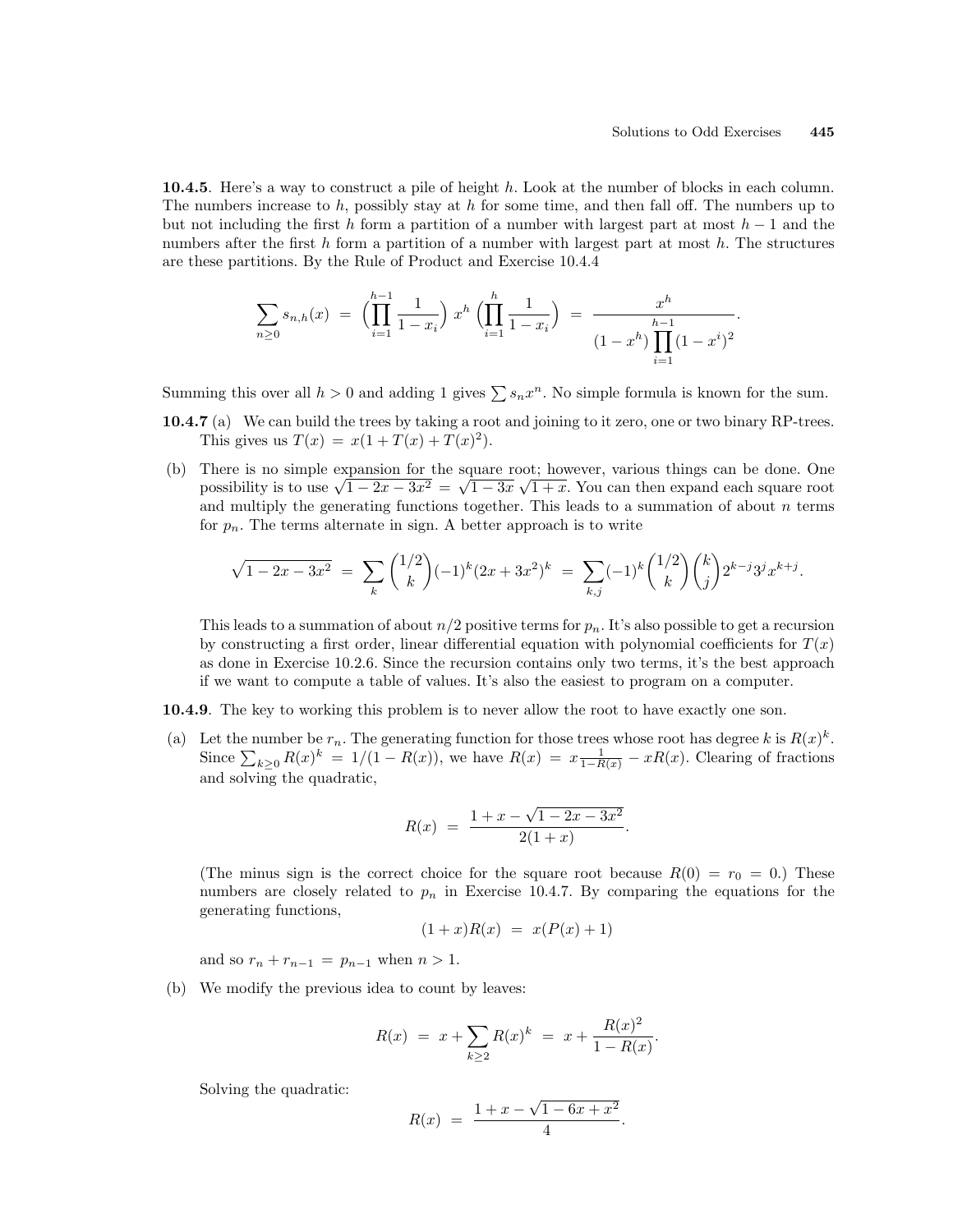**10.4.5**. Here's a way to construct a pile of height $h$. Look at the number of blocks in each column. The numbers increase to $h$, possibly stay at $h$ for some time, and then fall off. The numbers up to but not including the first $h$ form a partition of a number with largest part at most $h-1$ and the numbers after the first $h$ form a partition of a number with largest part at most $h$. The structures are these partitions. By the Rule of Product and Exercise 10.4.4

$$\sum_{n\geq 0} s_{n,h}(x) \;=\; \Bigl(\prod_{i=1}^{h-1}\frac{1}{1-x_i}\Bigr)\, x^h \,\Bigl(\prod_{i=1}^{h}\frac{1}{1-x_i}\Bigr) \;=\; \frac{x^h}{(1-x^h)\displaystyle\prod_{i=1}^{h-1}(1-x^i)^2}.$$

Summing this over all $h > 0$ and adding 1 gives $\sum s_n x^n$. No simple formula is known for the sum.

**10.4.7** (a) We can build the trees by taking a root and joining to it zero, one or two binary RP-trees. This gives us $T(x) = x(1 + T(x) + T(x)^2)$.

(b) There is no simple expansion for the square root; however, various things can be done. One possibility is to use $\sqrt{1-2x-3x^2} = \sqrt{1-3x}\,\sqrt{1+x}$. You can then expand each square root and multiply the generating functions together. This leads to a summation of about $n$ terms for $p_n$. The terms alternate in sign. A better approach is to write

$$\sqrt{1-2x-3x^2} \;=\; \sum_k \binom{1/2}{k}(-1)^k(2x+3x^2)^k \;=\; \sum_{k,j}(-1)^k\binom{1/2}{k}\binom{k}{j}2^{k-j}3^j x^{k+j}.$$

This leads to a summation of about $n/2$ positive terms for $p_n$. It's also possible to get a recursion by constructing a first order, linear differential equation with polynomial coefficients for $T(x)$ as done in Exercise 10.2.6. Since the recursion contains only two terms, it's the best approach if we want to compute a table of values. It's also the easiest to program on a computer.

**10.4.9**. The key to working this problem is to never allow the root to have exactly one son.

(a) Let the number be $r_n$. The generating function for those trees whose root has degree $k$ is $R(x)^k$. Since $\sum_{k\geq 0} R(x)^k = 1/(1-R(x))$, we have $R(x) = x\frac{1}{1-R(x)} - xR(x)$. Clearing of fractions and solving the quadratic,

$$R(x) \;=\; \frac{1+x-\sqrt{1-2x-3x^2}}{2(1+x)}.$$

(The minus sign is the correct choice for the square root because $R(0) = r_0 = 0$.) These numbers are closely related to $p_n$ in Exercise 10.4.7. By comparing the equations for the generating functions,

$$(1+x)R(x) \;=\; x(P(x)+1)$$

and so $r_n + r_{n-1} = p_{n-1}$ when $n > 1$.

(b) We modify the previous idea to count by leaves:

$$R(x) \;=\; x + \sum_{k\geq 2} R(x)^k \;=\; x + \frac{R(x)^2}{1-R(x)}.$$

Solving the quadratic:

$$R(x) \;=\; \frac{1+x-\sqrt{1-6x+x^2}}{4}.$$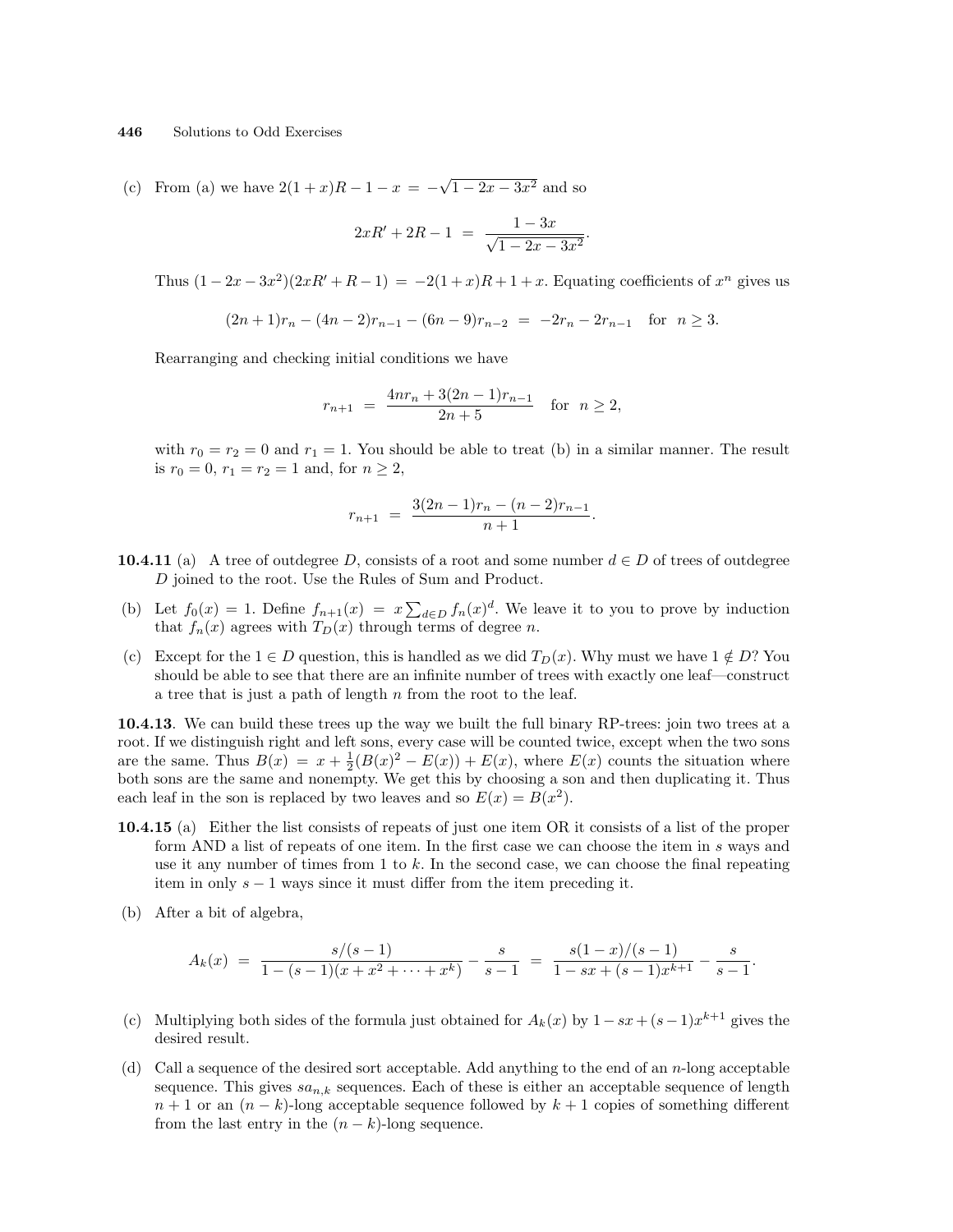(c) From (a) we have $2(1+x)R - 1 - x = -\sqrt{1-2x-3x^2}$ and so

$$2xR' + 2R - 1 \;=\; \frac{1-3x}{\sqrt{1-2x-3x^2}}.$$

Thus $(1-2x-3x^2)(2xR'+R-1) = -2(1+x)R + 1 + x$. Equating coefficients of $x^n$ gives us

$$(2n+1)r_n - (4n-2)r_{n-1} - (6n-9)r_{n-2} \;=\; -2r_n - 2r_{n-1} \quad \text{for} \quad n \geq 3.$$

Rearranging and checking initial conditions we have

$$r_{n+1} \;=\; \frac{4nr_n + 3(2n-1)r_{n-1}}{2n+5} \quad \text{for} \quad n \geq 2,$$

with $r_0 = r_2 = 0$ and $r_1 = 1$. You should be able to treat (b) in a similar manner. The result is $r_0 = 0$, $r_1 = r_2 = 1$ and, for $n \geq 2$,

$$r_{n+1} \;=\; \frac{3(2n-1)r_n - (n-2)r_{n-1}}{n+1}.$$

**10.4.11** (a) A tree of outdegree $D$, consists of a root and some number $d \in D$ of trees of outdegree $D$ joined to the root. Use the Rules of Sum and Product.

(b) Let $f_0(x) = 1$. Define $f_{n+1}(x) = x\sum_{d\in D} f_n(x)^d$. We leave it to you to prove by induction that $f_n(x)$ agrees with $T_D(x)$ through terms of degree $n$.

(c) Except for the $1 \in D$ question, this is handled as we did $T_D(x)$. Why must we have $1 \notin D$? You should be able to see that there are an infinite number of trees with exactly one leaf—construct a tree that is just a path of length $n$ from the root to the leaf.

**10.4.13**. We can build these trees up the way we built the full binary RP-trees: join two trees at a root. If we distinguish right and left sons, every case will be counted twice, except when the two sons are the same. Thus $B(x) = x + \frac{1}{2}(B(x)^2 - E(x)) + E(x)$, where $E(x)$ counts the situation where both sons are the same and nonempty. We get this by choosing a son and then duplicating it. Thus each leaf in the son is replaced by two leaves and so $E(x) = B(x^2)$.

**10.4.15** (a) Either the list consists of repeats of just one item OR it consists of a list of the proper form AND a list of repeats of one item. In the first case we can choose the item in $s$ ways and use it any number of times from 1 to $k$. In the second case, we can choose the final repeating item in only $s-1$ ways since it must differ from the item preceding it.

(b) After a bit of algebra,

$$A_k(x) \;=\; \frac{s/(s-1)}{1-(s-1)(x+x^2+\cdots+x^k)} - \frac{s}{s-1} \;=\; \frac{s(1-x)/(s-1)}{1-sx+(s-1)x^{k+1}} - \frac{s}{s-1}.$$

(c) Multiplying both sides of the formula just obtained for $A_k(x)$ by $1-sx+(s-1)x^{k+1}$ gives the desired result.

(d) Call a sequence of the desired sort acceptable. Add anything to the end of an $n$-long acceptable sequence. This gives $sa_{n,k}$ sequences. Each of these is either an acceptable sequence of length $n+1$ or an $(n-k)$-long acceptable sequence followed by $k+1$ copies of something different from the last entry in the $(n-k)$-long sequence.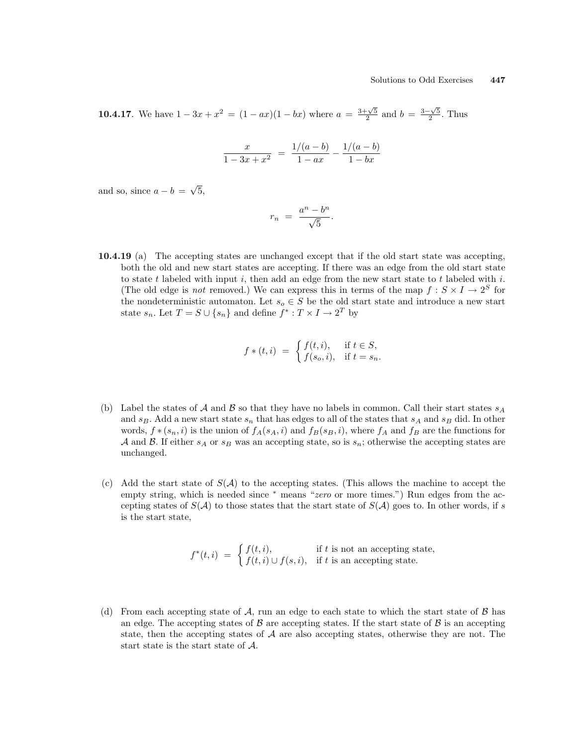**10.4.17**. We have $1 - 3x + x^2 = (1 - ax)(1 - bx)$ where $a = \frac{3+\sqrt{5}}{2}$ and $b = \frac{3-\sqrt{5}}{2}$. Thus

$$\frac{x}{1 - 3x + x^2} = \frac{1/(a-b)}{1 - ax} - \frac{1/(a-b)}{1 - bx}$$

and so, since $a - b = \sqrt{5}$,

$$r_n = \frac{a^n - b^n}{\sqrt{5}}.$$

**10.4.19** (a) The accepting states are unchanged except that if the old start state was accepting, both the old and new start states are accepting. If there was an edge from the old start state to state $t$ labeled with input $i$, then add an edge from the new start state to $t$ labeled with $i$. (The old edge is *not* removed.) We can express this in terms of the map $f : S \times I \to 2^S$ for the nondeterministic automaton. Let $s_o \in S$ be the old start state and introduce a new start state $s_n$. Let $T = S \cup \{s_n\}$ and define $f^* : T \times I \to 2^T$ by

$$f * (t, i) = \begin{cases} f(t, i), & \text{if } t \in S, \\ f(s_o, i), & \text{if } t = s_n. \end{cases}$$

(b) Label the states of $\mathcal{A}$ and $\mathcal{B}$ so that they have no labels in common. Call their start states $s_A$ and $s_B$. Add a new start state $s_n$ that has edges to all of the states that $s_A$ and $s_B$ did. In other words, $f * (s_n, i)$ is the union of $f_A(s_A, i)$ and $f_B(s_B, i)$, where $f_A$ and $f_B$ are the functions for $\mathcal{A}$ and $\mathcal{B}$. If either $s_A$ or $s_B$ was an accepting state, so is $s_n$; otherwise the accepting states are unchanged.

(c) Add the start state of $S(\mathcal{A})$ to the accepting states. (This allows the machine to accept the empty string, which is needed since $^*$ means "*zero* or more times.") Run edges from the accepting states of $S(\mathcal{A})$ to those states that the start state of $S(\mathcal{A})$ goes to. In other words, if $s$ is the start state,

$$f^*(t, i) = \begin{cases} f(t, i), & \text{if } t \text{ is not an accepting state,} \\ f(t, i) \cup f(s, i), & \text{if } t \text{ is an accepting state.} \end{cases}$$

(d) From each accepting state of $\mathcal{A}$, run an edge to each state to which the start state of $\mathcal{B}$ has an edge. The accepting states of $\mathcal{B}$ are accepting states. If the start state of $\mathcal{B}$ is an accepting state, then the accepting states of $\mathcal{A}$ are also accepting states, otherwise they are not. The start state is the start state of $\mathcal{A}$.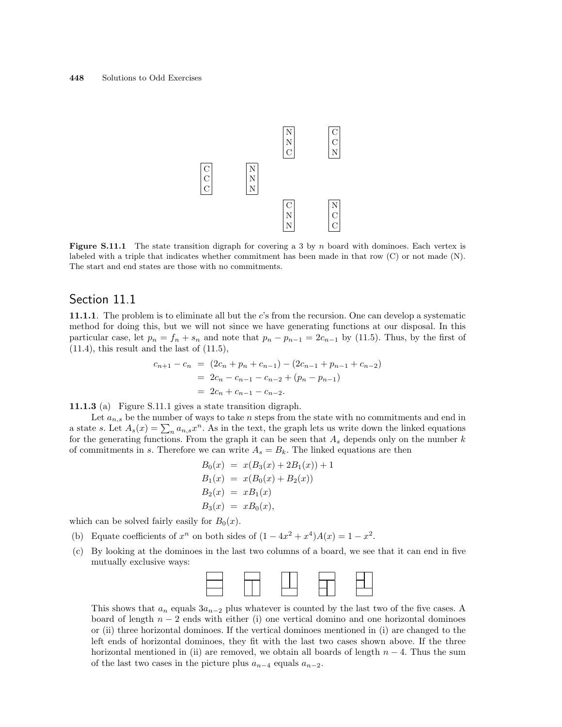**Figure S.11.1** The state transition digraph for covering a 3 by $n$ board with dominoes. Each vertex is labeled with a triple that indicates whether commitment has been made in that row (C) or not made (N). The start and end states are those with no commitments.

## Section 11.1

**11.1.1**. The problem is to eliminate all but the $c$'s from the recursion. One can develop a systematic method for doing this, but we will not since we have generating functions at our disposal. In this particular case, let $p_n = f_n + s_n$ and note that $p_n - p_{n-1} = 2c_{n-1}$ by (11.5). Thus, by the first of (11.4), this result and the last of (11.5),

$$\begin{aligned} c_{n+1} - c_n &= (2c_n + p_n + c_{n-1}) - (2c_{n-1} + p_{n-1} + c_{n-2}) \\ &= 2c_n - c_{n-1} - c_{n-2} + (p_n - p_{n-1}) \\ &= 2c_n + c_{n-1} - c_{n-2}. \end{aligned}$$

**11.1.3** (a) Figure S.11.1 gives a state transition digraph.

Let $a_{n,s}$ be the number of ways to take $n$ steps from the state with no commitments and end in a state $s$. Let $A_s(x) = \sum_n a_{n,s} x^n$. As in the text, the graph lets us write down the linked equations for the generating functions. From the graph it can be seen that $A_s$ depends only on the number $k$ of commitments in $s$. Therefore we can write $A_s = B_k$. The linked equations are then

$$\begin{aligned} B_0(x) &= x(B_3(x) + 2B_1(x)) + 1 \\ B_1(x) &= x(B_0(x) + B_2(x)) \\ B_2(x) &= xB_1(x) \\ B_3(x) &= xB_0(x), \end{aligned}$$

which can be solved fairly easily for $B_0(x)$.

(b) Equate coefficients of $x^n$ on both sides of $(1 - 4x^2 + x^4)A(x) = 1 - x^2$.

(c) By looking at the dominoes in the last two columns of a board, we see that it can end in five mutually exclusive ways:

This shows that $a_n$ equals $3a_{n-2}$ plus whatever is counted by the last two of the five cases. A board of length $n - 2$ ends with either (i) one vertical domino and one horizontal dominoes or (ii) three horizontal dominoes. If the vertical dominoes mentioned in (i) are changed to the left ends of horizontal dominoes, they fit with the last two cases shown above. If the three horizontal mentioned in (ii) are removed, we obtain all boards of length $n - 4$. Thus the sum of the last two cases in the picture plus $a_{n-4}$ equals $a_{n-2}$.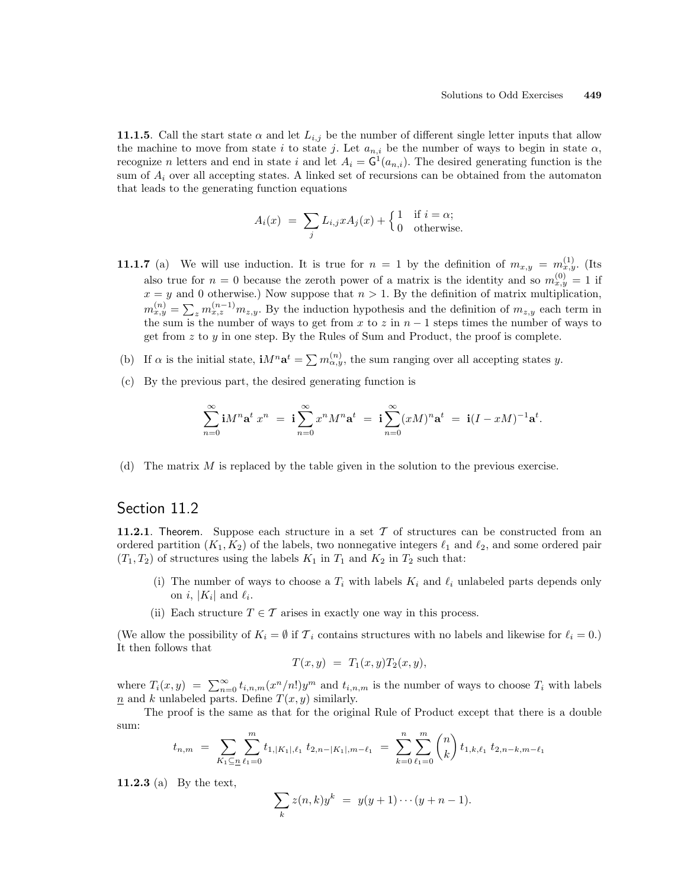**11.1.5**. Call the start state $\alpha$ and let $L_{i,j}$ be the number of different single letter inputs that allow the machine to move from state $i$ to state $j$. Let $a_{n,i}$ be the number of ways to begin in state $\alpha$, recognize $n$ letters and end in state $i$ and let $A_i = \mathsf{G}^1(a_{n,i})$. The desired generating function is the sum of $A_i$ over all accepting states. A linked set of recursions can be obtained from the automaton that leads to the generating function equations

$$A_i(x) \;=\; \sum_j L_{i,j} x A_j(x) + \begin{cases} 1 & \text{if } i = \alpha; \\ 0 & \text{otherwise.} \end{cases}$$

**11.1.7** (a) We will use induction. It is true for $n = 1$ by the definition of $m_{x,y} = m_{x,y}^{(1)}$. (Its also true for $n = 0$ because the zeroth power of a matrix is the identity and so $m_{x,y}^{(0)} = 1$ if $x = y$ and 0 otherwise.) Now suppose that $n > 1$. By the definition of matrix multiplication, $m_{x,y}^{(n)} = \sum_z m_{x,z}^{(n-1)} m_{z,y}$. By the induction hypothesis and the definition of $m_{z,y}$ each term in the sum is the number of ways to get from $x$ to $z$ in $n-1$ steps times the number of ways to get from $z$ to $y$ in one step. By the Rules of Sum and Product, the proof is complete.

(b) If $\alpha$ is the initial state, $\mathbf{i}M^n\mathbf{a}^t = \sum m_{\alpha,y}^{(n)}$, the sum ranging over all accepting states $y$.

(c) By the previous part, the desired generating function is

$$\sum_{n=0}^{\infty} \mathbf{i}M^n\mathbf{a}^t\, x^n \;=\; \mathbf{i}\sum_{n=0}^{\infty} x^n M^n \mathbf{a}^t \;=\; \mathbf{i}\sum_{n=0}^{\infty} (xM)^n \mathbf{a}^t \;=\; \mathbf{i}(I - xM)^{-1}\mathbf{a}^t.$$

(d) The matrix $M$ is replaced by the table given in the solution to the previous exercise.

## Section 11.2

**11.2.1**. Theorem. Suppose each structure in a set $\mathcal{T}$ of structures can be constructed from an ordered partition $(K_1, K_2)$ of the labels, two nonnegative integers $\ell_1$ and $\ell_2$, and some ordered pair $(T_1, T_2)$ of structures using the labels $K_1$ in $T_1$ and $K_2$ in $T_2$ such that:

(i) The number of ways to choose a $T_i$ with labels $K_i$ and $\ell_i$ unlabeled parts depends only on $i$, $|K_i|$ and $\ell_i$.

(ii) Each structure $T \in \mathcal{T}$ arises in exactly one way in this process.

(We allow the possibility of $K_i = \emptyset$ if $\mathcal{T}_i$ contains structures with no labels and likewise for $\ell_i = 0$.) It then follows that

$$T(x, y) \;=\; T_1(x, y)T_2(x, y),$$

where $T_i(x, y) \;=\; \sum_{n=0}^{\infty} t_{i,n,m}(x^n/n!)y^m$ and $t_{i,n,m}$ is the number of ways to choose $T_i$ with labels $\underline{n}$ and $k$ unlabeled parts. Define $T(x, y)$ similarly.

The proof is the same as that for the original Rule of Product except that there is a double sum:

$$t_{n,m} \;=\; \sum_{K_1 \subseteq \underline{n}} \sum_{\ell_1=0}^{m} t_{1,|K_1|,\ell_1}\, t_{2,n-|K_1|,m-\ell_1} \;=\; \sum_{k=0}^{n}\sum_{\ell_1=0}^{m} \binom{n}{k} t_{1,k,\ell_1}\, t_{2,n-k,m-\ell_1}$$

**11.2.3** (a) By the text,

$$\sum_k z(n, k)y^k \;=\; y(y + 1)\cdots(y + n - 1).$$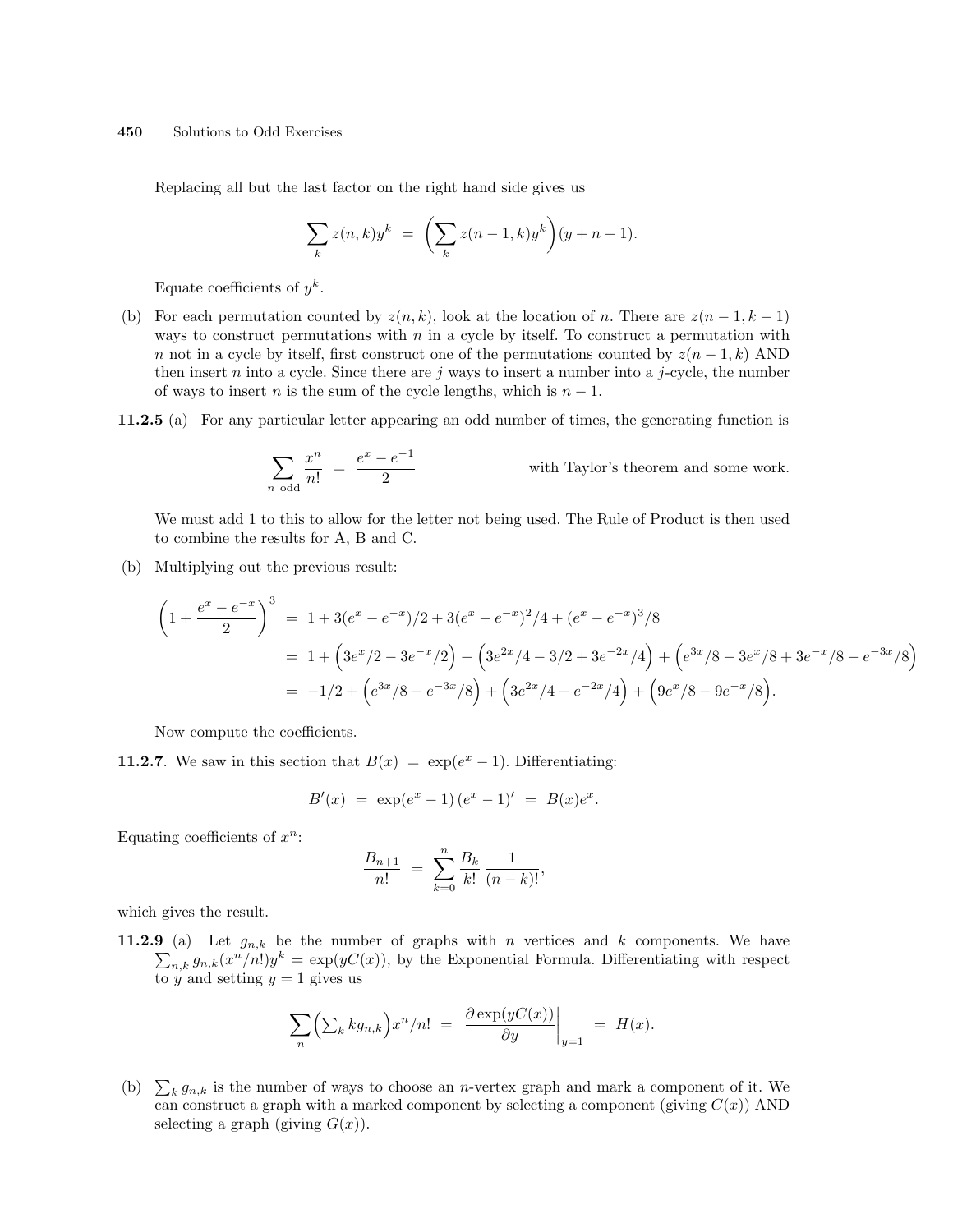Replacing all but the last factor on the right hand side gives us

$$\sum_k z(n,k)y^k \;=\; \left(\sum_k z(n-1,k)y^k\right)(y+n-1).$$

Equate coefficients of $y^k$.

(b) For each permutation counted by $z(n,k)$, look at the location of $n$. There are $z(n-1,k-1)$ ways to construct permutations with $n$ in a cycle by itself. To construct a permutation with $n$ not in a cycle by itself, first construct one of the permutations counted by $z(n-1,k)$ AND then insert $n$ into a cycle. Since there are $j$ ways to insert a number into a $j$-cycle, the number of ways to insert $n$ is the sum of the cycle lengths, which is $n-1$.

**11.2.5** (a) For any particular letter appearing an odd number of times, the generating function is

$$\sum_{n \text{ odd}} \frac{x^n}{n!} \;=\; \frac{e^x - e^{-1}}{2} \qquad \text{with Taylor's theorem and some work.}$$

We must add 1 to this to allow for the letter not being used. The Rule of Product is then used to combine the results for A, B and C.

(b) Multiplying out the previous result:

$$\begin{aligned}
\left(1+\frac{e^x-e^{-x}}{2}\right)^3 &= 1+3(e^x-e^{-x})/2+3(e^x-e^{-x})^2/4+(e^x-e^{-x})^3/8\\
&= 1+\Big(3e^x/2-3e^{-x}/2\Big)+\Big(3e^{2x}/4-3/2+3e^{-2x}/4\Big)+\Big(e^{3x}/8-3e^x/8+3e^{-x}/8-e^{-3x}/8\Big)\\
&= -1/2+\Big(e^{3x}/8-e^{-3x}/8\Big)+\Big(3e^{2x}/4+e^{-2x}/4\Big)+\Big(9e^x/8-9e^{-x}/8\Big).
\end{aligned}$$

Now compute the coefficients.

**11.2.7**. We saw in this section that $B(x) \;=\; \exp(e^x-1)$. Differentiating:

$$B'(x) \;=\; \exp(e^x-1)\,(e^x-1)' \;=\; B(x)e^x.$$

Equating coefficients of $x^n$:

$$\frac{B_{n+1}}{n!} \;=\; \sum_{k=0}^{n} \frac{B_k}{k!}\,\frac{1}{(n-k)!},$$

which gives the result.

**11.2.9** (a) Let $g_{n,k}$ be the number of graphs with $n$ vertices and $k$ components. We have $\sum_{n,k} g_{n,k}(x^n/n!)y^k = \exp(yC(x))$, by the Exponential Formula. Differentiating with respect to $y$ and setting $y=1$ gives us

$$\sum_n \Big(\sum_k k g_{n,k}\Big)x^n/n! \;=\; \left.\frac{\partial \exp(yC(x))}{\partial y}\right|_{y=1} \;=\; H(x).$$

(b) $\sum_k g_{n,k}$ is the number of ways to choose an $n$-vertex graph and mark a component of it. We can construct a graph with a marked component by selecting a component (giving $C(x)$) AND selecting a graph (giving $G(x)$).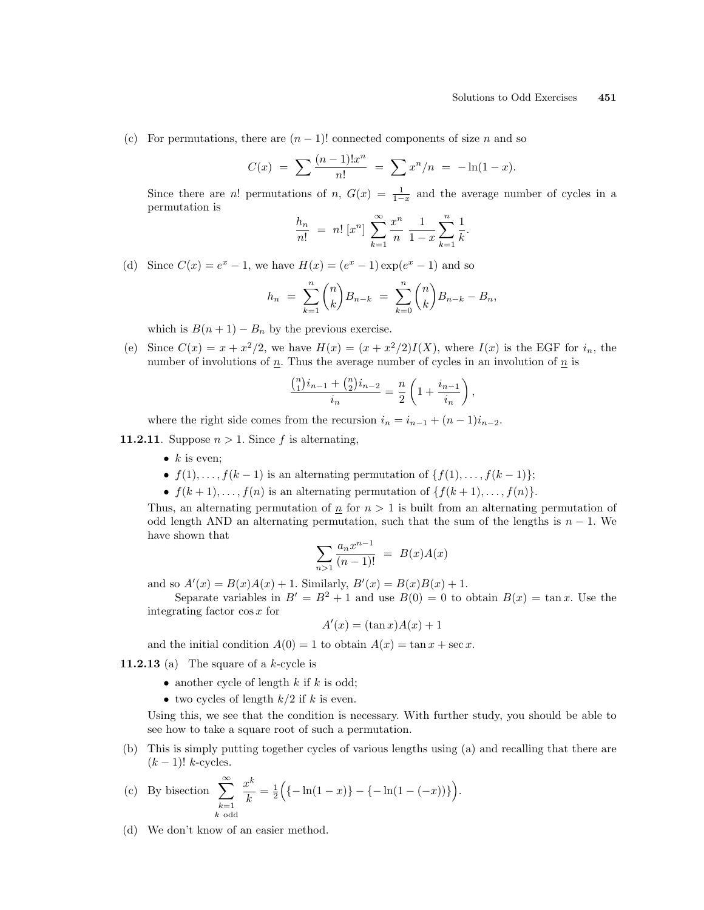(c) For permutations, there are $(n-1)!$ connected components of size $n$ and so

$$C(x) \;=\; \sum \frac{(n-1)!x^n}{n!} \;=\; \sum x^n/n \;=\; -\ln(1-x).$$

Since there are $n!$ permutations of $n$, $G(x) = \frac{1}{1-x}$ and the average number of cycles in a permutation is

$$\frac{h_n}{n!} \;=\; n!\,[x^n]\,\sum_{k=1}^{\infty} \frac{x^n}{n}\,\frac{1}{1-x}\sum_{k=1}^{n}\frac{1}{k}.$$

(d) Since $C(x) = e^x - 1$, we have $H(x) = (e^x - 1)\exp(e^x - 1)$ and so

$$h_n \;=\; \sum_{k=1}^{n}\binom{n}{k}B_{n-k} \;=\; \sum_{k=0}^{n}\binom{n}{k}B_{n-k} - B_n,$$

which is $B(n+1) - B_n$ by the previous exercise.

(e) Since $C(x) = x + x^2/2$, we have $H(x) = (x + x^2/2)I(X)$, where $I(x)$ is the EGF for $i_n$, the number of involutions of $\underline{n}$. Thus the average number of cycles in an involution of $\underline{n}$ is

$$\frac{\binom{n}{1}i_{n-1} + \binom{n}{2}i_{n-2}}{i_n} = \frac{n}{2}\left(1 + \frac{i_{n-1}}{i_n}\right),$$

where the right side comes from the recursion $i_n = i_{n-1} + (n-1)i_{n-2}$.

**11.2.11**. Suppose $n > 1$. Since $f$ is alternating,

- $k$ is even;
- $f(1),\ldots,f(k-1)$ is an alternating permutation of $\{f(1),\ldots,f(k-1)\}$;
- $f(k+1),\ldots,f(n)$ is an alternating permutation of $\{f(k+1),\ldots,f(n)\}$.

Thus, an alternating permutation of $\underline{n}$ for $n > 1$ is built from an alternating permutation of odd length AND an alternating permutation, such that the sum of the lengths is $n-1$. We have shown that

$$\sum_{n>1} \frac{a_n x^{n-1}}{(n-1)!} \;=\; B(x)A(x)$$

and so $A'(x) = B(x)A(x) + 1$. Similarly, $B'(x) = B(x)B(x) + 1$.

Separate variables in $B' = B^2 + 1$ and use $B(0) = 0$ to obtain $B(x) = \tan x$. Use the integrating factor $\cos x$ for

$$A'(x) = (\tan x)A(x) + 1$$

and the initial condition $A(0) = 1$ to obtain $A(x) = \tan x + \sec x$.

**11.2.13** (a) The square of a $k$-cycle is

- another cycle of length $k$ if $k$ is odd;
- two cycles of length $k/2$ if $k$ is even.

Using this, we see that the condition is necessary. With further study, you should be able to see how to take a square root of such a permutation.

(b) This is simply putting together cycles of various lengths using (a) and recalling that there are $(k-1)!$ $k$-cycles.

(c) By bisection $\displaystyle\sum_{\substack{k=1\\k\text{ odd}}}^{\infty} \frac{x^k}{k} = \tfrac{1}{2}\Big(\{-\ln(1-x)\} - \{-\ln(1-(-x))\}\Big).$

(d) We don't know of an easier method.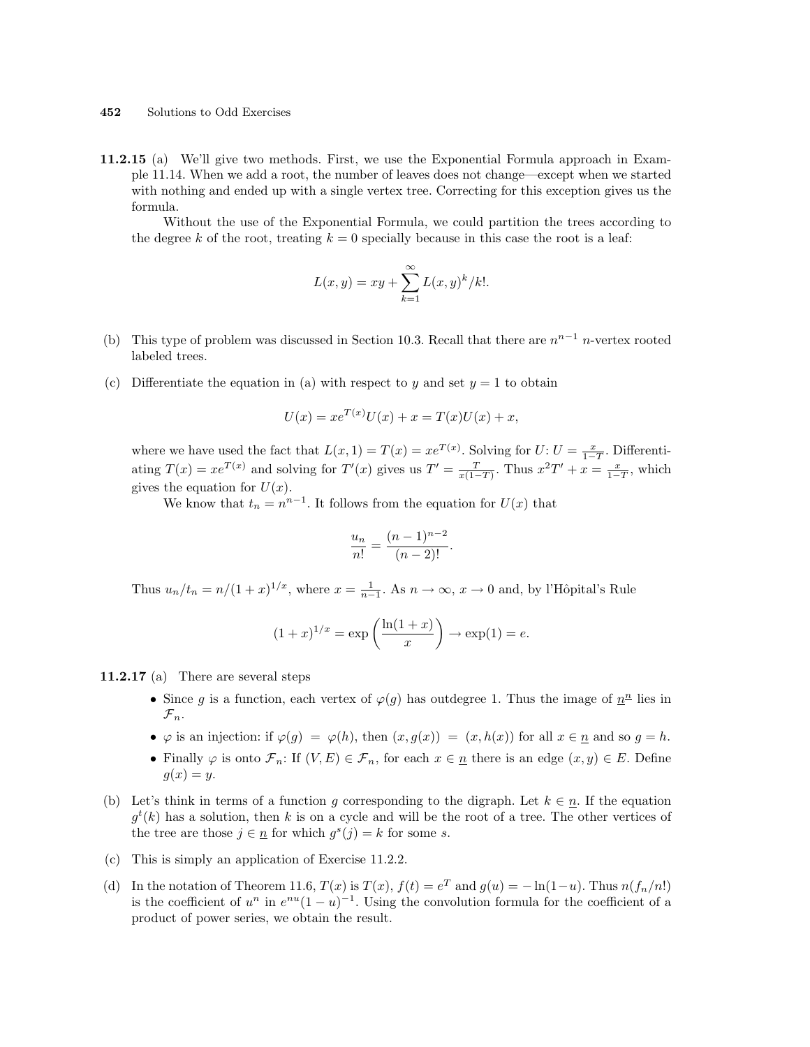**11.2.15** (a) We'll give two methods. First, we use the Exponential Formula approach in Example 11.14. When we add a root, the number of leaves does not change—except when we started with nothing and ended up with a single vertex tree. Correcting for this exception gives us the formula.

Without the use of the Exponential Formula, we could partition the trees according to the degree $k$ of the root, treating $k = 0$ specially because in this case the root is a leaf:

$$L(x, y) = xy + \sum_{k=1}^{\infty} L(x, y)^k / k!.$$

(b) This type of problem was discussed in Section 10.3. Recall that there are $n^{n-1}$ $n$-vertex rooted labeled trees.

(c) Differentiate the equation in (a) with respect to $y$ and set $y = 1$ to obtain

$$U(x) = xe^{T(x)}U(x) + x = T(x)U(x) + x,$$

where we have used the fact that $L(x, 1) = T(x) = xe^{T(x)}$. Solving for $U$: $U = \frac{x}{1-T}$. Differentiating $T(x) = xe^{T(x)}$ and solving for $T'(x)$ gives us $T' = \frac{T}{x(1-T)}$. Thus $x^2T' + x = \frac{x}{1-T}$, which gives the equation for $U(x)$.

We know that $t_n = n^{n-1}$. It follows from the equation for $U(x)$ that

$$\frac{u_n}{n!} = \frac{(n-1)^{n-2}}{(n-2)!}.$$

Thus $u_n/t_n = n/(1+x)^{1/x}$, where $x = \frac{1}{n-1}$. As $n \to \infty$, $x \to 0$ and, by l'Hôpital's Rule

$$(1+x)^{1/x} = \exp\left(\frac{\ln(1+x)}{x}\right) \to \exp(1) = e.$$

**11.2.17** (a) There are several steps

- Since $g$ is a function, each vertex of $\varphi(g)$ has outdegree 1. Thus the image of $\underline{n}^{\underline{n}}$ lies in $\mathcal{F}_n$.
- $\varphi$ is an injection: if $\varphi(g) = \varphi(h)$, then $(x, g(x)) = (x, h(x))$ for all $x \in \underline{n}$ and so $g = h$.
- Finally $\varphi$ is onto $\mathcal{F}_n$: If $(V, E) \in \mathcal{F}_n$, for each $x \in \underline{n}$ there is an edge $(x, y) \in E$. Define $g(x) = y$.

(b) Let's think in terms of a function $g$ corresponding to the digraph. Let $k \in \underline{n}$. If the equation $g^t(k)$ has a solution, then $k$ is on a cycle and will be the root of a tree. The other vertices of the tree are those $j \in \underline{n}$ for which $g^s(j) = k$ for some $s$.

(c) This is simply an application of Exercise 11.2.2.

(d) In the notation of Theorem 11.6, $T(x)$ is $T(x)$, $f(t) = e^T$ and $g(u) = -\ln(1-u)$. Thus $n(f_n/n!)$ is the coefficient of $u^n$ in $e^{nu}(1-u)^{-1}$. Using the convolution formula for the coefficient of a product of power series, we obtain the result.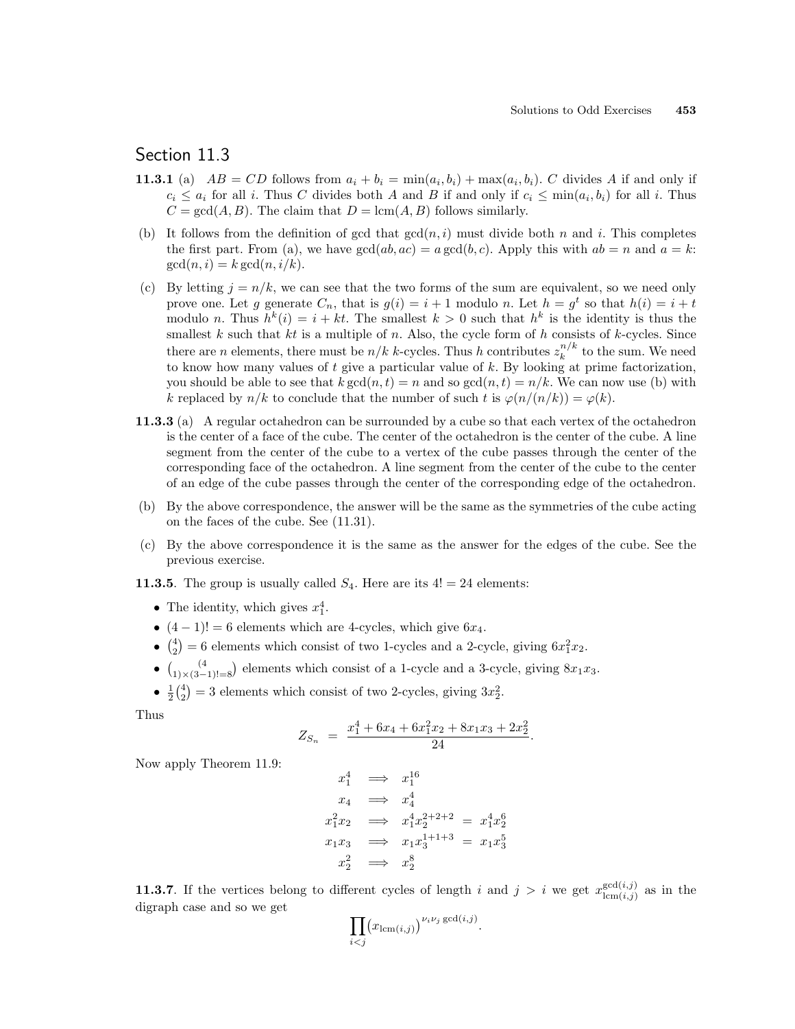## Section 11.3

**11.3.1** (a) $AB = CD$ follows from $a_i + b_i = \min(a_i, b_i) + \max(a_i, b_i)$. $C$ divides $A$ if and only if $c_i \le a_i$ for all $i$. Thus $C$ divides both $A$ and $B$ if and only if $c_i \le \min(a_i, b_i)$ for all $i$. Thus $C = \gcd(A, B)$. The claim that $D = \text{lcm}(A, B)$ follows similarly.

(b) It follows from the definition of gcd that $\gcd(n, i)$ must divide both $n$ and $i$. This completes the first part. From (a), we have $\gcd(ab, ac) = a\gcd(b, c)$. Apply this with $ab = n$ and $a = k$: $\gcd(n, i) = k\gcd(n, i/k)$.

(c) By letting $j = n/k$, we can see that the two forms of the sum are equivalent, so we need only prove one. Let $g$ generate $C_n$, that is $g(i) = i + 1$ modulo $n$. Let $h = g^t$ so that $h(i) = i + t$ modulo $n$. Thus $h^k(i) = i + kt$. The smallest $k > 0$ such that $h^k$ is the identity is thus the smallest $k$ such that $kt$ is a multiple of $n$. Also, the cycle form of $h$ consists of $k$-cycles. Since there are $n$ elements, there must be $n/k$ $k$-cycles. Thus $h$ contributes $z_k^{n/k}$ to the sum. We need to know how many values of $t$ give a particular value of $k$. By looking at prime factorization, you should be able to see that $k\gcd(n, t) = n$ and so $\gcd(n, t) = n/k$. We can now use (b) with $k$ replaced by $n/k$ to conclude that the number of such $t$ is $\varphi(n/(n/k)) = \varphi(k)$.

**11.3.3** (a) A regular octahedron can be surrounded by a cube so that each vertex of the octahedron is the center of a face of the cube. The center of the octahedron is the center of the cube. A line segment from the center of the cube to a vertex of the cube passes through the center of the corresponding face of the octahedron. A line segment from the center of the cube to the center of an edge of the cube passes through the center of the corresponding edge of the octahedron.

(b) By the above correspondence, the answer will be the same as the symmetries of the cube acting on the faces of the cube. See (11.31).

(c) By the above correspondence it is the same as the answer for the edges of the cube. See the previous exercise.

**11.3.5**. The group is usually called $S_4$. Here are its $4! = 24$ elements:

- The identity, which gives $x_1^4$.
- $(4-1)! = 6$ elements which are 4-cycles, which give $6x_4$.
- $\binom{4}{2} = 6$ elements which consist of two 1-cycles and a 2-cycle, giving $6x_1^2x_2$.
- $\binom{4}{1) \times (3-1)! = 8}$ elements which consist of a 1-cycle and a 3-cycle, giving $8x_1x_3$.
- $\frac{1}{2}\binom{4}{2} = 3$ elements which consist of two 2-cycles, giving $3x_2^2$.

Thus

$$Z_{S_n} = \frac{x_1^4 + 6x_4 + 6x_1^2x_2 + 8x_1x_3 + 2x_2^2}{24}.$$

Now apply Theorem 11.9:

$$\begin{aligned}
x_1^4 &\implies x_1^{16} \\
x_4 &\implies x_4^4 \\
x_1^2x_2 &\implies x_1^4x_2^{2+2+2} = x_1^4x_2^6 \\
x_1x_3 &\implies x_1x_3^{1+1+3} = x_1x_3^5 \\
x_2^2 &\implies x_2^8
\end{aligned}$$

**11.3.7**. If the vertices belong to different cycles of length $i$ and $j > i$ we get $x_{\text{lcm}(i,j)}^{\gcd(i,j)}$ as in the digraph case and so we get

$$\prod_{i<j} \big(x_{\text{lcm}(i,j)}\big)^{\nu_i\nu_j\gcd(i,j)}.$$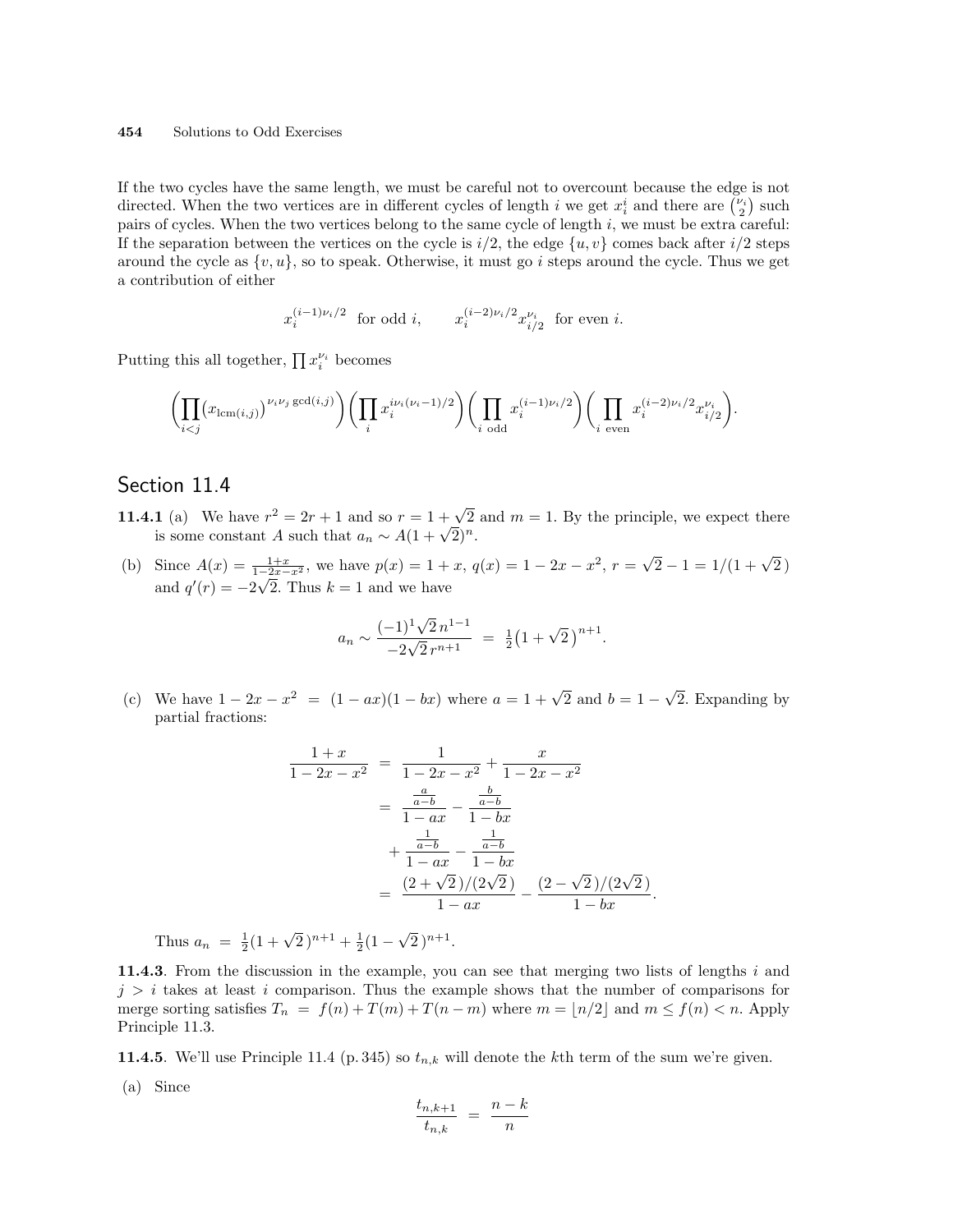If the two cycles have the same length, we must be careful not to overcount because the edge is not directed. When the two vertices are in different cycles of length $i$ we get $x_i^i$ and there are $\binom{\nu_i}{2}$ such pairs of cycles. When the two vertices belong to the same cycle of length $i$, we must be extra careful: If the separation between the vertices on the cycle is $i/2$, the edge $\{u,v\}$ comes back after $i/2$ steps around the cycle as $\{v,u\}$, so to speak. Otherwise, it must go $i$ steps around the cycle. Thus we get a contribution of either

$$x_i^{(i-1)\nu_i/2} \text{ for odd } i, \qquad x_i^{(i-2)\nu_i/2} x_{i/2}^{\nu_i} \text{ for even } i.$$

Putting this all together, $\prod x_i^{\nu_i}$ becomes

$$\left(\prod_{i<j} (x_{\mathrm{lcm}(i,j)})^{\nu_i \nu_j \gcd(i,j)}\right)\left(\prod_i x_i^{i\nu_i(\nu_i-1)/2}\right)\left(\prod_{i \text{ odd}} x_i^{(i-1)\nu_i/2}\right)\left(\prod_{i \text{ even}} x_i^{(i-2)\nu_i/2} x_{i/2}^{\nu_i}\right).$$

## Section 11.4

**11.4.1** (a) We have $r^2 = 2r + 1$ and so $r = 1 + \sqrt{2}$ and $m = 1$. By the principle, we expect there is some constant $A$ such that $a_n \sim A(1+\sqrt{2})^n$.

(b) Since $A(x) = \frac{1+x}{1-2x-x^2}$, we have $p(x) = 1 + x$, $q(x) = 1 - 2x - x^2$, $r = \sqrt{2} - 1 = 1/(1+\sqrt{2})$ and $q'(r) = -2\sqrt{2}$. Thus $k = 1$ and we have

$$a_n \sim \frac{(-1)^1 \sqrt{2}\, n^{1-1}}{-2\sqrt{2}\, r^{n+1}} \;=\; \tfrac{1}{2}\big(1+\sqrt{2}\,\big)^{n+1}.$$

(c) We have $1 - 2x - x^2 \;=\; (1-ax)(1-bx)$ where $a = 1+\sqrt{2}$ and $b = 1-\sqrt{2}$. Expanding by partial fractions:

$$\begin{aligned}
\frac{1+x}{1-2x-x^2} &= \frac{1}{1-2x-x^2} + \frac{x}{1-2x-x^2} \\
&= \frac{\frac{a}{a-b}}{1-ax} - \frac{\frac{b}{a-b}}{1-bx} \\
&\quad + \frac{\frac{1}{a-b}}{1-ax} - \frac{\frac{1}{a-b}}{1-bx} \\
&= \frac{(2+\sqrt{2}\,)/(2\sqrt{2}\,)}{1-ax} - \frac{(2-\sqrt{2}\,)/(2\sqrt{2}\,)}{1-bx}.
\end{aligned}$$

Thus $a_n \;=\; \frac{1}{2}(1+\sqrt{2}\,)^{n+1} + \frac{1}{2}(1-\sqrt{2}\,)^{n+1}$.

**11.4.3**. From the discussion in the example, you can see that merging two lists of lengths $i$ and $j > i$ takes at least $i$ comparison. Thus the example shows that the number of comparisons for merge sorting satisfies $T_n \;=\; f(n) + T(m) + T(n-m)$ where $m = \lfloor n/2 \rfloor$ and $m \le f(n) < n$. Apply Principle 11.3.

**11.4.5**. We'll use Principle 11.4 (p. 345) so $t_{n,k}$ will denote the $k$th term of the sum we're given.

(a) Since

$$\frac{t_{n,k+1}}{t_{n,k}} \;=\; \frac{n-k}{n}$$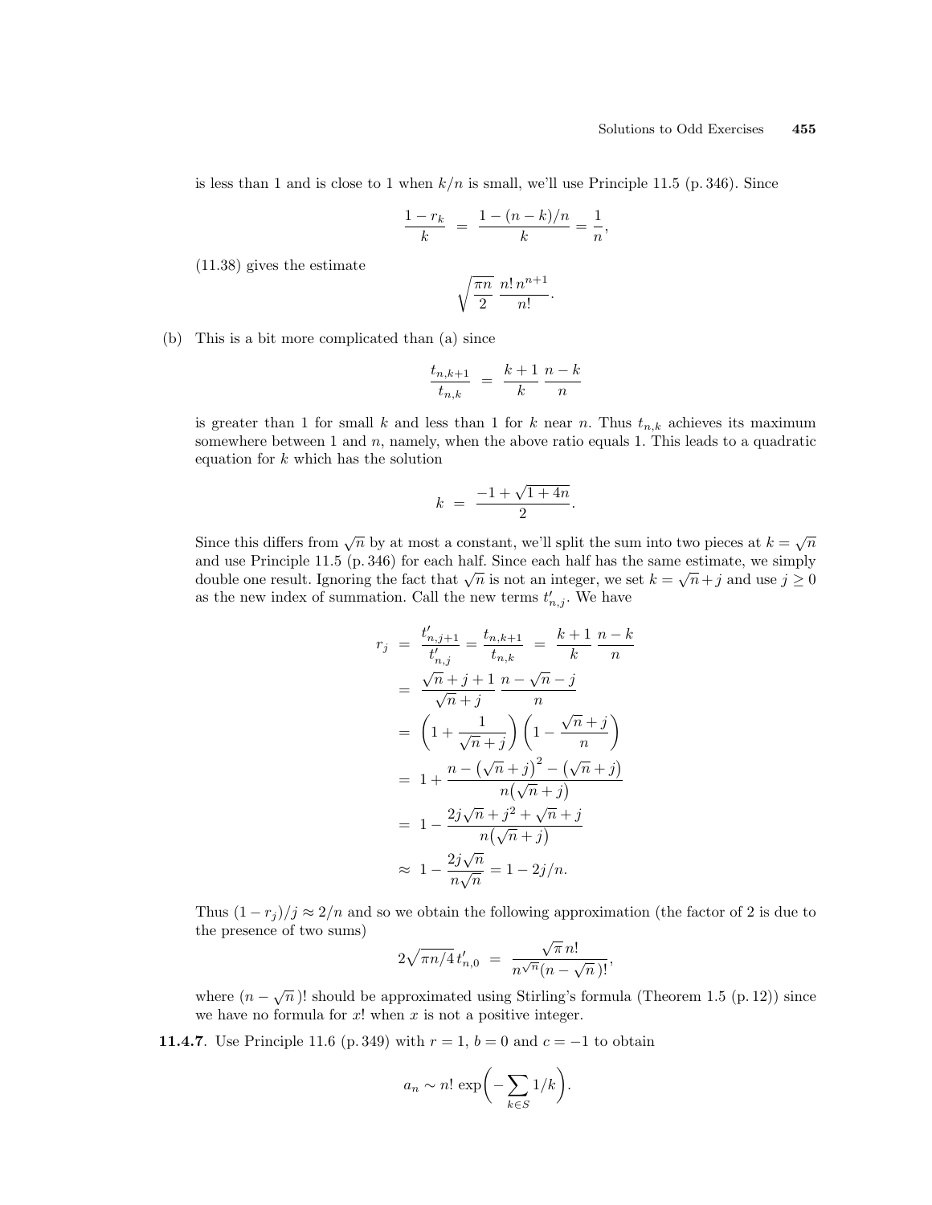is less than 1 and is close to 1 when $k/n$ is small, we'll use Principle 11.5 (p. 346). Since

$$\frac{1-r_k}{k} \;=\; \frac{1-(n-k)/n}{k} = \frac{1}{n},$$

(11.38) gives the estimate

$$\sqrt{\frac{\pi n}{2}}\;\frac{n!\,n^{n+1}}{n!}.$$

(b) This is a bit more complicated than (a) since

$$\frac{t_{n,k+1}}{t_{n,k}} \;=\; \frac{k+1}{k}\,\frac{n-k}{n}$$

is greater than 1 for small $k$ and less than 1 for $k$ near $n$. Thus $t_{n,k}$ achieves its maximum somewhere between 1 and $n$, namely, when the above ratio equals 1. This leads to a quadratic equation for $k$ which has the solution

$$k \;=\; \frac{-1+\sqrt{1+4n}}{2}.$$

Since this differs from $\sqrt{n}$ by at most a constant, we'll split the sum into two pieces at $k=\sqrt{n}$ and use Principle 11.5 (p. 346) for each half. Since each half has the same estimate, we simply double one result. Ignoring the fact that $\sqrt{n}$ is not an integer, we set $k=\sqrt{n}+j$ and use $j \ge 0$ as the new index of summation. Call the new terms $t'_{n,j}$. We have

$$\begin{aligned}
r_j \;&=\; \frac{t'_{n,j+1}}{t'_{n,j}} = \frac{t_{n,k+1}}{t_{n,k}} \;=\; \frac{k+1}{k}\,\frac{n-k}{n}\\
&=\; \frac{\sqrt{n}+j+1}{\sqrt{n}+j}\,\frac{n-\sqrt{n}-j}{n}\\
&=\; \left(1+\frac{1}{\sqrt{n}+j}\right)\left(1-\frac{\sqrt{n}+j}{n}\right)\\
&=\; 1+\frac{n-\big(\sqrt{n}+j\big)^2-\big(\sqrt{n}+j\big)}{n\big(\sqrt{n}+j\big)}\\
&=\; 1-\frac{2j\sqrt{n}+j^2+\sqrt{n}+j}{n\big(\sqrt{n}+j\big)}\\
&\approx\; 1-\frac{2j\sqrt{n}}{n\sqrt{n}} = 1-2j/n.
\end{aligned}$$

Thus $(1-r_j)/j \approx 2/n$ and so we obtain the following approximation (the factor of 2 is due to the presence of two sums)

$$2\sqrt{\pi n/4}\,t'_{n,0} \;=\; \frac{\sqrt{\pi}\,n!}{n^{\sqrt{n}}(n-\sqrt{n}\,)!},$$

where $(n-\sqrt{n}\,)!$ should be approximated using Stirling's formula (Theorem 1.5 (p. 12)) since we have no formula for $x!$ when $x$ is not a positive integer.

**11.4.7**. Use Principle 11.6 (p. 349) with $r=1$, $b=0$ and $c=-1$ to obtain

$$a_n \sim n!\,\exp\!\left(-\sum_{k\in S} 1/k\right).$$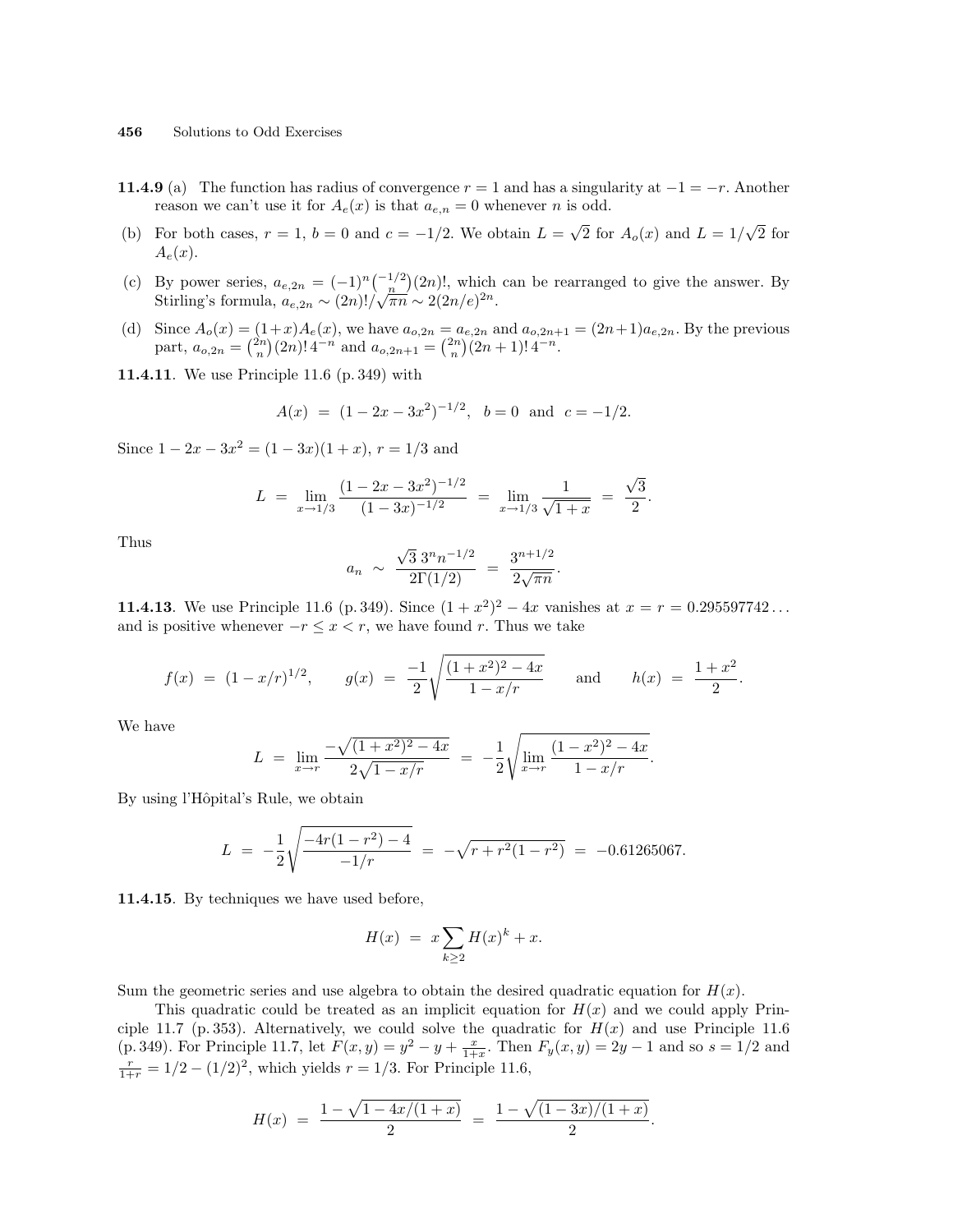**11.4.9** (a) The function has radius of convergence $r = 1$ and has a singularity at $-1 = -r$. Another reason we can't use it for $A_e(x)$ is that $a_{e,n} = 0$ whenever $n$ is odd.

(b) For both cases, $r = 1$, $b = 0$ and $c = -1/2$. We obtain $L = \sqrt{2}$ for $A_o(x)$ and $L = 1/\sqrt{2}$ for $A_e(x)$.

(c) By power series, $a_{e,2n} = (-1)^n\binom{-1/2}{n}(2n)!$, which can be rearranged to give the answer. By Stirling's formula, $a_{e,2n} \sim (2n)!/\sqrt{\pi n} \sim 2(2n/e)^{2n}$.

(d) Since $A_o(x) = (1+x)A_e(x)$, we have $a_{o,2n} = a_{e,2n}$ and $a_{o,2n+1} = (2n+1)a_{e,2n}$. By the previous part, $a_{o,2n} = \binom{2n}{n}(2n)!\,4^{-n}$ and $a_{o,2n+1} = \binom{2n}{n}(2n+1)!\,4^{-n}$.

**11.4.11**. We use Principle 11.6 (p. 349) with

$$A(x) \;=\; (1 - 2x - 3x^2)^{-1/2}, \quad b = 0 \quad \text{and} \quad c = -1/2.$$

Since $1 - 2x - 3x^2 = (1 - 3x)(1 + x)$, $r = 1/3$ and

$$L \;=\; \lim_{x\to 1/3} \frac{(1 - 2x - 3x^2)^{-1/2}}{(1 - 3x)^{-1/2}} \;=\; \lim_{x\to 1/3} \frac{1}{\sqrt{1+x}} \;=\; \frac{\sqrt{3}}{2}.$$

Thus

$$a_n \;\sim\; \frac{\sqrt{3}\, 3^n n^{-1/2}}{2\Gamma(1/2)} \;=\; \frac{3^{n+1/2}}{2\sqrt{\pi n}}.$$

**11.4.13**. We use Principle 11.6 (p. 349). Since $(1 + x^2)^2 - 4x$ vanishes at $x = r = 0.295597742\ldots$ and is positive whenever $-r \le x < r$, we have found $r$. Thus we take

$$f(x) \;=\; (1 - x/r)^{1/2}, \qquad g(x) \;=\; \frac{-1}{2}\sqrt{\frac{(1 + x^2)^2 - 4x}{1 - x/r}} \qquad \text{and} \qquad h(x) \;=\; \frac{1 + x^2}{2}.$$

We have

$$L \;=\; \lim_{x\to r} \frac{-\sqrt{(1 + x^2)^2 - 4x}}{2\sqrt{1 - x/r}} \;=\; -\frac{1}{2}\sqrt{\lim_{x\to r} \frac{(1 - x^2)^2 - 4x}{1 - x/r}}.$$

By using l'Hôpital's Rule, we obtain

$$L \;=\; -\frac{1}{2}\sqrt{\frac{-4r(1 - r^2) - 4}{-1/r}} \;=\; -\sqrt{r + r^2(1 - r^2)} \;=\; -0.61265067.$$

**11.4.15**. By techniques we have used before,

$$H(x) \;=\; x\sum_{k\ge 2} H(x)^k + x.$$

Sum the geometric series and use algebra to obtain the desired quadratic equation for $H(x)$.

This quadratic could be treated as an implicit equation for $H(x)$ and we could apply Principle 11.7 (p. 353). Alternatively, we could solve the quadratic for $H(x)$ and use Principle 11.6 (p. 349). For Principle 11.7, let $F(x, y) = y^2 - y + \frac{x}{1+x}$. Then $F_y(x, y) = 2y - 1$ and so $s = 1/2$ and $\frac{r}{1+r} = 1/2 - (1/2)^2$, which yields $r = 1/3$. For Principle 11.6,

$$H(x) \;=\; \frac{1 - \sqrt{1 - 4x/(1 + x)}}{2} \;=\; \frac{1 - \sqrt{(1 - 3x)/(1 + x)}}{2}.$$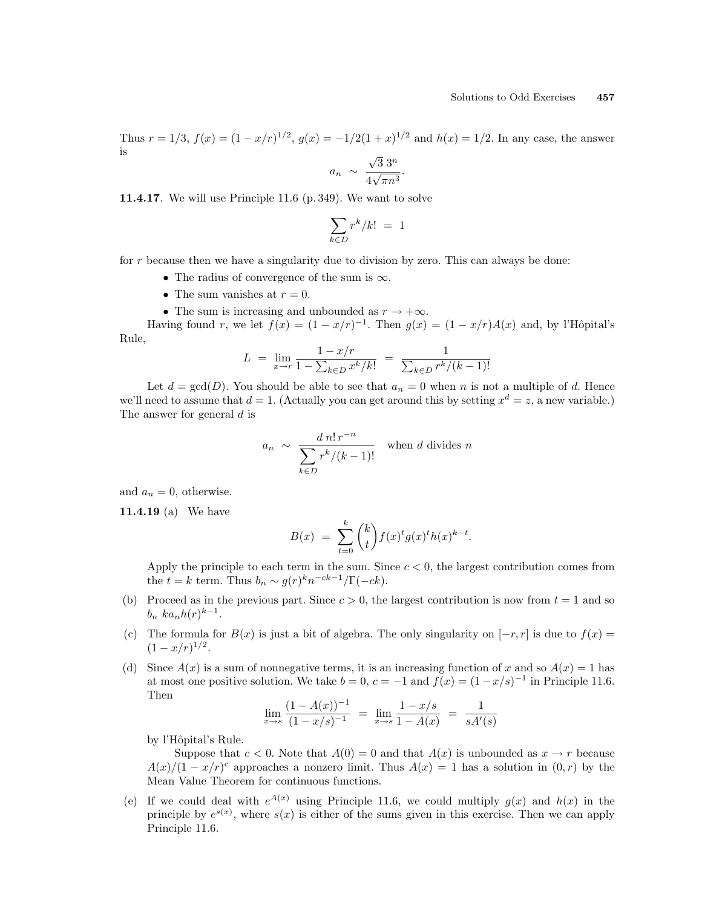Thus $r = 1/3$, $f(x) = (1 - x/r)^{1/2}$, $g(x) = -1/2(1 + x)^{1/2}$ and $h(x) = 1/2$. In any case, the answer is

$$a_n \sim \frac{\sqrt{3}\, 3^n}{4\sqrt{\pi n^3}}.$$

**11.4.17**. We will use Principle 11.6 (p. 349). We want to solve

$$\sum_{k \in D} r^k/k! = 1$$

for $r$ because then we have a singularity due to division by zero. This can always be done:

- The radius of convergence of the sum is $\infty$.
- The sum vanishes at $r = 0$.
- The sum is increasing and unbounded as $r \to +\infty$.

Having found $r$, we let $f(x) = (1 - x/r)^{-1}$. Then $g(x) = (1 - x/r)A(x)$ and, by l'Hôpital's Rule,

$$L = \lim_{x \to r} \frac{1 - x/r}{1 - \sum_{k \in D} x^k/k!} = \frac{1}{\sum_{k \in D} r^k/(k-1)!}$$

Let $d = \gcd(D)$. You should be able to see that $a_n = 0$ when $n$ is not a multiple of $d$. Hence we'll need to assume that $d = 1$. (Actually you can get around this by setting $x^d = z$, a new variable.) The answer for general $d$ is

$$a_n \sim \frac{d\, n!\, r^{-n}}{\sum_{k \in D} r^k/(k-1)!} \quad \text{when } d \text{ divides } n$$

and $a_n = 0$, otherwise.

**11.4.19** (a) We have

$$B(x) = \sum_{t=0}^{k} \binom{k}{t} f(x)^t g(x)^t h(x)^{k-t}.$$

Apply the principle to each term in the sum. Since $c < 0$, the largest contribution comes from the $t = k$ term. Thus $b_n \sim g(r)^k n^{-ck-1}/\Gamma(-ck)$.

(b) Proceed as in the previous part. Since $c > 0$, the largest contribution is now from $t = 1$ and so $b_n\ k a_n h(r)^{k-1}$.

(c) The formula for $B(x)$ is just a bit of algebra. The only singularity on $[-r, r]$ is due to $f(x) = (1 - x/r)^{1/2}$.

(d) Since $A(x)$ is a sum of nonnegative terms, it is an increasing function of $x$ and so $A(x) = 1$ has at most one positive solution. We take $b = 0$, $c = -1$ and $f(x) = (1 - x/s)^{-1}$ in Principle 11.6. Then

$$\lim_{x \to s} \frac{(1 - A(x))^{-1}}{(1 - x/s)^{-1}} = \lim_{x \to s} \frac{1 - x/s}{1 - A(x)} = \frac{1}{sA'(s)}$$

by l'Hôpital's Rule.

Suppose that $c < 0$. Note that $A(0) = 0$ and that $A(x)$ is unbounded as $x \to r$ because $A(x)/(1 - x/r)^c$ approaches a nonzero limit. Thus $A(x) = 1$ has a solution in $(0, r)$ by the Mean Value Theorem for continuous functions.

(e) If we could deal with $e^{A(x)}$ using Principle 11.6, we could multiply $g(x)$ and $h(x)$ in the principle by $e^{s(x)}$, where $s(x)$ is either of the sums given in this exercise. Then we can apply Principle 11.6.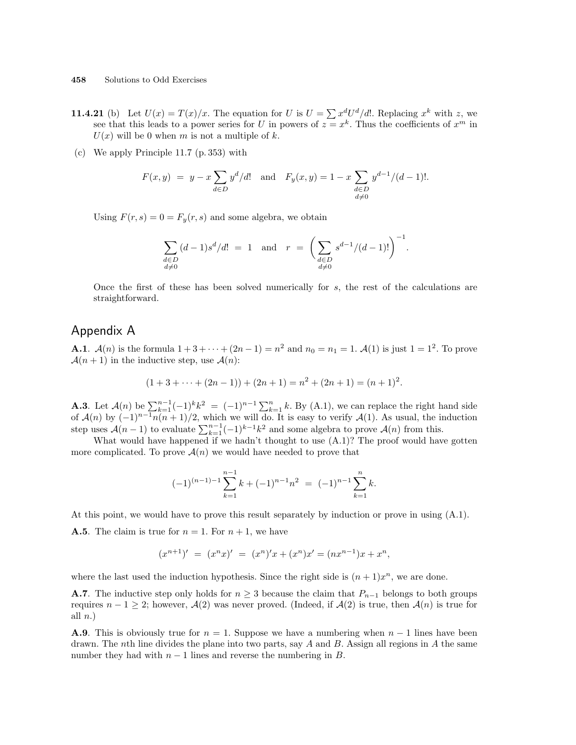**11.4.21** (b) Let $U(x) = T(x)/x$. The equation for $U$ is $U = \sum x^d U^d/d!$. Replacing $x^k$ with $z$, we see that this leads to a power series for $U$ in powers of $z = x^k$. Thus the coefficients of $x^m$ in $U(x)$ will be 0 when $m$ is not a multiple of $k$.

(c) We apply Principle 11.7 (p. 353) with

$$F(x, y) \;=\; y - x\sum_{d\in D} y^d/d! \quad\text{and}\quad F_y(x, y) = 1 - x\sum_{\substack{d\in D\\ d\neq 0}} y^{d-1}/(d-1)!.$$

Using $F(r, s) = 0 = F_y(r, s)$ and some algebra, we obtain

$$\sum_{\substack{d\in D\\ d\neq 0}} (d-1)s^d/d! \;=\; 1 \quad\text{and}\quad r \;=\; \Biggl(\sum_{\substack{d\in D\\ d\neq 0}} s^{d-1}/(d-1)!\Biggr)^{-1}.$$

Once the first of these has been solved numerically for $s$, the rest of the calculations are straightforward.

## Appendix A

**A.1**. $\mathcal{A}(n)$ is the formula $1 + 3 + \cdots + (2n-1) = n^2$ and $n_0 = n_1 = 1$. $\mathcal{A}(1)$ is just $1 = 1^2$. To prove $\mathcal{A}(n+1)$ in the inductive step, use $\mathcal{A}(n)$:

$$(1 + 3 + \cdots + (2n-1)) + (2n+1) = n^2 + (2n+1) = (n+1)^2.$$

**A.3**. Let $\mathcal{A}(n)$ be $\sum_{k=1}^{n-1}(-1)^k k^2 \;=\; (-1)^{n-1}\sum_{k=1}^{n} k$. By (A.1), we can replace the right hand side of $\mathcal{A}(n)$ by $(-1)^{n-1}n(n+1)/2$, which we will do. It is easy to verify $\mathcal{A}(1)$. As usual, the induction step uses $\mathcal{A}(n-1)$ to evaluate $\sum_{k=1}^{n-1}(-1)^{k-1}k^2$ and some algebra to prove $\mathcal{A}(n)$ from this.

What would have happened if we hadn't thought to use (A.1)? The proof would have gotten more complicated. To prove $\mathcal{A}(n)$ we would have needed to prove that

$$(-1)^{(n-1)-1}\sum_{k=1}^{n-1} k + (-1)^{n-1}n^2 \;=\; (-1)^{n-1}\sum_{k=1}^{n} k.$$

At this point, we would have to prove this result separately by induction or prove in using (A.1).

**A.5**. The claim is true for $n = 1$. For $n + 1$, we have

$$(x^{n+1})' \;=\; (x^n x)' \;=\; (x^n)'x + (x^n)x' = (nx^{n-1})x + x^n,$$

where the last used the induction hypothesis. Since the right side is $(n+1)x^n$, we are done.

**A.7**. The inductive step only holds for $n \geq 3$ because the claim that $P_{n-1}$ belongs to both groups requires $n - 1 \geq 2$; however, $\mathcal{A}(2)$ was never proved. (Indeed, if $\mathcal{A}(2)$ is true, then $\mathcal{A}(n)$ is true for all $n$.)

**A.9**. This is obviously true for $n = 1$. Suppose we have a numbering when $n - 1$ lines have been drawn. The $n$th line divides the plane into two parts, say $A$ and $B$. Assign all regions in $A$ the same number they had with $n - 1$ lines and reverse the numbering in $B$.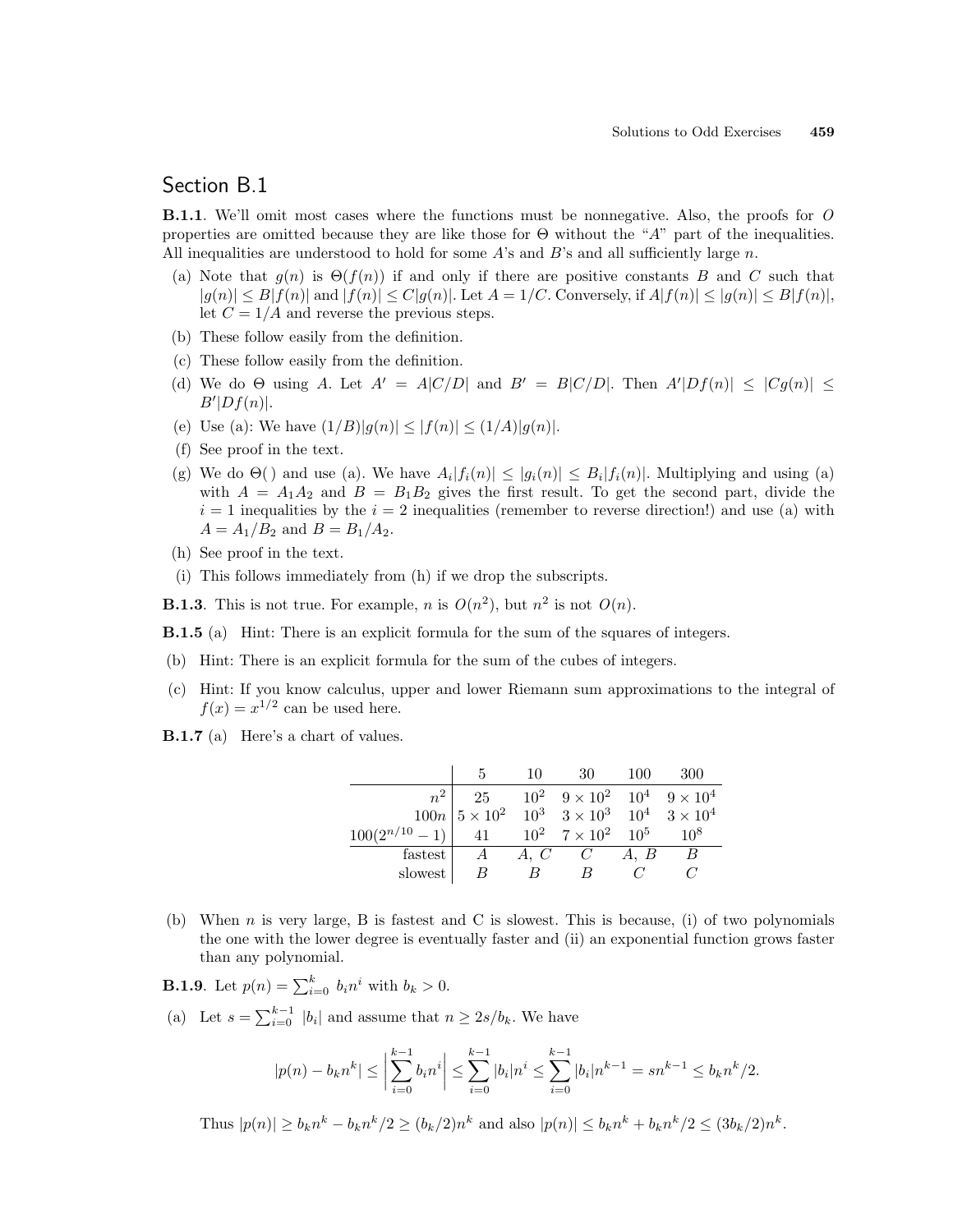## Section B.1

**B.1.1**. We'll omit most cases where the functions must be nonnegative. Also, the proofs for $O$ properties are omitted because they are like those for $\Theta$ without the "$A$" part of the inequalities. All inequalities are understood to hold for some $A$'s and $B$'s and all sufficiently large $n$.

(a) Note that $g(n)$ is $\Theta(f(n))$ if and only if there are positive constants $B$ and $C$ such that $|g(n)| \le B|f(n)|$ and $|f(n)| \le C|g(n)|$. Let $A = 1/C$. Conversely, if $A|f(n)| \le |g(n)| \le B|f(n)|$, let $C = 1/A$ and reverse the previous steps.

(b) These follow easily from the definition.

(c) These follow easily from the definition.

(d) We do $\Theta$ using $A$. Let $A' = A|C/D|$ and $B' = B|C/D|$. Then $A'|Df(n)| \le |Cg(n)| \le B'|Df(n)|$.

(e) Use (a): We have $(1/B)|g(n)| \le |f(n)| \le (1/A)|g(n)|$.

(f) See proof in the text.

(g) We do $\Theta(\,)$ and use (a). We have $A_i|f_i(n)| \le |g_i(n)| \le B_i|f_i(n)|$. Multiplying and using (a) with $A = A_1A_2$ and $B = B_1B_2$ gives the first result. To get the second part, divide the $i = 1$ inequalities by the $i = 2$ inequalities (remember to reverse direction!) and use (a) with $A = A_1/B_2$ and $B = B_1/A_2$.

(h) See proof in the text.

(i) This follows immediately from (h) if we drop the subscripts.

**B.1.3**. This is not true. For example, $n$ is $O(n^2)$, but $n^2$ is not $O(n)$.

**B.1.5** (a) Hint: There is an explicit formula for the sum of the squares of integers.

(b) Hint: There is an explicit formula for the sum of the cubes of integers.

(c) Hint: If you know calculus, upper and lower Riemann sum approximations to the integral of $f(x) = x^{1/2}$ can be used here.

**B.1.7** (a) Here's a chart of values.

| | 5 | 10 | 30 | 100 | 300 |
|---|---|---|---|---|---|
| $n^2$ | 25 | $10^2$ | $9 \times 10^2$ | $10^4$ | $9 \times 10^4$ |
| $100n$ | $5 \times 10^2$ | $10^3$ | $3 \times 10^3$ | $10^4$ | $3 \times 10^4$ |
| $100(2^{n/10} - 1)$ | 41 | $10^2$ | $7 \times 10^2$ | $10^5$ | $10^8$ |
| fastest | $A$ | $A,\ C$ | $C$ | $A,\ B$ | $B$ |
| slowest | $B$ | $B$ | $B$ | $C$ | $C$ |

(b) When $n$ is very large, B is fastest and C is slowest. This is because, (i) of two polynomials the one with the lower degree is eventually faster and (ii) an exponential function grows faster than any polynomial.

**B.1.9**. Let $p(n) = \sum_{i=0}^{k} b_i n^i$ with $b_k > 0$.

(a) Let $s = \sum_{i=0}^{k-1} |b_i|$ and assume that $n \ge 2s/b_k$. We have

$$|p(n) - b_k n^k| \le \left|\sum_{i=0}^{k-1} b_i n^i\right| \le \sum_{i=0}^{k-1} |b_i| n^i \le \sum_{i=0}^{k-1} |b_i| n^{k-1} = s n^{k-1} \le b_k n^k/2.$$

Thus $|p(n)| \ge b_k n^k - b_k n^k/2 \ge (b_k/2)n^k$ and also $|p(n)| \le b_k n^k + b_k n^k/2 \le (3b_k/2)n^k$.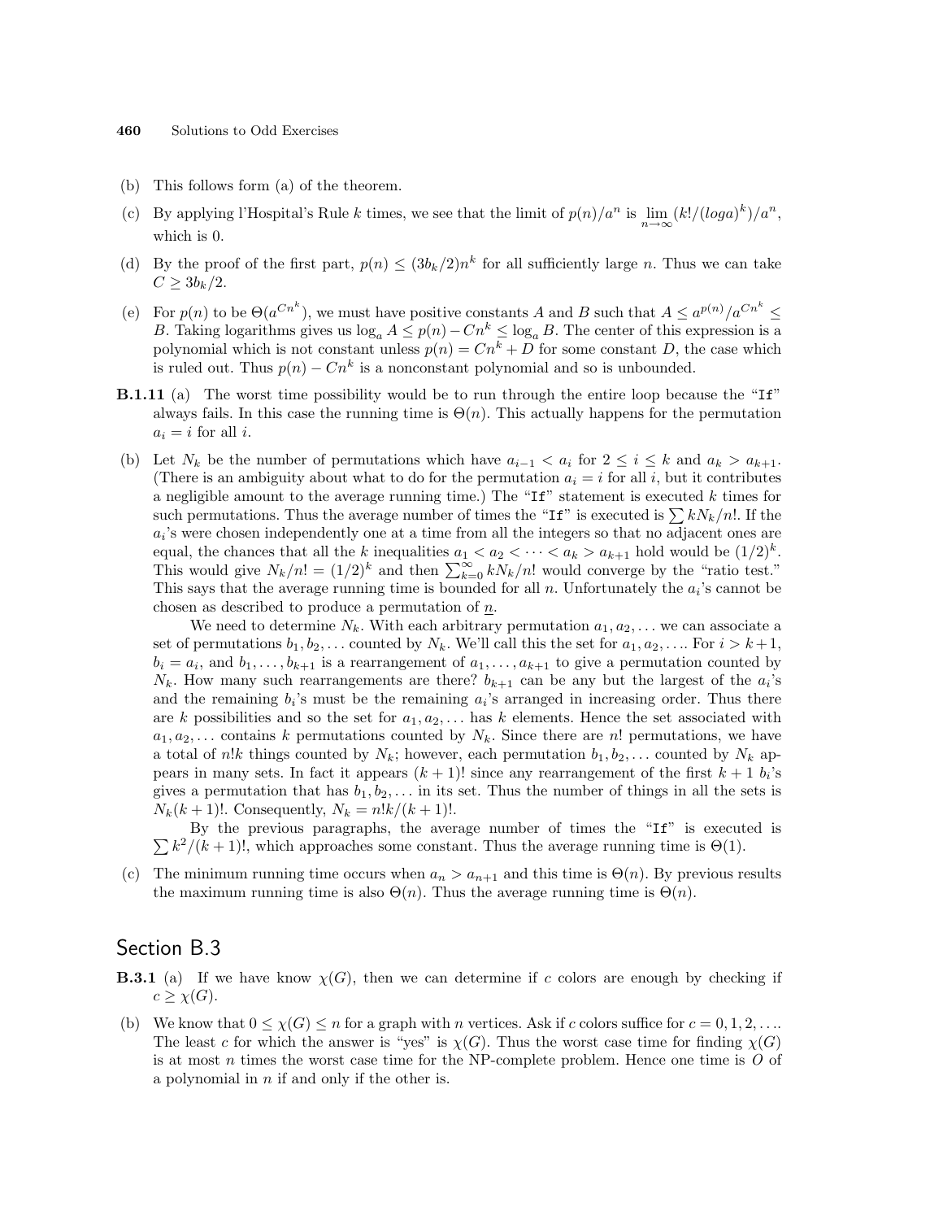(b) This follows form (a) of the theorem.

(c) By applying l'Hospital's Rule $k$ times, we see that the limit of $p(n)/a^n$ is $\lim_{n\to\infty}(k!/(loga)^k)/a^n$, which is 0.

(d) By the proof of the first part, $p(n) \le (3b_k/2)n^k$ for all sufficiently large $n$. Thus we can take $C \ge 3b_k/2$.

(e) For $p(n)$ to be $\Theta(a^{Cn^k})$, we must have positive constants $A$ and $B$ such that $A \le a^{p(n)}/a^{Cn^k} \le B$. Taking logarithms gives us $\log_a A \le p(n) - Cn^k \le \log_a B$. The center of this expression is a polynomial which is not constant unless $p(n) = Cn^k + D$ for some constant $D$, the case which is ruled out. Thus $p(n) - Cn^k$ is a nonconstant polynomial and so is unbounded.

**B.1.11** (a) The worst time possibility would be to run through the entire loop because the "If" always fails. In this case the running time is $\Theta(n)$. This actually happens for the permutation $a_i = i$ for all $i$.

(b) Let $N_k$ be the number of permutations which have $a_{i-1} < a_i$ for $2 \le i \le k$ and $a_k > a_{k+1}$. (There is an ambiguity about what to do for the permutation $a_i = i$ for all $i$, but it contributes a negligible amount to the average running time.) The "If" statement is executed $k$ times for such permutations. Thus the average number of times the "If" is executed is $\sum kN_k/n!$. If the $a_i$'s were chosen independently one at a time from all the integers so that no adjacent ones are equal, the chances that all the $k$ inequalities $a_1 < a_2 < \cdots < a_k > a_{k+1}$ hold would be $(1/2)^k$. This would give $N_k/n! = (1/2)^k$ and then $\sum_{k=0}^{\infty} kN_k/n!$ would converge by the "ratio test." This says that the average running time is bounded for all $n$. Unfortunately the $a_i$'s cannot be chosen as described to produce a permutation of $\underline{n}$.

We need to determine $N_k$. With each arbitrary permutation $a_1, a_2, \ldots$ we can associate a set of permutations $b_1, b_2, \ldots$ counted by $N_k$. We'll call this the set for $a_1, a_2, \ldots$. For $i > k+1$, $b_i = a_i$, and $b_1, \ldots, b_{k+1}$ is a rearrangement of $a_1, \ldots, a_{k+1}$ to give a permutation counted by $N_k$. How many such rearrangements are there? $b_{k+1}$ can be any but the largest of the $a_i$'s and the remaining $b_i$'s must be the remaining $a_i$'s arranged in increasing order. Thus there are $k$ possibilities and so the set for $a_1, a_2, \ldots$ has $k$ elements. Hence the set associated with $a_1, a_2, \ldots$ contains $k$ permutations counted by $N_k$. Since there are $n!$ permutations, we have a total of $n!k$ things counted by $N_k$; however, each permutation $b_1, b_2, \ldots$ counted by $N_k$ appears in many sets. In fact it appears $(k+1)!$ since any rearrangement of the first $k+1$ $b_i$'s gives a permutation that has $b_1, b_2, \ldots$ in its set. Thus the number of things in all the sets is $N_k(k+1)!$. Consequently, $N_k = n!k/(k+1)!$.

By the previous paragraphs, the average number of times the "If" is executed is $\sum k^2/(k+1)!$, which approaches some constant. Thus the average running time is $\Theta(1)$.

(c) The minimum running time occurs when $a_n > a_{n+1}$ and this time is $\Theta(n)$. By previous results the maximum running time is also $\Theta(n)$. Thus the average running time is $\Theta(n)$.

## Section B.3

**B.3.1** (a) If we have know $\chi(G)$, then we can determine if $c$ colors are enough by checking if $c \ge \chi(G)$.

(b) We know that $0 \le \chi(G) \le n$ for a graph with $n$ vertices. Ask if $c$ colors suffice for $c = 0, 1, 2, \ldots$. The least $c$ for which the answer is "yes" is $\chi(G)$. Thus the worst case time for finding $\chi(G)$ is at most $n$ times the worst case time for the NP-complete problem. Hence one time is $O$ of a polynomial in $n$ if and only if the other is.